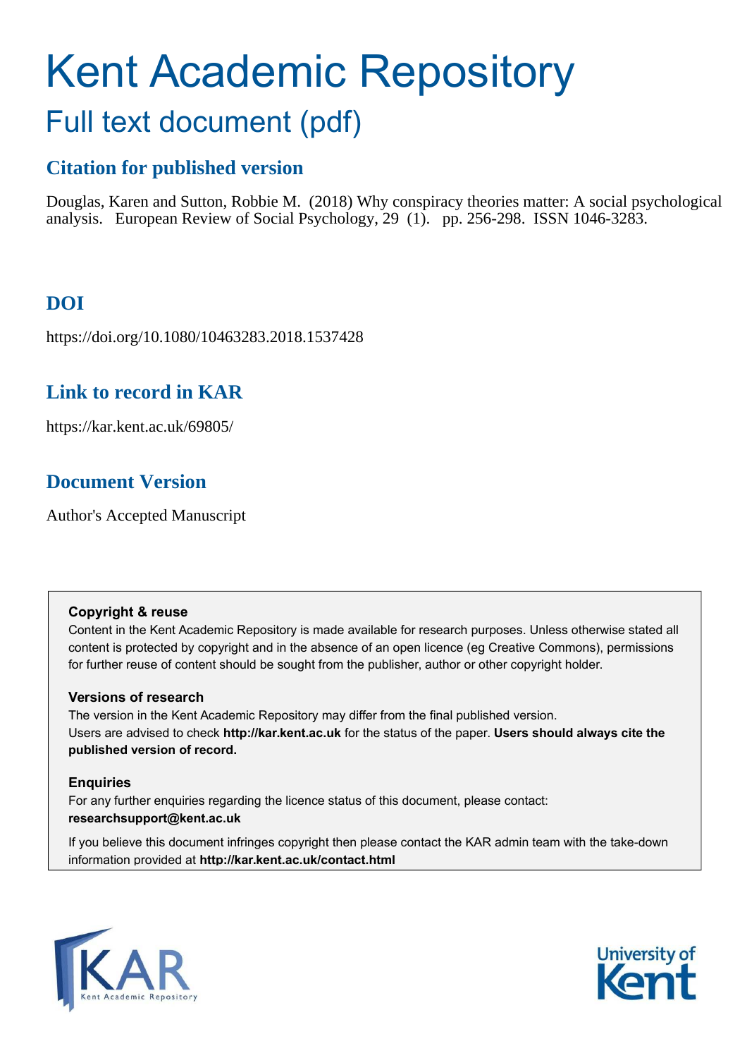# Kent Academic Repository

## Full text document (pdf)

### Citation for published version

Douglas, Karen and Sutton, Robbie M. (2018) Why conspiracy theories matter: A social psychological analysis. European Review of Social Psychology, 29 (1). pp. 256-298. ISSN 1046-3283.

### DOI

https://doi.org/10.1080/10463283.2018.1537428

### Link to record in KAR

https://kar.kent.ac.uk/69805/

### Document Version

Author's Accepted Manuscript

**Copyright & reuse**

Content in the Kent Academic Repository is made available for research purposes. Unless otherwise stated all content is protected by copyright and in the absence of an open licence (eg Creative Commons), permissions for further reuse of content should be sought from the publisher, author or other copyright holder.

**Versions of research**

The version in the Kent Academic Repository may differ from the final published version. Users are advised to check **http://kar.kent.ac.uk** for the status of the paper. **Users should always cite the published version of record.**

**Enquiries**

For any further enquiries regarding the licence status of this document, please contact: **researchsupport@kent.ac.uk**

If you believe this document infringes copyright then please contact the KAR admin team with the take-down information provided at **http://kar.kent.ac.uk/contact.html**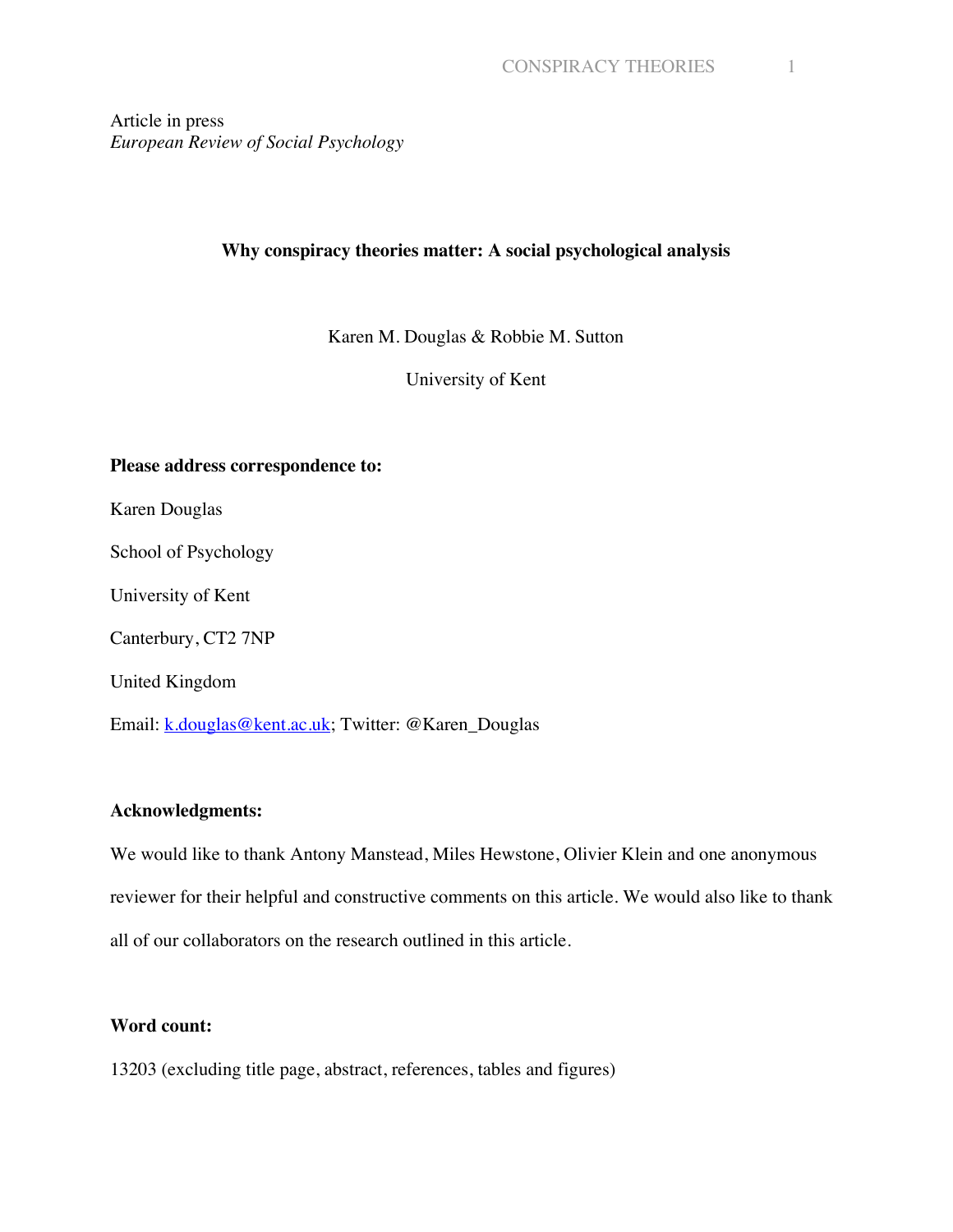Article in press
*European Review of Social Psychology*

**Why conspiracy theories matter: A social psychological analysis**

Karen M. Douglas & Robbie M. Sutton

University of Kent

**Please address correspondence to:**

Karen Douglas

School of Psychology

University of Kent

Canterbury, CT2 7NP

United Kingdom

Email: [k.douglas@kent.ac.uk](mailto:k.douglas@kent.ac.uk); Twitter: @Karen_Douglas

**Acknowledgments:**

We would like to thank Antony Manstead, Miles Hewstone, Olivier Klein and one anonymous reviewer for their helpful and constructive comments on this article. We would also like to thank all of our collaborators on the research outlined in this article.

**Word count:**

13203 (excluding title page, abstract, references, tables and figures)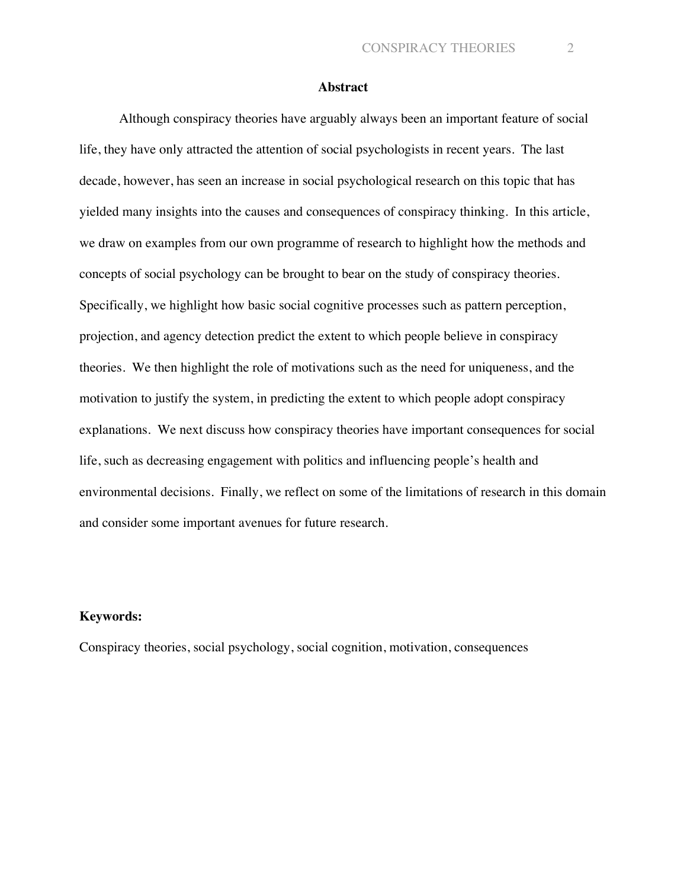## Abstract

Although conspiracy theories have arguably always been an important feature of social life, they have only attracted the attention of social psychologists in recent years. The last decade, however, has seen an increase in social psychological research on this topic that has yielded many insights into the causes and consequences of conspiracy thinking. In this article, we draw on examples from our own programme of research to highlight how the methods and concepts of social psychology can be brought to bear on the study of conspiracy theories. Specifically, we highlight how basic social cognitive processes such as pattern perception, projection, and agency detection predict the extent to which people believe in conspiracy theories. We then highlight the role of motivations such as the need for uniqueness, and the motivation to justify the system, in predicting the extent to which people adopt conspiracy explanations. We next discuss how conspiracy theories have important consequences for social life, such as decreasing engagement with politics and influencing people's health and environmental decisions. Finally, we reflect on some of the limitations of research in this domain and consider some important avenues for future research.

**Keywords:**

Conspiracy theories, social psychology, social cognition, motivation, consequences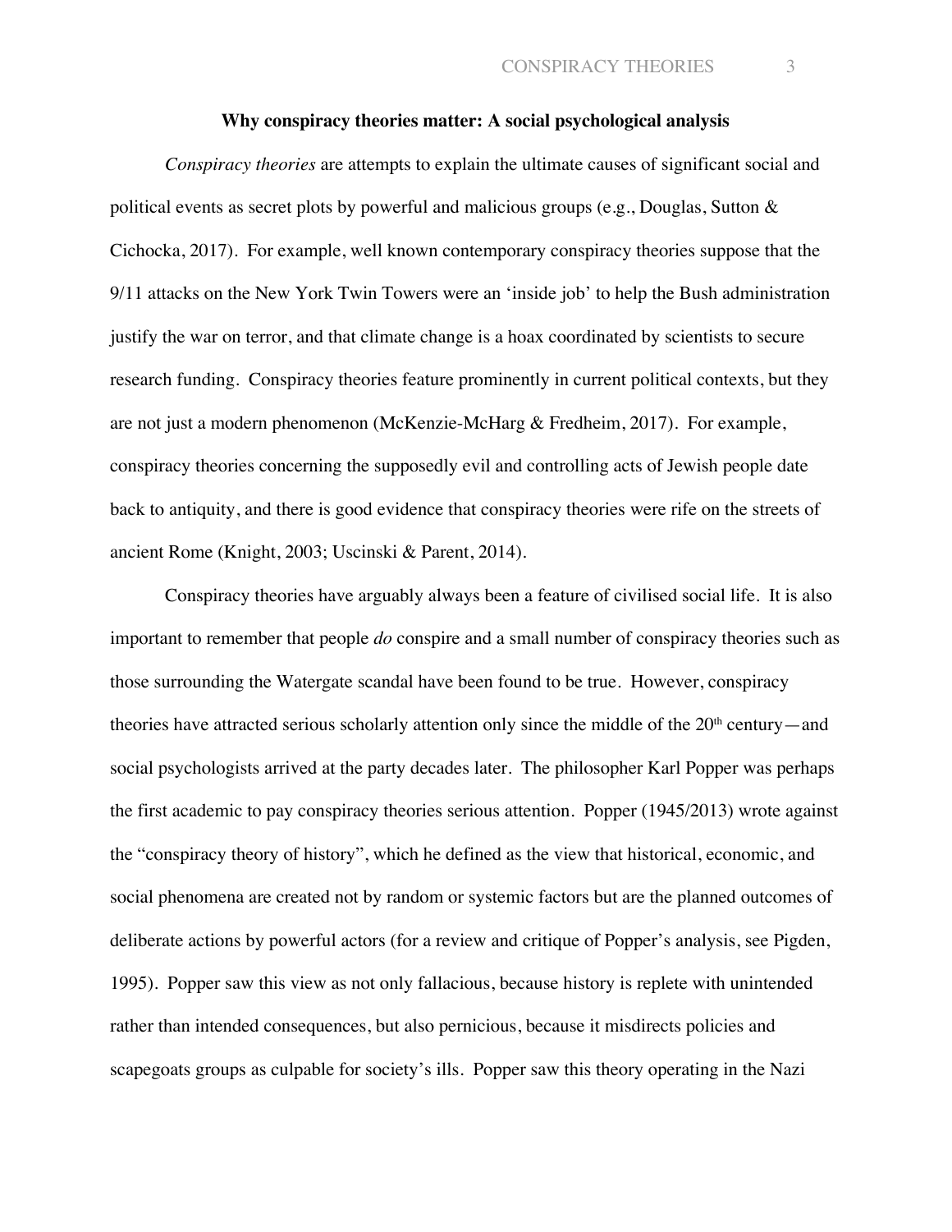**Why conspiracy theories matter: A social psychological analysis**

*Conspiracy theories* are attempts to explain the ultimate causes of significant social and political events as secret plots by powerful and malicious groups (e.g., Douglas, Sutton & Cichocka, 2017). For example, well known contemporary conspiracy theories suppose that the 9/11 attacks on the New York Twin Towers were an 'inside job' to help the Bush administration justify the war on terror, and that climate change is a hoax coordinated by scientists to secure research funding. Conspiracy theories feature prominently in current political contexts, but they are not just a modern phenomenon (McKenzie-McHarg & Fredheim, 2017). For example, conspiracy theories concerning the supposedly evil and controlling acts of Jewish people date back to antiquity, and there is good evidence that conspiracy theories were rife on the streets of ancient Rome (Knight, 2003; Uscinski & Parent, 2014).

Conspiracy theories have arguably always been a feature of civilised social life. It is also important to remember that people *do* conspire and a small number of conspiracy theories such as those surrounding the Watergate scandal have been found to be true. However, conspiracy theories have attracted serious scholarly attention only since the middle of the 20th century—and social psychologists arrived at the party decades later. The philosopher Karl Popper was perhaps the first academic to pay conspiracy theories serious attention. Popper (1945/2013) wrote against the "conspiracy theory of history", which he defined as the view that historical, economic, and social phenomena are created not by random or systemic factors but are the planned outcomes of deliberate actions by powerful actors (for a review and critique of Popper's analysis, see Pigden, 1995). Popper saw this view as not only fallacious, because history is replete with unintended rather than intended consequences, but also pernicious, because it misdirects policies and scapegoats groups as culpable for society's ills. Popper saw this theory operating in the Nazi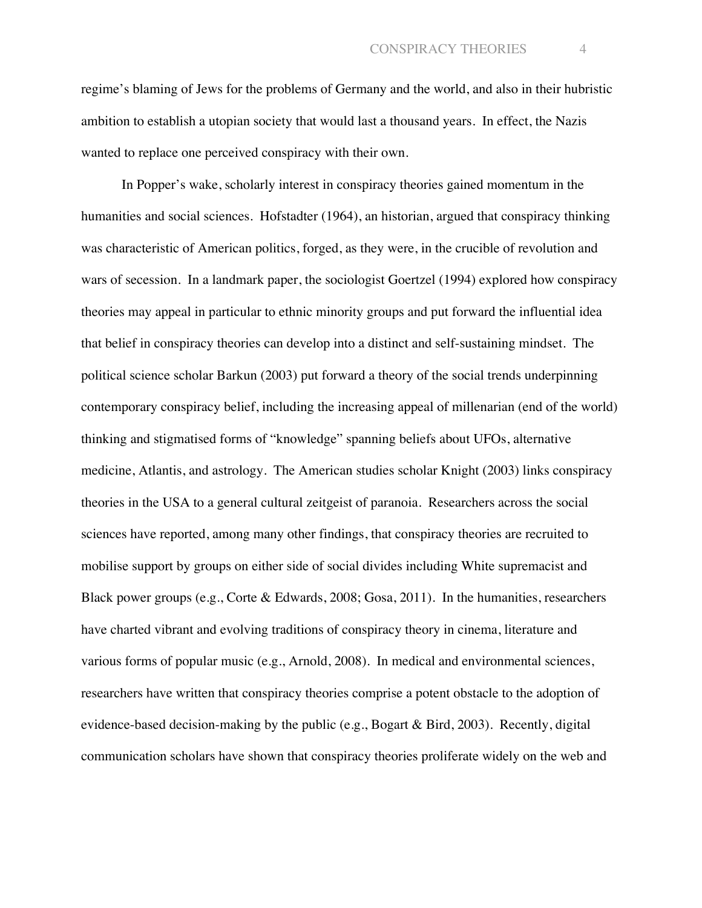regime's blaming of Jews for the problems of Germany and the world, and also in their hubristic ambition to establish a utopian society that would last a thousand years. In effect, the Nazis wanted to replace one perceived conspiracy with their own.

In Popper's wake, scholarly interest in conspiracy theories gained momentum in the humanities and social sciences. Hofstadter (1964), an historian, argued that conspiracy thinking was characteristic of American politics, forged, as they were, in the crucible of revolution and wars of secession. In a landmark paper, the sociologist Goertzel (1994) explored how conspiracy theories may appeal in particular to ethnic minority groups and put forward the influential idea that belief in conspiracy theories can develop into a distinct and self-sustaining mindset. The political science scholar Barkun (2003) put forward a theory of the social trends underpinning contemporary conspiracy belief, including the increasing appeal of millenarian (end of the world) thinking and stigmatised forms of "knowledge" spanning beliefs about UFOs, alternative medicine, Atlantis, and astrology. The American studies scholar Knight (2003) links conspiracy theories in the USA to a general cultural zeitgeist of paranoia. Researchers across the social sciences have reported, among many other findings, that conspiracy theories are recruited to mobilise support by groups on either side of social divides including White supremacist and Black power groups (e.g., Corte & Edwards, 2008; Gosa, 2011). In the humanities, researchers have charted vibrant and evolving traditions of conspiracy theory in cinema, literature and various forms of popular music (e.g., Arnold, 2008). In medical and environmental sciences, researchers have written that conspiracy theories comprise a potent obstacle to the adoption of evidence-based decision-making by the public (e.g., Bogart & Bird, 2003). Recently, digital communication scholars have shown that conspiracy theories proliferate widely on the web and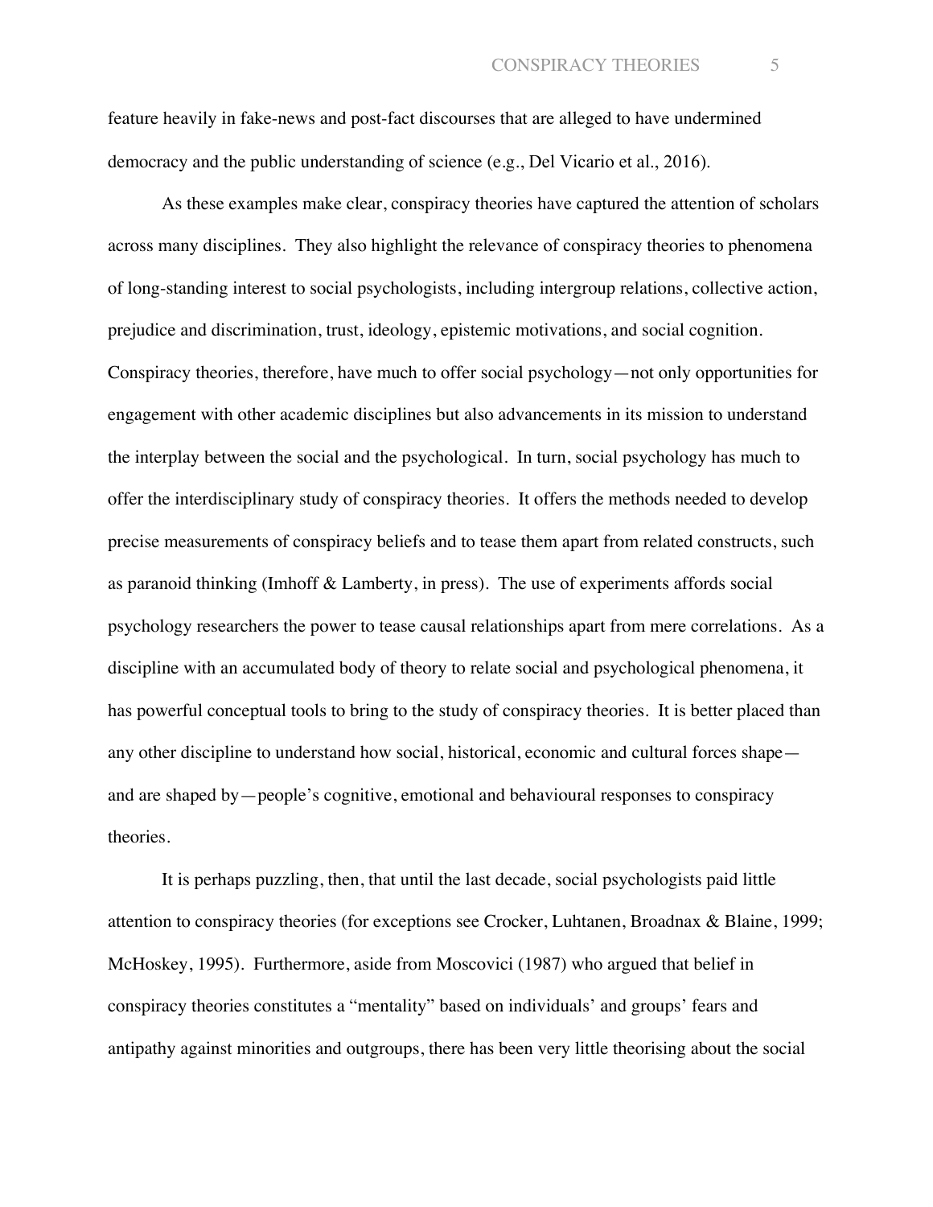feature heavily in fake-news and post-fact discourses that are alleged to have undermined democracy and the public understanding of science (e.g., Del Vicario et al., 2016).

As these examples make clear, conspiracy theories have captured the attention of scholars across many disciplines. They also highlight the relevance of conspiracy theories to phenomena of long-standing interest to social psychologists, including intergroup relations, collective action, prejudice and discrimination, trust, ideology, epistemic motivations, and social cognition. Conspiracy theories, therefore, have much to offer social psychology—not only opportunities for engagement with other academic disciplines but also advancements in its mission to understand the interplay between the social and the psychological. In turn, social psychology has much to offer the interdisciplinary study of conspiracy theories. It offers the methods needed to develop precise measurements of conspiracy beliefs and to tease them apart from related constructs, such as paranoid thinking (Imhoff & Lamberty, in press). The use of experiments affords social psychology researchers the power to tease causal relationships apart from mere correlations. As a discipline with an accumulated body of theory to relate social and psychological phenomena, it has powerful conceptual tools to bring to the study of conspiracy theories. It is better placed than any other discipline to understand how social, historical, economic and cultural forces shape—and are shaped by—people's cognitive, emotional and behavioural responses to conspiracy theories.

It is perhaps puzzling, then, that until the last decade, social psychologists paid little attention to conspiracy theories (for exceptions see Crocker, Luhtanen, Broadnax & Blaine, 1999; McHoskey, 1995). Furthermore, aside from Moscovici (1987) who argued that belief in conspiracy theories constitutes a "mentality" based on individuals' and groups' fears and antipathy against minorities and outgroups, there has been very little theorising about the social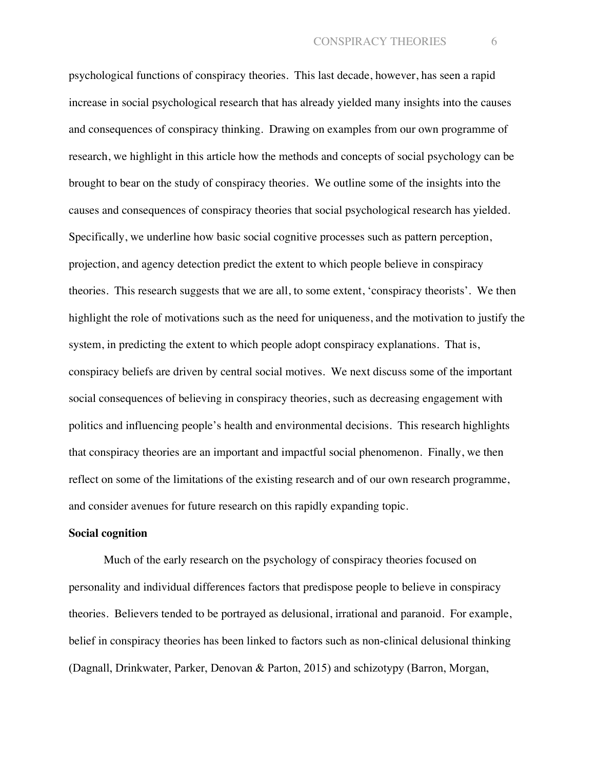psychological functions of conspiracy theories. This last decade, however, has seen a rapid increase in social psychological research that has already yielded many insights into the causes and consequences of conspiracy thinking. Drawing on examples from our own programme of research, we highlight in this article how the methods and concepts of social psychology can be brought to bear on the study of conspiracy theories. We outline some of the insights into the causes and consequences of conspiracy theories that social psychological research has yielded. Specifically, we underline how basic social cognitive processes such as pattern perception, projection, and agency detection predict the extent to which people believe in conspiracy theories. This research suggests that we are all, to some extent, 'conspiracy theorists'. We then highlight the role of motivations such as the need for uniqueness, and the motivation to justify the system, in predicting the extent to which people adopt conspiracy explanations. That is, conspiracy beliefs are driven by central social motives. We next discuss some of the important social consequences of believing in conspiracy theories, such as decreasing engagement with politics and influencing people's health and environmental decisions. This research highlights that conspiracy theories are an important and impactful social phenomenon. Finally, we then reflect on some of the limitations of the existing research and of our own research programme, and consider avenues for future research on this rapidly expanding topic.

**Social cognition**

Much of the early research on the psychology of conspiracy theories focused on personality and individual differences factors that predispose people to believe in conspiracy theories. Believers tended to be portrayed as delusional, irrational and paranoid. For example, belief in conspiracy theories has been linked to factors such as non-clinical delusional thinking (Dagnall, Drinkwater, Parker, Denovan & Parton, 2015) and schizotypy (Barron, Morgan,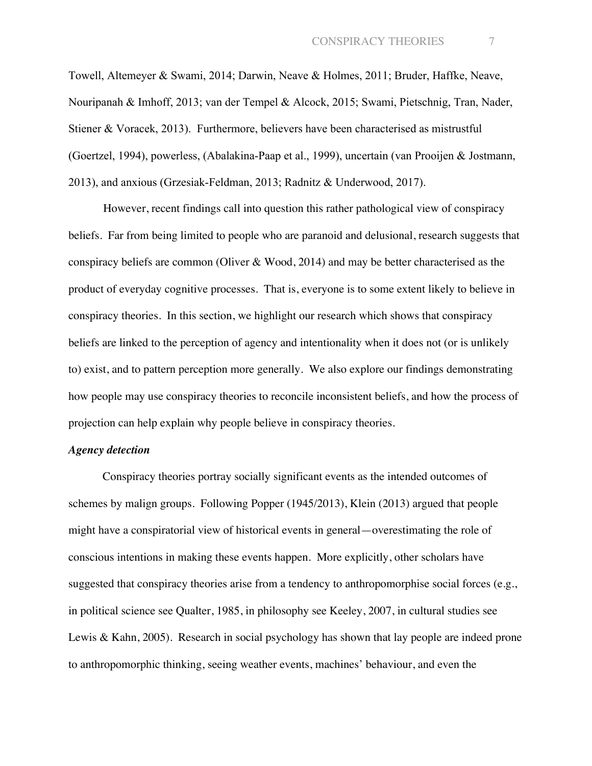Towell, Altemeyer & Swami, 2014; Darwin, Neave & Holmes, 2011; Bruder, Haffke, Neave, Nouripanah & Imhoff, 2013; van der Tempel & Alcock, 2015; Swami, Pietschnig, Tran, Nader, Stiener & Voracek, 2013). Furthermore, believers have been characterised as mistrustful (Goertzel, 1994), powerless, (Abalakina-Paap et al., 1999), uncertain (van Prooijen & Jostmann, 2013), and anxious (Grzesiak-Feldman, 2013; Radnitz & Underwood, 2017).

However, recent findings call into question this rather pathological view of conspiracy beliefs. Far from being limited to people who are paranoid and delusional, research suggests that conspiracy beliefs are common (Oliver & Wood, 2014) and may be better characterised as the product of everyday cognitive processes. That is, everyone is to some extent likely to believe in conspiracy theories. In this section, we highlight our research which shows that conspiracy beliefs are linked to the perception of agency and intentionality when it does not (or is unlikely to) exist, and to pattern perception more generally. We also explore our findings demonstrating how people may use conspiracy theories to reconcile inconsistent beliefs, and how the process of projection can help explain why people believe in conspiracy theories.

***Agency detection***

Conspiracy theories portray socially significant events as the intended outcomes of schemes by malign groups. Following Popper (1945/2013), Klein (2013) argued that people might have a conspiratorial view of historical events in general—overestimating the role of conscious intentions in making these events happen. More explicitly, other scholars have suggested that conspiracy theories arise from a tendency to anthropomorphise social forces (e.g., in political science see Qualter, 1985, in philosophy see Keeley, 2007, in cultural studies see Lewis & Kahn, 2005). Research in social psychology has shown that lay people are indeed prone to anthropomorphic thinking, seeing weather events, machines' behaviour, and even the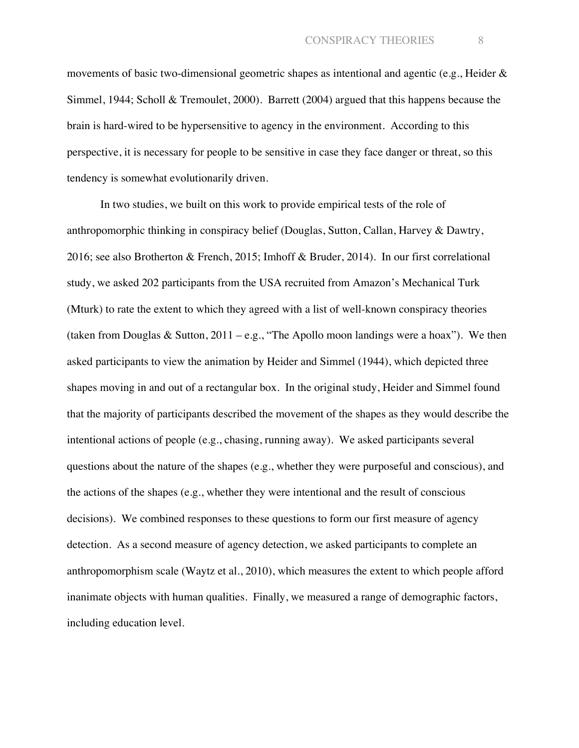movements of basic two-dimensional geometric shapes as intentional and agentic (e.g., Heider & Simmel, 1944; Scholl & Tremoulet, 2000). Barrett (2004) argued that this happens because the brain is hard-wired to be hypersensitive to agency in the environment. According to this perspective, it is necessary for people to be sensitive in case they face danger or threat, so this tendency is somewhat evolutionarily driven.

In two studies, we built on this work to provide empirical tests of the role of anthropomorphic thinking in conspiracy belief (Douglas, Sutton, Callan, Harvey & Dawtry, 2016; see also Brotherton & French, 2015; Imhoff & Bruder, 2014). In our first correlational study, we asked 202 participants from the USA recruited from Amazon's Mechanical Turk (Mturk) to rate the extent to which they agreed with a list of well-known conspiracy theories (taken from Douglas & Sutton, 2011 – e.g., "The Apollo moon landings were a hoax"). We then asked participants to view the animation by Heider and Simmel (1944), which depicted three shapes moving in and out of a rectangular box. In the original study, Heider and Simmel found that the majority of participants described the movement of the shapes as they would describe the intentional actions of people (e.g., chasing, running away). We asked participants several questions about the nature of the shapes (e.g., whether they were purposeful and conscious), and the actions of the shapes (e.g., whether they were intentional and the result of conscious decisions). We combined responses to these questions to form our first measure of agency detection. As a second measure of agency detection, we asked participants to complete an anthropomorphism scale (Waytz et al., 2010), which measures the extent to which people afford inanimate objects with human qualities. Finally, we measured a range of demographic factors, including education level.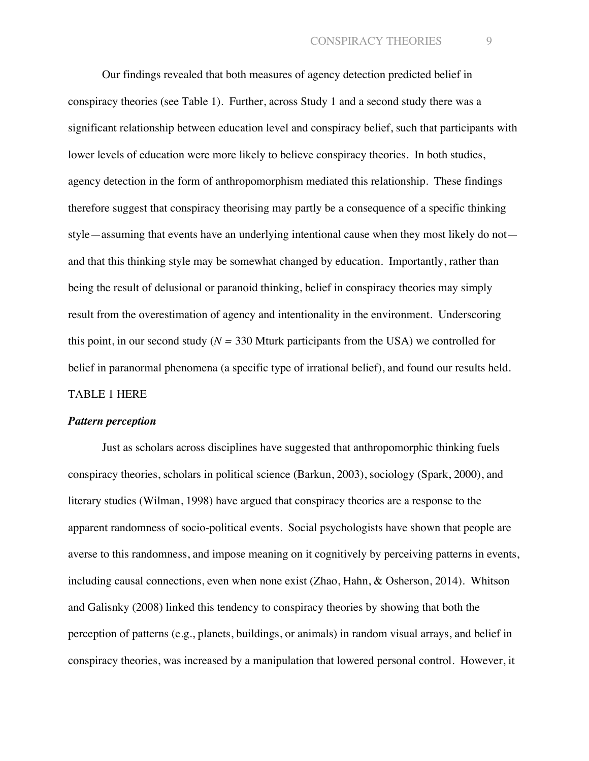Our findings revealed that both measures of agency detection predicted belief in conspiracy theories (see Table 1). Further, across Study 1 and a second study there was a significant relationship between education level and conspiracy belief, such that participants with lower levels of education were more likely to believe conspiracy theories. In both studies, agency detection in the form of anthropomorphism mediated this relationship. These findings therefore suggest that conspiracy theorising may partly be a consequence of a specific thinking style—assuming that events have an underlying intentional cause when they most likely do not—and that this thinking style may be somewhat changed by education. Importantly, rather than being the result of delusional or paranoid thinking, belief in conspiracy theories may simply result from the overestimation of agency and intentionality in the environment. Underscoring this point, in our second study ($N$ = 330 Mturk participants from the USA) we controlled for belief in paranormal phenomena (a specific type of irrational belief), and found our results held.

TABLE 1 HERE

### *Pattern perception*

Just as scholars across disciplines have suggested that anthropomorphic thinking fuels conspiracy theories, scholars in political science (Barkun, 2003), sociology (Spark, 2000), and literary studies (Wilman, 1998) have argued that conspiracy theories are a response to the apparent randomness of socio-political events. Social psychologists have shown that people are averse to this randomness, and impose meaning on it cognitively by perceiving patterns in events, including causal connections, even when none exist (Zhao, Hahn, & Osherson, 2014). Whitson and Galisnky (2008) linked this tendency to conspiracy theories by showing that both the perception of patterns (e.g., planets, buildings, or animals) in random visual arrays, and belief in conspiracy theories, was increased by a manipulation that lowered personal control. However, it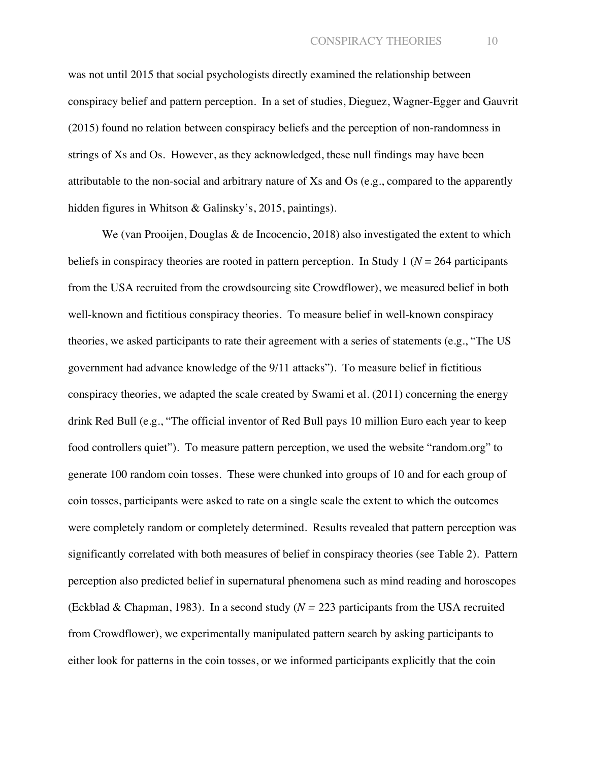was not until 2015 that social psychologists directly examined the relationship between conspiracy belief and pattern perception. In a set of studies, Dieguez, Wagner-Egger and Gauvrit (2015) found no relation between conspiracy beliefs and the perception of non-randomness in strings of Xs and Os. However, as they acknowledged, these null findings may have been attributable to the non-social and arbitrary nature of Xs and Os (e.g., compared to the apparently hidden figures in Whitson & Galinsky's, 2015, paintings).

We (van Prooijen, Douglas & de Incocencio, 2018) also investigated the extent to which beliefs in conspiracy theories are rooted in pattern perception. In Study 1 ($N$ = 264 participants from the USA recruited from the crowdsourcing site Crowdflower), we measured belief in both well-known and fictitious conspiracy theories. To measure belief in well-known conspiracy theories, we asked participants to rate their agreement with a series of statements (e.g., "The US government had advance knowledge of the 9/11 attacks"). To measure belief in fictitious conspiracy theories, we adapted the scale created by Swami et al. (2011) concerning the energy drink Red Bull (e.g., "The official inventor of Red Bull pays 10 million Euro each year to keep food controllers quiet"). To measure pattern perception, we used the website "random.org" to generate 100 random coin tosses. These were chunked into groups of 10 and for each group of coin tosses, participants were asked to rate on a single scale the extent to which the outcomes were completely random or completely determined. Results revealed that pattern perception was significantly correlated with both measures of belief in conspiracy theories (see Table 2). Pattern perception also predicted belief in supernatural phenomena such as mind reading and horoscopes (Eckblad & Chapman, 1983). In a second study ($N$ = 223 participants from the USA recruited from Crowdflower), we experimentally manipulated pattern search by asking participants to either look for patterns in the coin tosses, or we informed participants explicitly that the coin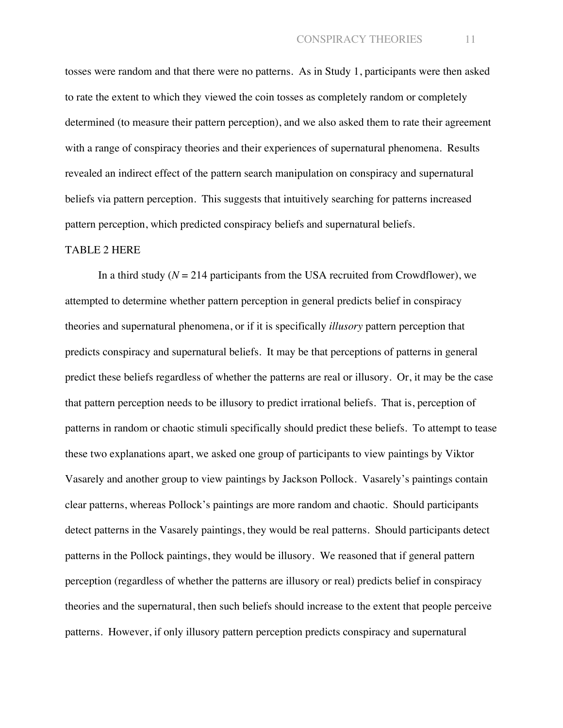tosses were random and that there were no patterns. As in Study 1, participants were then asked to rate the extent to which they viewed the coin tosses as completely random or completely determined (to measure their pattern perception), and we also asked them to rate their agreement with a range of conspiracy theories and their experiences of supernatural phenomena. Results revealed an indirect effect of the pattern search manipulation on conspiracy and supernatural beliefs via pattern perception. This suggests that intuitively searching for patterns increased pattern perception, which predicted conspiracy beliefs and supernatural beliefs.

TABLE 2 HERE

In a third study ($N$ = 214 participants from the USA recruited from Crowdflower), we attempted to determine whether pattern perception in general predicts belief in conspiracy theories and supernatural phenomena, or if it is specifically *illusory* pattern perception that predicts conspiracy and supernatural beliefs. It may be that perceptions of patterns in general predict these beliefs regardless of whether the patterns are real or illusory. Or, it may be the case that pattern perception needs to be illusory to predict irrational beliefs. That is, perception of patterns in random or chaotic stimuli specifically should predict these beliefs. To attempt to tease these two explanations apart, we asked one group of participants to view paintings by Viktor Vasarely and another group to view paintings by Jackson Pollock. Vasarely's paintings contain clear patterns, whereas Pollock's paintings are more random and chaotic. Should participants detect patterns in the Vasarely paintings, they would be real patterns. Should participants detect patterns in the Pollock paintings, they would be illusory. We reasoned that if general pattern perception (regardless of whether the patterns are illusory or real) predicts belief in conspiracy theories and the supernatural, then such beliefs should increase to the extent that people perceive patterns. However, if only illusory pattern perception predicts conspiracy and supernatural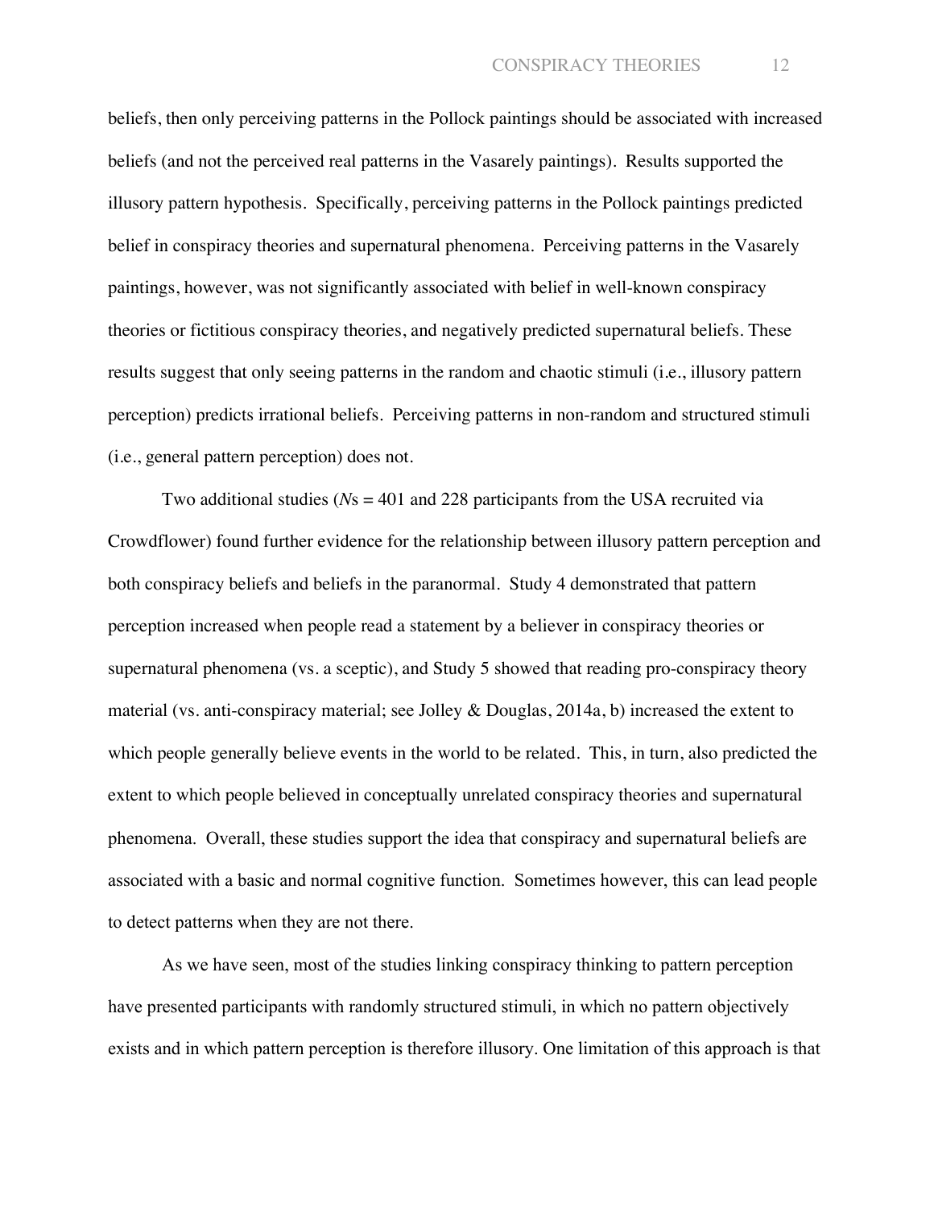beliefs, then only perceiving patterns in the Pollock paintings should be associated with increased beliefs (and not the perceived real patterns in the Vasarely paintings). Results supported the illusory pattern hypothesis. Specifically, perceiving patterns in the Pollock paintings predicted belief in conspiracy theories and supernatural phenomena. Perceiving patterns in the Vasarely paintings, however, was not significantly associated with belief in well-known conspiracy theories or fictitious conspiracy theories, and negatively predicted supernatural beliefs. These results suggest that only seeing patterns in the random and chaotic stimuli (i.e., illusory pattern perception) predicts irrational beliefs. Perceiving patterns in non-random and structured stimuli (i.e., general pattern perception) does not.

Two additional studies (*N*s = 401 and 228 participants from the USA recruited via Crowdflower) found further evidence for the relationship between illusory pattern perception and both conspiracy beliefs and beliefs in the paranormal. Study 4 demonstrated that pattern perception increased when people read a statement by a believer in conspiracy theories or supernatural phenomena (vs. a sceptic), and Study 5 showed that reading pro-conspiracy theory material (vs. anti-conspiracy material; see Jolley & Douglas, 2014a, b) increased the extent to which people generally believe events in the world to be related. This, in turn, also predicted the extent to which people believed in conceptually unrelated conspiracy theories and supernatural phenomena. Overall, these studies support the idea that conspiracy and supernatural beliefs are associated with a basic and normal cognitive function. Sometimes however, this can lead people to detect patterns when they are not there.

As we have seen, most of the studies linking conspiracy thinking to pattern perception have presented participants with randomly structured stimuli, in which no pattern objectively exists and in which pattern perception is therefore illusory. One limitation of this approach is that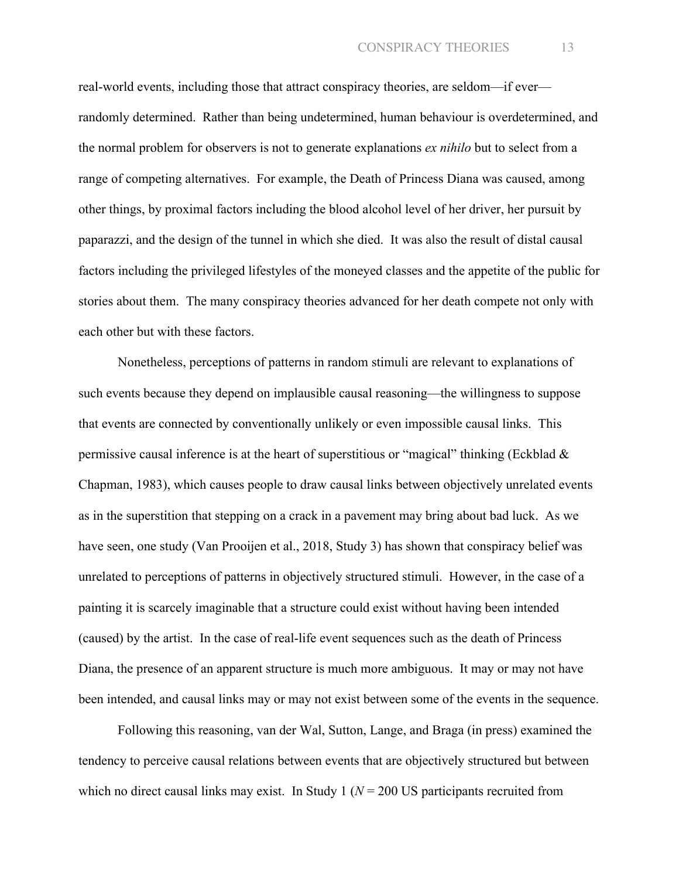real-world events, including those that attract conspiracy theories, are seldom—if ever—randomly determined. Rather than being undetermined, human behaviour is overdetermined, and the normal problem for observers is not to generate explanations *ex nihilo* but to select from a range of competing alternatives. For example, the Death of Princess Diana was caused, among other things, by proximal factors including the blood alcohol level of her driver, her pursuit by paparazzi, and the design of the tunnel in which she died. It was also the result of distal causal factors including the privileged lifestyles of the moneyed classes and the appetite of the public for stories about them. The many conspiracy theories advanced for her death compete not only with each other but with these factors.

Nonetheless, perceptions of patterns in random stimuli are relevant to explanations of such events because they depend on implausible causal reasoning—the willingness to suppose that events are connected by conventionally unlikely or even impossible causal links. This permissive causal inference is at the heart of superstitious or "magical" thinking (Eckblad & Chapman, 1983), which causes people to draw causal links between objectively unrelated events as in the superstition that stepping on a crack in a pavement may bring about bad luck. As we have seen, one study (Van Prooijen et al., 2018, Study 3) has shown that conspiracy belief was unrelated to perceptions of patterns in objectively structured stimuli. However, in the case of a painting it is scarcely imaginable that a structure could exist without having been intended (caused) by the artist. In the case of real-life event sequences such as the death of Princess Diana, the presence of an apparent structure is much more ambiguous. It may or may not have been intended, and causal links may or may not exist between some of the events in the sequence.

Following this reasoning, van der Wal, Sutton, Lange, and Braga (in press) examined the tendency to perceive causal relations between events that are objectively structured but between which no direct causal links may exist. In Study 1 ($N$ = 200 US participants recruited from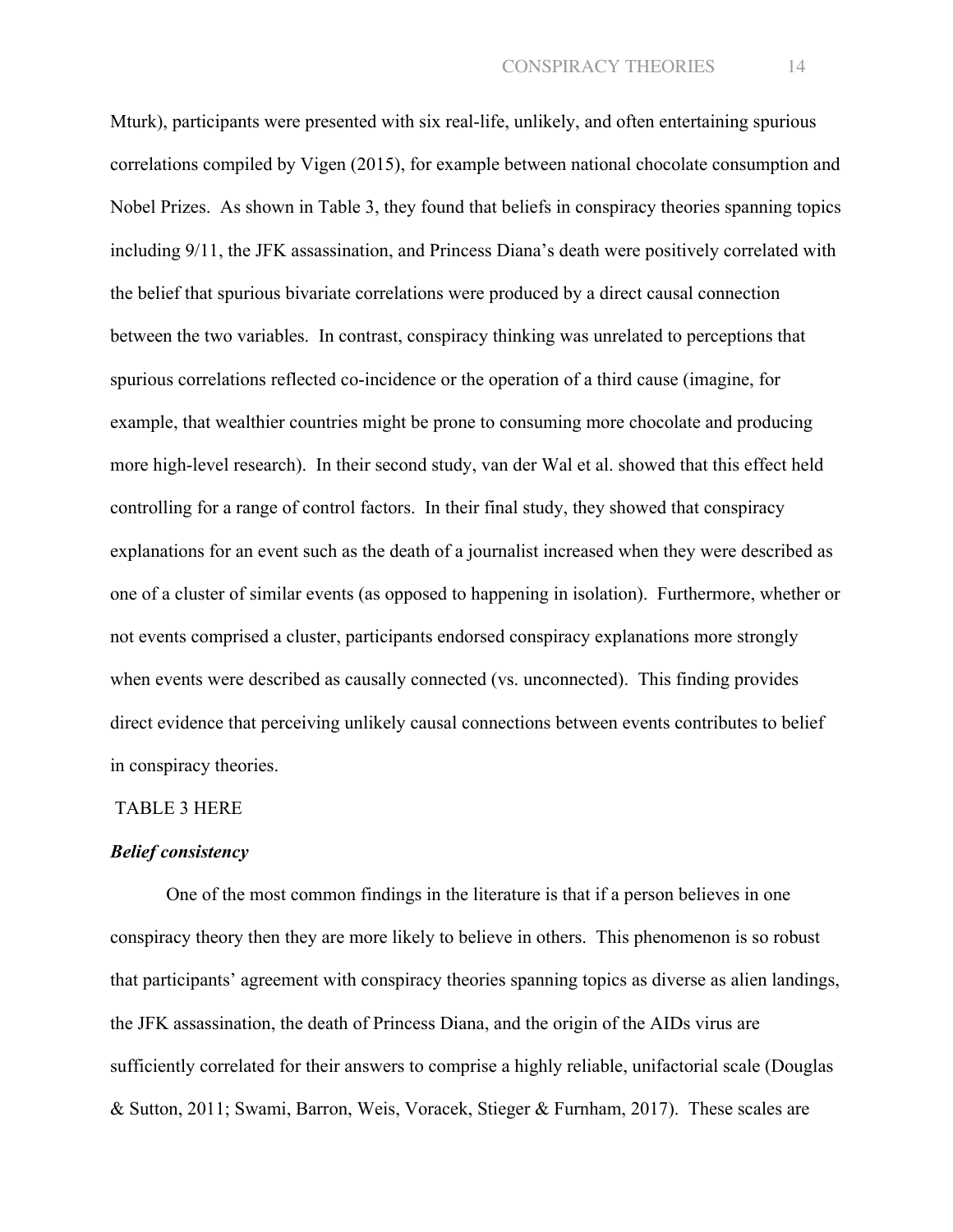Mturk), participants were presented with six real-life, unlikely, and often entertaining spurious correlations compiled by Vigen (2015), for example between national chocolate consumption and Nobel Prizes. As shown in Table 3, they found that beliefs in conspiracy theories spanning topics including 9/11, the JFK assassination, and Princess Diana's death were positively correlated with the belief that spurious bivariate correlations were produced by a direct causal connection between the two variables. In contrast, conspiracy thinking was unrelated to perceptions that spurious correlations reflected co-incidence or the operation of a third cause (imagine, for example, that wealthier countries might be prone to consuming more chocolate and producing more high-level research). In their second study, van der Wal et al. showed that this effect held controlling for a range of control factors. In their final study, they showed that conspiracy explanations for an event such as the death of a journalist increased when they were described as one of a cluster of similar events (as opposed to happening in isolation). Furthermore, whether or not events comprised a cluster, participants endorsed conspiracy explanations more strongly when events were described as causally connected (vs. unconnected). This finding provides direct evidence that perceiving unlikely causal connections between events contributes to belief in conspiracy theories.

TABLE 3 HERE

### *Belief consistency*

One of the most common findings in the literature is that if a person believes in one conspiracy theory then they are more likely to believe in others. This phenomenon is so robust that participants' agreement with conspiracy theories spanning topics as diverse as alien landings, the JFK assassination, the death of Princess Diana, and the origin of the AIDs virus are sufficiently correlated for their answers to comprise a highly reliable, unifactorial scale (Douglas & Sutton, 2011; Swami, Barron, Weis, Voracek, Stieger & Furnham, 2017). These scales are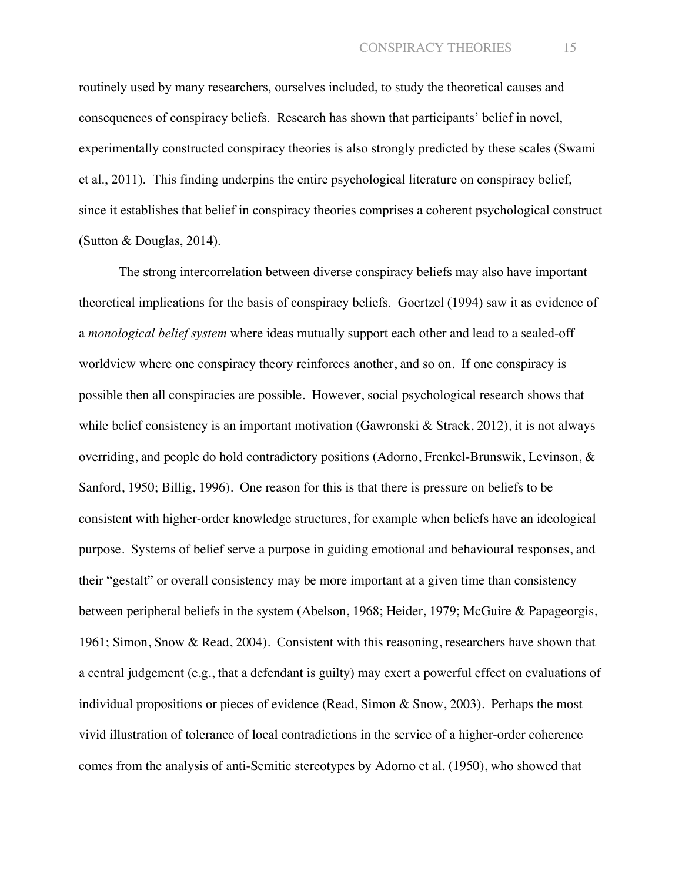routinely used by many researchers, ourselves included, to study the theoretical causes and consequences of conspiracy beliefs. Research has shown that participants' belief in novel, experimentally constructed conspiracy theories is also strongly predicted by these scales (Swami et al., 2011). This finding underpins the entire psychological literature on conspiracy belief, since it establishes that belief in conspiracy theories comprises a coherent psychological construct (Sutton & Douglas, 2014).

The strong intercorrelation between diverse conspiracy beliefs may also have important theoretical implications for the basis of conspiracy beliefs. Goertzel (1994) saw it as evidence of a *monological belief system* where ideas mutually support each other and lead to a sealed-off worldview where one conspiracy theory reinforces another, and so on. If one conspiracy is possible then all conspiracies are possible. However, social psychological research shows that while belief consistency is an important motivation (Gawronski & Strack, 2012), it is not always overriding, and people do hold contradictory positions (Adorno, Frenkel-Brunswik, Levinson, & Sanford, 1950; Billig, 1996). One reason for this is that there is pressure on beliefs to be consistent with higher-order knowledge structures, for example when beliefs have an ideological purpose. Systems of belief serve a purpose in guiding emotional and behavioural responses, and their "gestalt" or overall consistency may be more important at a given time than consistency between peripheral beliefs in the system (Abelson, 1968; Heider, 1979; McGuire & Papageorgis, 1961; Simon, Snow & Read, 2004). Consistent with this reasoning, researchers have shown that a central judgement (e.g., that a defendant is guilty) may exert a powerful effect on evaluations of individual propositions or pieces of evidence (Read, Simon & Snow, 2003). Perhaps the most vivid illustration of tolerance of local contradictions in the service of a higher-order coherence comes from the analysis of anti-Semitic stereotypes by Adorno et al. (1950), who showed that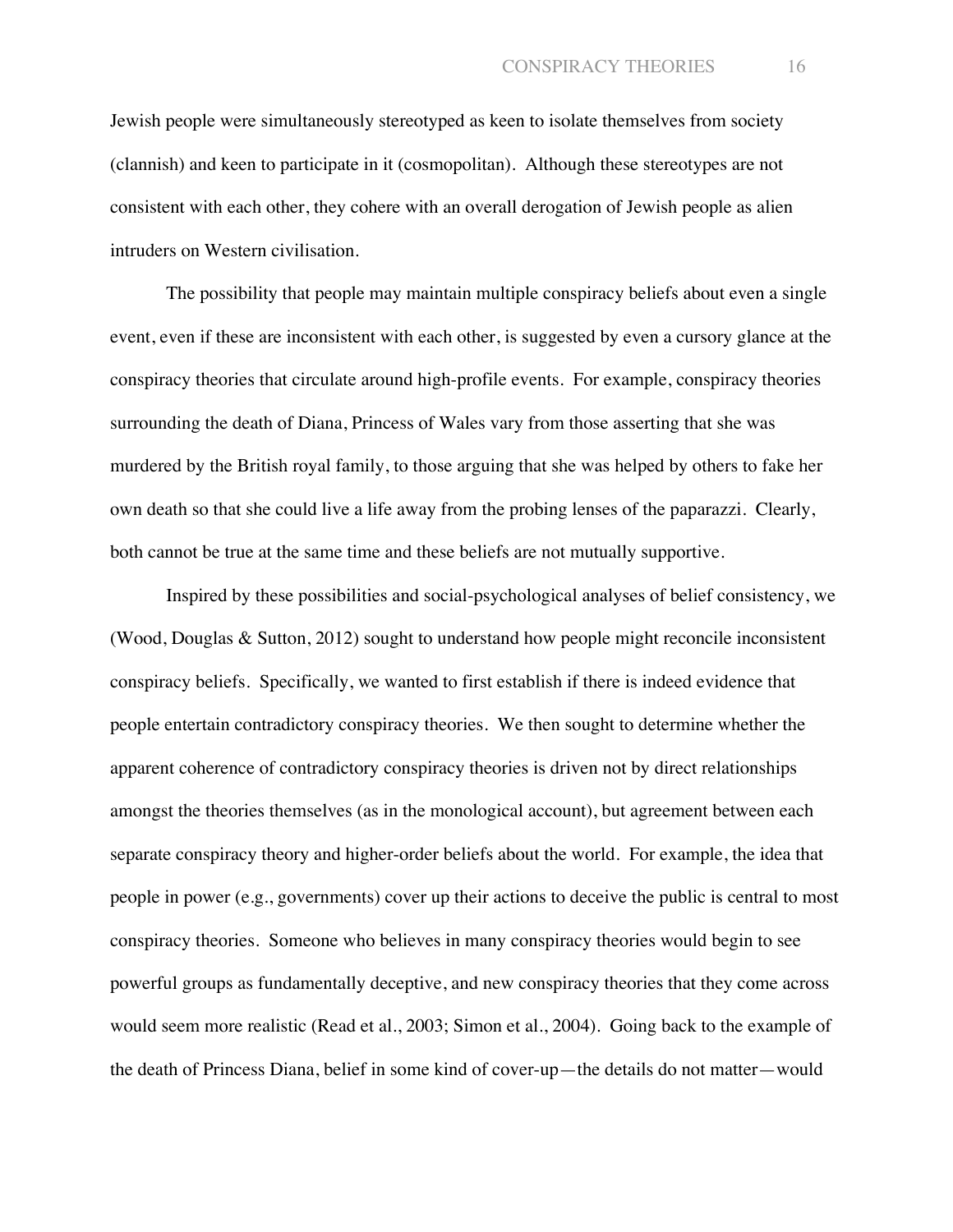Jewish people were simultaneously stereotyped as keen to isolate themselves from society (clannish) and keen to participate in it (cosmopolitan). Although these stereotypes are not consistent with each other, they cohere with an overall derogation of Jewish people as alien intruders on Western civilisation.

The possibility that people may maintain multiple conspiracy beliefs about even a single event, even if these are inconsistent with each other, is suggested by even a cursory glance at the conspiracy theories that circulate around high-profile events. For example, conspiracy theories surrounding the death of Diana, Princess of Wales vary from those asserting that she was murdered by the British royal family, to those arguing that she was helped by others to fake her own death so that she could live a life away from the probing lenses of the paparazzi. Clearly, both cannot be true at the same time and these beliefs are not mutually supportive.

Inspired by these possibilities and social-psychological analyses of belief consistency, we (Wood, Douglas & Sutton, 2012) sought to understand how people might reconcile inconsistent conspiracy beliefs. Specifically, we wanted to first establish if there is indeed evidence that people entertain contradictory conspiracy theories. We then sought to determine whether the apparent coherence of contradictory conspiracy theories is driven not by direct relationships amongst the theories themselves (as in the monological account), but agreement between each separate conspiracy theory and higher-order beliefs about the world. For example, the idea that people in power (e.g., governments) cover up their actions to deceive the public is central to most conspiracy theories. Someone who believes in many conspiracy theories would begin to see powerful groups as fundamentally deceptive, and new conspiracy theories that they come across would seem more realistic (Read et al., 2003; Simon et al., 2004). Going back to the example of the death of Princess Diana, belief in some kind of cover-up—the details do not matter—would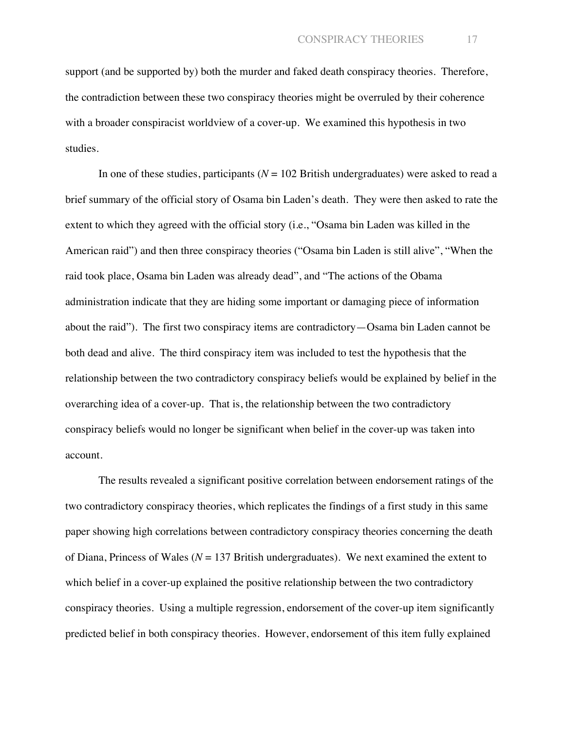support (and be supported by) both the murder and faked death conspiracy theories. Therefore, the contradiction between these two conspiracy theories might be overruled by their coherence with a broader conspiracist worldview of a cover-up. We examined this hypothesis in two studies.

In one of these studies, participants ($N$ = 102 British undergraduates) were asked to read a brief summary of the official story of Osama bin Laden's death. They were then asked to rate the extent to which they agreed with the official story (i.e., "Osama bin Laden was killed in the American raid") and then three conspiracy theories ("Osama bin Laden is still alive", "When the raid took place, Osama bin Laden was already dead", and "The actions of the Obama administration indicate that they are hiding some important or damaging piece of information about the raid"). The first two conspiracy items are contradictory—Osama bin Laden cannot be both dead and alive. The third conspiracy item was included to test the hypothesis that the relationship between the two contradictory conspiracy beliefs would be explained by belief in the overarching idea of a cover-up. That is, the relationship between the two contradictory conspiracy beliefs would no longer be significant when belief in the cover-up was taken into account.

The results revealed a significant positive correlation between endorsement ratings of the two contradictory conspiracy theories, which replicates the findings of a first study in this same paper showing high correlations between contradictory conspiracy theories concerning the death of Diana, Princess of Wales ($N$ = 137 British undergraduates). We next examined the extent to which belief in a cover-up explained the positive relationship between the two contradictory conspiracy theories. Using a multiple regression, endorsement of the cover-up item significantly predicted belief in both conspiracy theories. However, endorsement of this item fully explained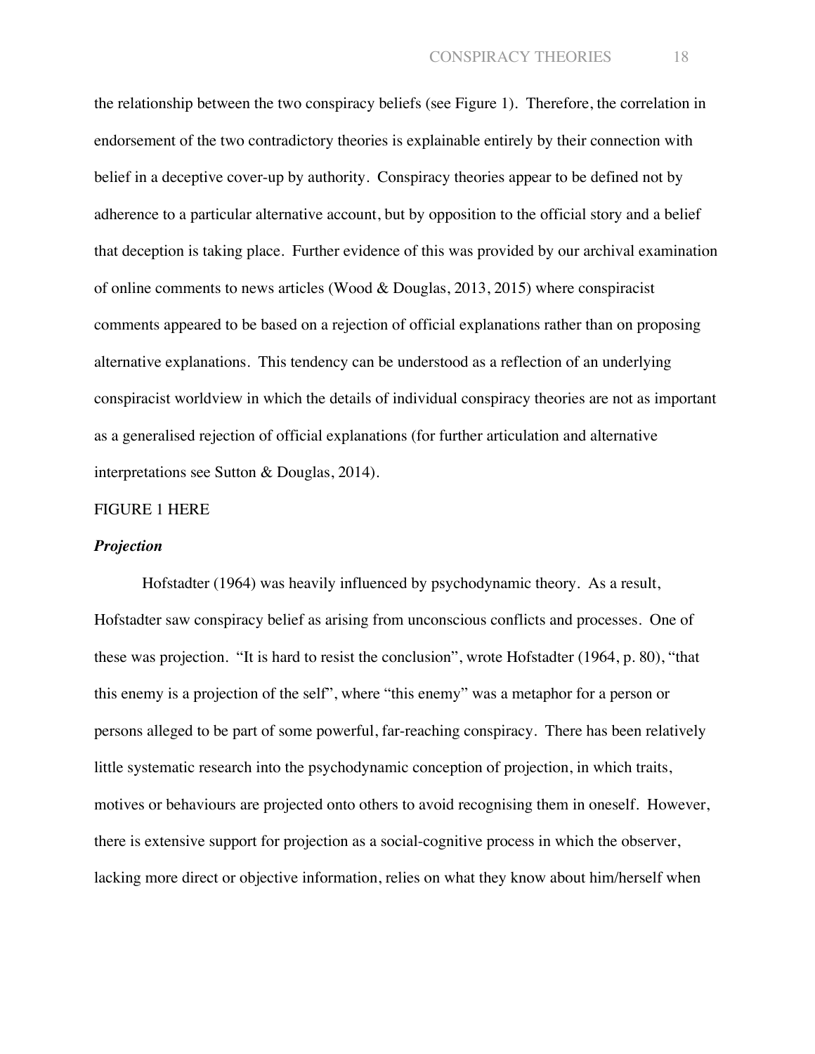the relationship between the two conspiracy beliefs (see Figure 1). Therefore, the correlation in endorsement of the two contradictory theories is explainable entirely by their connection with belief in a deceptive cover-up by authority. Conspiracy theories appear to be defined not by adherence to a particular alternative account, but by opposition to the official story and a belief that deception is taking place. Further evidence of this was provided by our archival examination of online comments to news articles (Wood & Douglas, 2013, 2015) where conspiracist comments appeared to be based on a rejection of official explanations rather than on proposing alternative explanations. This tendency can be understood as a reflection of an underlying conspiracist worldview in which the details of individual conspiracy theories are not as important as a generalised rejection of official explanations (for further articulation and alternative interpretations see Sutton & Douglas, 2014).

FIGURE 1 HERE

***Projection***

Hofstadter (1964) was heavily influenced by psychodynamic theory. As a result, Hofstadter saw conspiracy belief as arising from unconscious conflicts and processes. One of these was projection. "It is hard to resist the conclusion", wrote Hofstadter (1964, p. 80), "that this enemy is a projection of the self", where "this enemy" was a metaphor for a person or persons alleged to be part of some powerful, far-reaching conspiracy. There has been relatively little systematic research into the psychodynamic conception of projection, in which traits, motives or behaviours are projected onto others to avoid recognising them in oneself. However, there is extensive support for projection as a social-cognitive process in which the observer, lacking more direct or objective information, relies on what they know about him/herself when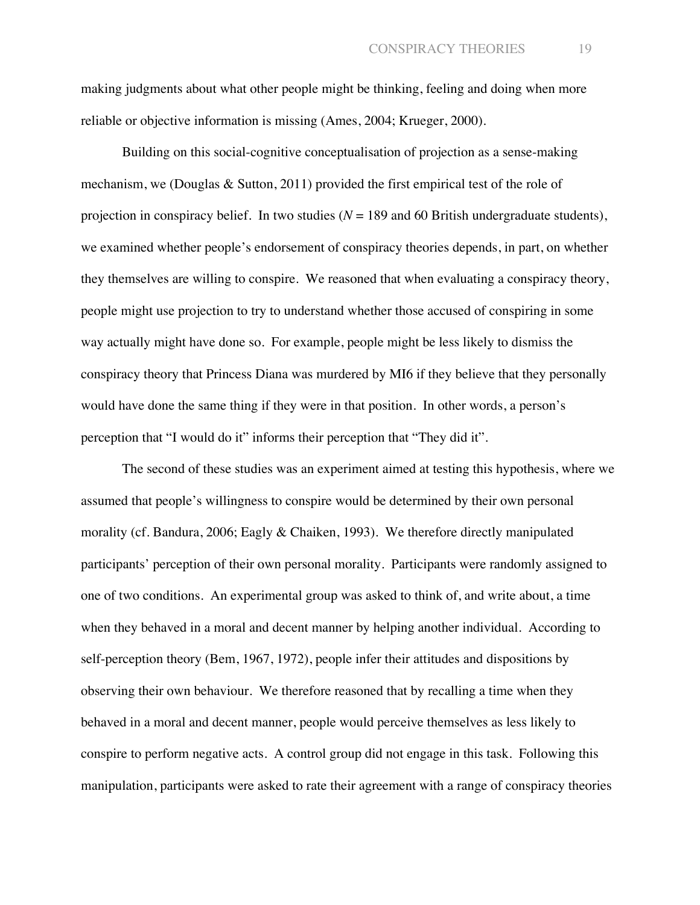making judgments about what other people might be thinking, feeling and doing when more reliable or objective information is missing (Ames, 2004; Krueger, 2000).

Building on this social-cognitive conceptualisation of projection as a sense-making mechanism, we (Douglas & Sutton, 2011) provided the first empirical test of the role of projection in conspiracy belief. In two studies ($N$ = 189 and 60 British undergraduate students), we examined whether people's endorsement of conspiracy theories depends, in part, on whether they themselves are willing to conspire. We reasoned that when evaluating a conspiracy theory, people might use projection to try to understand whether those accused of conspiring in some way actually might have done so. For example, people might be less likely to dismiss the conspiracy theory that Princess Diana was murdered by MI6 if they believe that they personally would have done the same thing if they were in that position. In other words, a person's perception that "I would do it" informs their perception that "They did it".

The second of these studies was an experiment aimed at testing this hypothesis, where we assumed that people's willingness to conspire would be determined by their own personal morality (cf. Bandura, 2006; Eagly & Chaiken, 1993). We therefore directly manipulated participants' perception of their own personal morality. Participants were randomly assigned to one of two conditions. An experimental group was asked to think of, and write about, a time when they behaved in a moral and decent manner by helping another individual. According to self-perception theory (Bem, 1967, 1972), people infer their attitudes and dispositions by observing their own behaviour. We therefore reasoned that by recalling a time when they behaved in a moral and decent manner, people would perceive themselves as less likely to conspire to perform negative acts. A control group did not engage in this task. Following this manipulation, participants were asked to rate their agreement with a range of conspiracy theories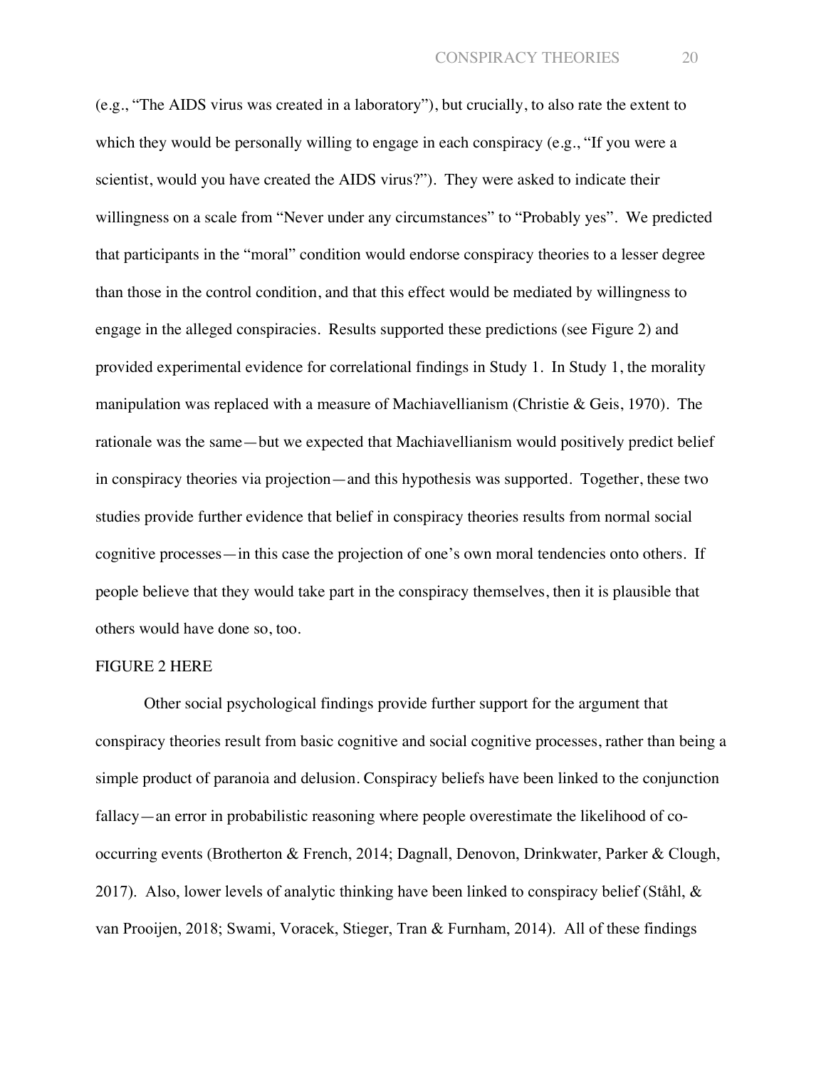(e.g., "The AIDS virus was created in a laboratory"), but crucially, to also rate the extent to which they would be personally willing to engage in each conspiracy (e.g., "If you were a scientist, would you have created the AIDS virus?"). They were asked to indicate their willingness on a scale from "Never under any circumstances" to "Probably yes". We predicted that participants in the "moral" condition would endorse conspiracy theories to a lesser degree than those in the control condition, and that this effect would be mediated by willingness to engage in the alleged conspiracies. Results supported these predictions (see Figure 2) and provided experimental evidence for correlational findings in Study 1. In Study 1, the morality manipulation was replaced with a measure of Machiavellianism (Christie & Geis, 1970). The rationale was the same—but we expected that Machiavellianism would positively predict belief in conspiracy theories via projection—and this hypothesis was supported. Together, these two studies provide further evidence that belief in conspiracy theories results from normal social cognitive processes—in this case the projection of one's own moral tendencies onto others. If people believe that they would take part in the conspiracy themselves, then it is plausible that others would have done so, too.

FIGURE 2 HERE

Other social psychological findings provide further support for the argument that conspiracy theories result from basic cognitive and social cognitive processes, rather than being a simple product of paranoia and delusion. Conspiracy beliefs have been linked to the conjunction fallacy—an error in probabilistic reasoning where people overestimate the likelihood of co-occurring events (Brotherton & French, 2014; Dagnall, Denovon, Drinkwater, Parker & Clough, 2017). Also, lower levels of analytic thinking have been linked to conspiracy belief (Ståhl, & van Prooijen, 2018; Swami, Voracek, Stieger, Tran & Furnham, 2014). All of these findings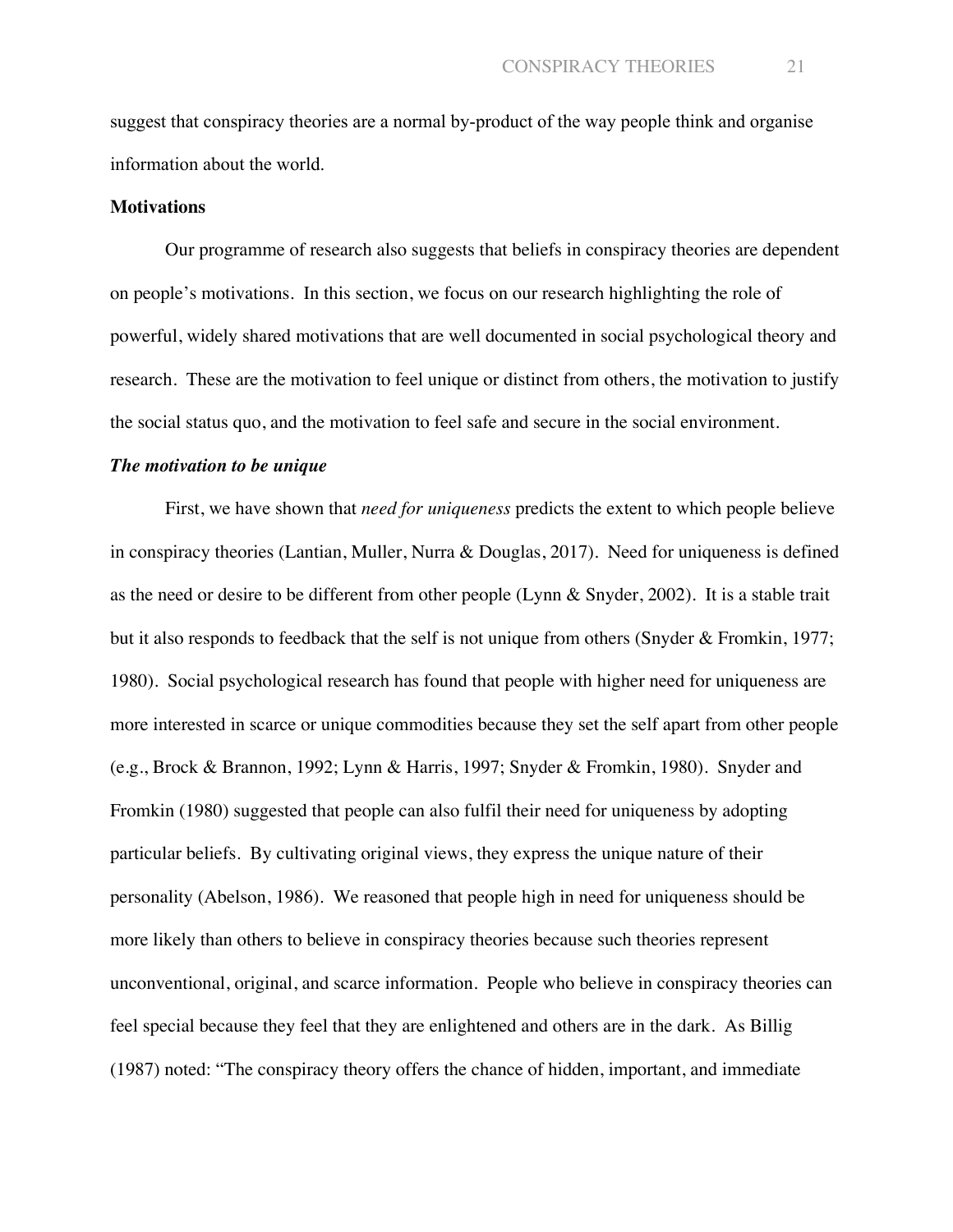suggest that conspiracy theories are a normal by-product of the way people think and organise information about the world.

**Motivations**

Our programme of research also suggests that beliefs in conspiracy theories are dependent on people's motivations. In this section, we focus on our research highlighting the role of powerful, widely shared motivations that are well documented in social psychological theory and research. These are the motivation to feel unique or distinct from others, the motivation to justify the social status quo, and the motivation to feel safe and secure in the social environment.

***The motivation to be unique***

First, we have shown that *need for uniqueness* predicts the extent to which people believe in conspiracy theories (Lantian, Muller, Nurra & Douglas, 2017). Need for uniqueness is defined as the need or desire to be different from other people (Lynn & Snyder, 2002). It is a stable trait but it also responds to feedback that the self is not unique from others (Snyder & Fromkin, 1977; 1980). Social psychological research has found that people with higher need for uniqueness are more interested in scarce or unique commodities because they set the self apart from other people (e.g., Brock & Brannon, 1992; Lynn & Harris, 1997; Snyder & Fromkin, 1980). Snyder and Fromkin (1980) suggested that people can also fulfil their need for uniqueness by adopting particular beliefs. By cultivating original views, they express the unique nature of their personality (Abelson, 1986). We reasoned that people high in need for uniqueness should be more likely than others to believe in conspiracy theories because such theories represent unconventional, original, and scarce information. People who believe in conspiracy theories can feel special because they feel that they are enlightened and others are in the dark. As Billig (1987) noted: "The conspiracy theory offers the chance of hidden, important, and immediate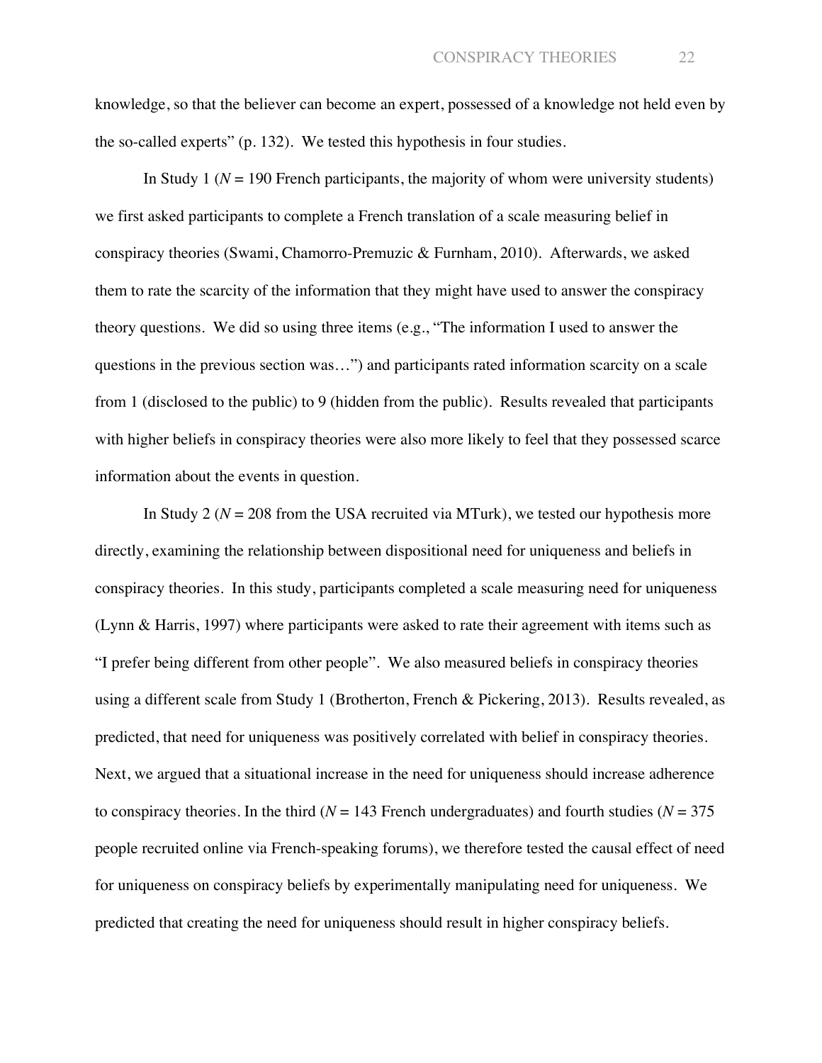knowledge, so that the believer can become an expert, possessed of a knowledge not held even by the so-called experts" (p. 132). We tested this hypothesis in four studies.

In Study 1 ($N$ = 190 French participants, the majority of whom were university students) we first asked participants to complete a French translation of a scale measuring belief in conspiracy theories (Swami, Chamorro-Premuzic & Furnham, 2010). Afterwards, we asked them to rate the scarcity of the information that they might have used to answer the conspiracy theory questions. We did so using three items (e.g., "The information I used to answer the questions in the previous section was…") and participants rated information scarcity on a scale from 1 (disclosed to the public) to 9 (hidden from the public). Results revealed that participants with higher beliefs in conspiracy theories were also more likely to feel that they possessed scarce information about the events in question.

In Study 2 ($N$ = 208 from the USA recruited via MTurk), we tested our hypothesis more directly, examining the relationship between dispositional need for uniqueness and beliefs in conspiracy theories. In this study, participants completed a scale measuring need for uniqueness (Lynn & Harris, 1997) where participants were asked to rate their agreement with items such as "I prefer being different from other people". We also measured beliefs in conspiracy theories using a different scale from Study 1 (Brotherton, French & Pickering, 2013). Results revealed, as predicted, that need for uniqueness was positively correlated with belief in conspiracy theories. Next, we argued that a situational increase in the need for uniqueness should increase adherence to conspiracy theories. In the third ($N$ = 143 French undergraduates) and fourth studies ($N$ = 375 people recruited online via French-speaking forums), we therefore tested the causal effect of need for uniqueness on conspiracy beliefs by experimentally manipulating need for uniqueness. We predicted that creating the need for uniqueness should result in higher conspiracy beliefs.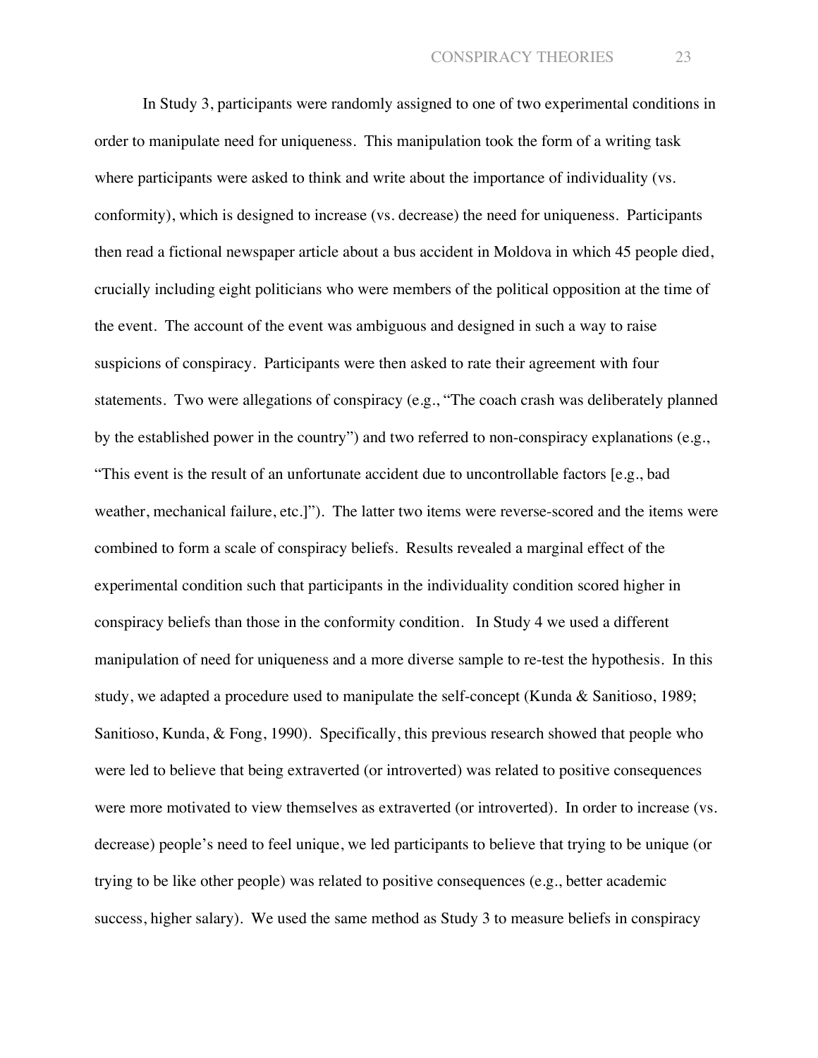In Study 3, participants were randomly assigned to one of two experimental conditions in order to manipulate need for uniqueness. This manipulation took the form of a writing task where participants were asked to think and write about the importance of individuality (vs. conformity), which is designed to increase (vs. decrease) the need for uniqueness. Participants then read a fictional newspaper article about a bus accident in Moldova in which 45 people died, crucially including eight politicians who were members of the political opposition at the time of the event. The account of the event was ambiguous and designed in such a way to raise suspicions of conspiracy. Participants were then asked to rate their agreement with four statements. Two were allegations of conspiracy (e.g., "The coach crash was deliberately planned by the established power in the country") and two referred to non-conspiracy explanations (e.g., "This event is the result of an unfortunate accident due to uncontrollable factors [e.g., bad weather, mechanical failure, etc.]"). The latter two items were reverse-scored and the items were combined to form a scale of conspiracy beliefs. Results revealed a marginal effect of the experimental condition such that participants in the individuality condition scored higher in conspiracy beliefs than those in the conformity condition. In Study 4 we used a different manipulation of need for uniqueness and a more diverse sample to re-test the hypothesis. In this study, we adapted a procedure used to manipulate the self-concept (Kunda & Sanitioso, 1989; Sanitioso, Kunda, & Fong, 1990). Specifically, this previous research showed that people who were led to believe that being extraverted (or introverted) was related to positive consequences were more motivated to view themselves as extraverted (or introverted). In order to increase (vs. decrease) people's need to feel unique, we led participants to believe that trying to be unique (or trying to be like other people) was related to positive consequences (e.g., better academic success, higher salary). We used the same method as Study 3 to measure beliefs in conspiracy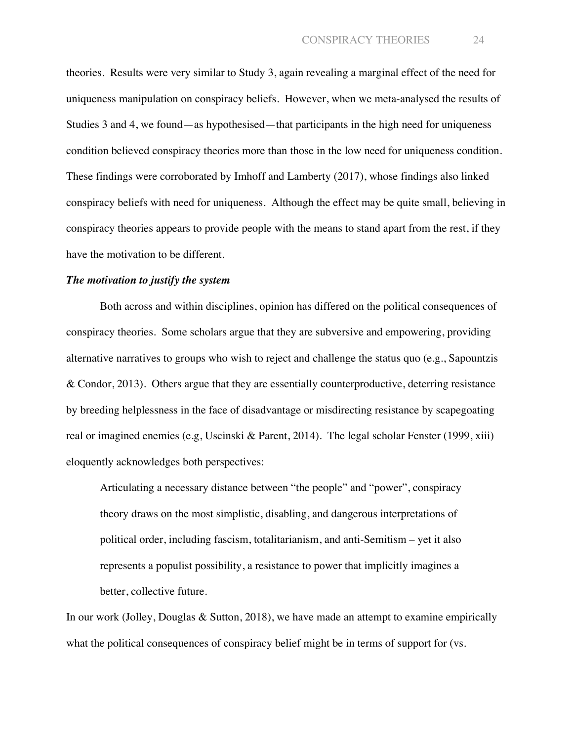theories. Results were very similar to Study 3, again revealing a marginal effect of the need for uniqueness manipulation on conspiracy beliefs. However, when we meta-analysed the results of Studies 3 and 4, we found—as hypothesised—that participants in the high need for uniqueness condition believed conspiracy theories more than those in the low need for uniqueness condition. These findings were corroborated by Imhoff and Lamberty (2017), whose findings also linked conspiracy beliefs with need for uniqueness. Although the effect may be quite small, believing in conspiracy theories appears to provide people with the means to stand apart from the rest, if they have the motivation to be different.

***The motivation to justify the system***

Both across and within disciplines, opinion has differed on the political consequences of conspiracy theories. Some scholars argue that they are subversive and empowering, providing alternative narratives to groups who wish to reject and challenge the status quo (e.g., Sapountzis & Condor, 2013). Others argue that they are essentially counterproductive, deterring resistance by breeding helplessness in the face of disadvantage or misdirecting resistance by scapegoating real or imagined enemies (e.g, Uscinski & Parent, 2014). The legal scholar Fenster (1999, xiii) eloquently acknowledges both perspectives:

> Articulating a necessary distance between "the people" and "power", conspiracy theory draws on the most simplistic, disabling, and dangerous interpretations of political order, including fascism, totalitarianism, and anti-Semitism – yet it also represents a populist possibility, a resistance to power that implicitly imagines a better, collective future.

In our work (Jolley, Douglas & Sutton, 2018), we have made an attempt to examine empirically what the political consequences of conspiracy belief might be in terms of support for (vs.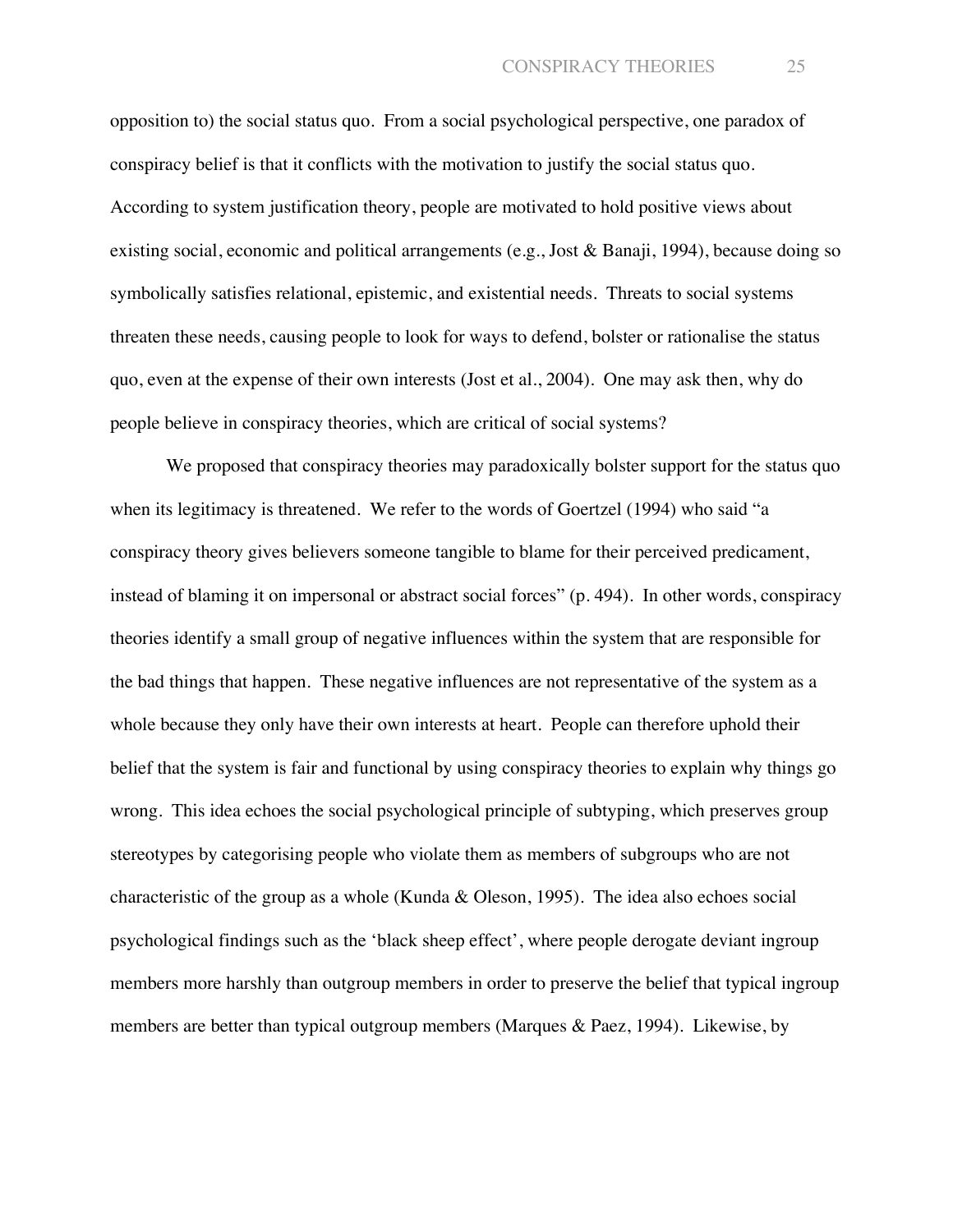opposition to) the social status quo. From a social psychological perspective, one paradox of conspiracy belief is that it conflicts with the motivation to justify the social status quo. According to system justification theory, people are motivated to hold positive views about existing social, economic and political arrangements (e.g., Jost & Banaji, 1994), because doing so symbolically satisfies relational, epistemic, and existential needs. Threats to social systems threaten these needs, causing people to look for ways to defend, bolster or rationalise the status quo, even at the expense of their own interests (Jost et al., 2004). One may ask then, why do people believe in conspiracy theories, which are critical of social systems?

We proposed that conspiracy theories may paradoxically bolster support for the status quo when its legitimacy is threatened. We refer to the words of Goertzel (1994) who said "a conspiracy theory gives believers someone tangible to blame for their perceived predicament, instead of blaming it on impersonal or abstract social forces" (p. 494). In other words, conspiracy theories identify a small group of negative influences within the system that are responsible for the bad things that happen. These negative influences are not representative of the system as a whole because they only have their own interests at heart. People can therefore uphold their belief that the system is fair and functional by using conspiracy theories to explain why things go wrong. This idea echoes the social psychological principle of subtyping, which preserves group stereotypes by categorising people who violate them as members of subgroups who are not characteristic of the group as a whole (Kunda & Oleson, 1995). The idea also echoes social psychological findings such as the 'black sheep effect', where people derogate deviant ingroup members more harshly than outgroup members in order to preserve the belief that typical ingroup members are better than typical outgroup members (Marques & Paez, 1994). Likewise, by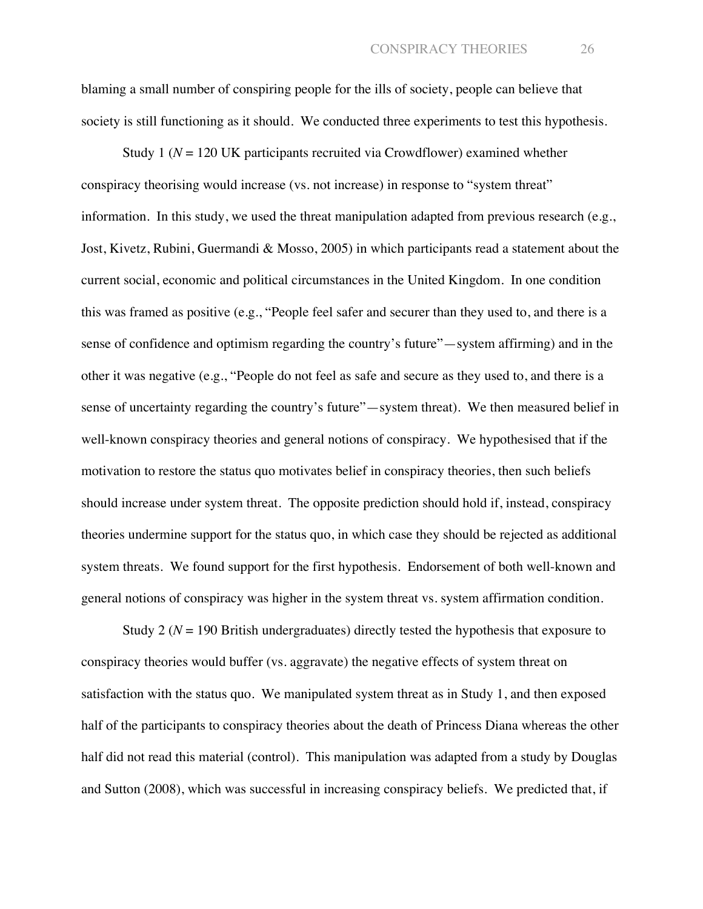blaming a small number of conspiring people for the ills of society, people can believe that society is still functioning as it should. We conducted three experiments to test this hypothesis.

Study 1 ($N$ = 120 UK participants recruited via Crowdflower) examined whether conspiracy theorising would increase (vs. not increase) in response to "system threat" information. In this study, we used the threat manipulation adapted from previous research (e.g., Jost, Kivetz, Rubini, Guermandi & Mosso, 2005) in which participants read a statement about the current social, economic and political circumstances in the United Kingdom. In one condition this was framed as positive (e.g., "People feel safer and securer than they used to, and there is a sense of confidence and optimism regarding the country's future"—system affirming) and in the other it was negative (e.g., "People do not feel as safe and secure as they used to, and there is a sense of uncertainty regarding the country's future"—system threat). We then measured belief in well-known conspiracy theories and general notions of conspiracy. We hypothesised that if the motivation to restore the status quo motivates belief in conspiracy theories, then such beliefs should increase under system threat. The opposite prediction should hold if, instead, conspiracy theories undermine support for the status quo, in which case they should be rejected as additional system threats. We found support for the first hypothesis. Endorsement of both well-known and general notions of conspiracy was higher in the system threat vs. system affirmation condition.

Study 2 ($N$ = 190 British undergraduates) directly tested the hypothesis that exposure to conspiracy theories would buffer (vs. aggravate) the negative effects of system threat on satisfaction with the status quo. We manipulated system threat as in Study 1, and then exposed half of the participants to conspiracy theories about the death of Princess Diana whereas the other half did not read this material (control). This manipulation was adapted from a study by Douglas and Sutton (2008), which was successful in increasing conspiracy beliefs. We predicted that, if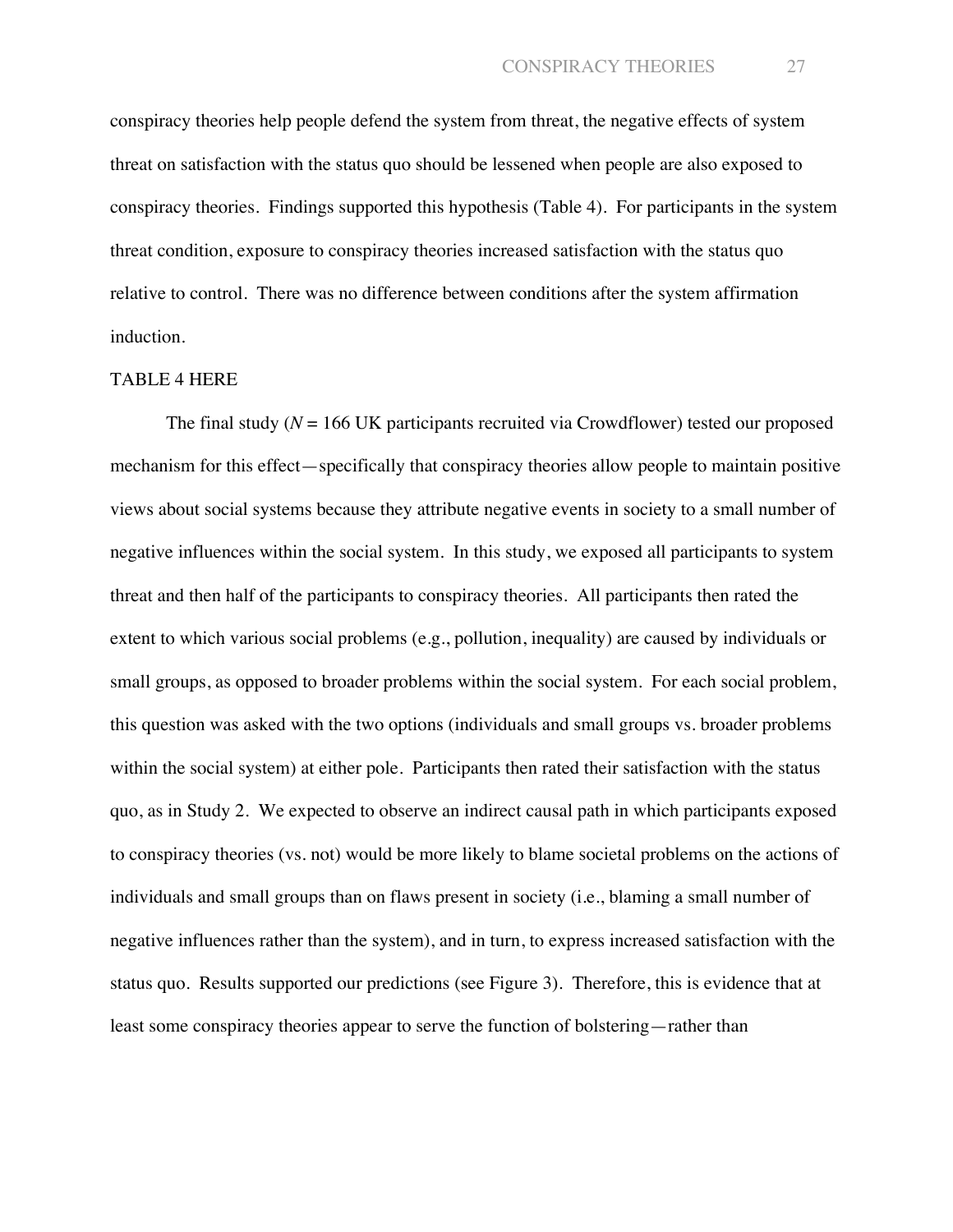conspiracy theories help people defend the system from threat, the negative effects of system threat on satisfaction with the status quo should be lessened when people are also exposed to conspiracy theories. Findings supported this hypothesis (Table 4). For participants in the system threat condition, exposure to conspiracy theories increased satisfaction with the status quo relative to control. There was no difference between conditions after the system affirmation induction.

TABLE 4 HERE

The final study ($N$ = 166 UK participants recruited via Crowdflower) tested our proposed mechanism for this effect—specifically that conspiracy theories allow people to maintain positive views about social systems because they attribute negative events in society to a small number of negative influences within the social system. In this study, we exposed all participants to system threat and then half of the participants to conspiracy theories. All participants then rated the extent to which various social problems (e.g., pollution, inequality) are caused by individuals or small groups, as opposed to broader problems within the social system. For each social problem, this question was asked with the two options (individuals and small groups vs. broader problems within the social system) at either pole. Participants then rated their satisfaction with the status quo, as in Study 2. We expected to observe an indirect causal path in which participants exposed to conspiracy theories (vs. not) would be more likely to blame societal problems on the actions of individuals and small groups than on flaws present in society (i.e., blaming a small number of negative influences rather than the system), and in turn, to express increased satisfaction with the status quo. Results supported our predictions (see Figure 3). Therefore, this is evidence that at least some conspiracy theories appear to serve the function of bolstering—rather than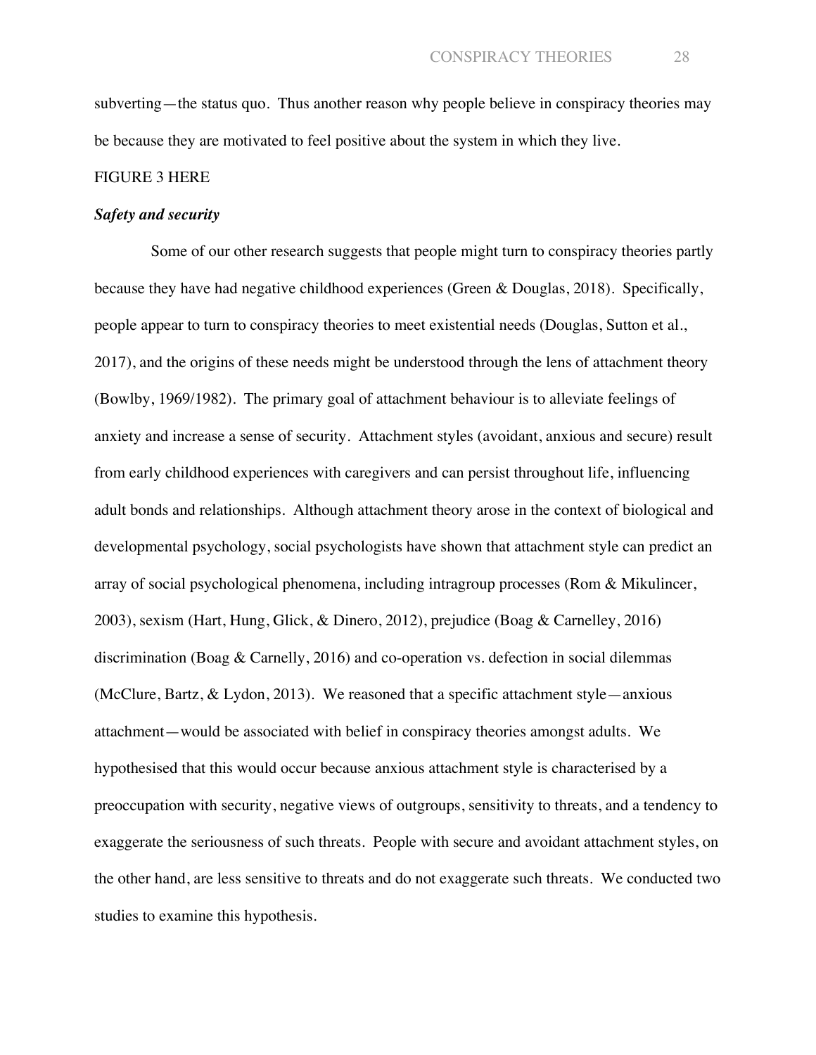subverting—the status quo. Thus another reason why people believe in conspiracy theories may be because they are motivated to feel positive about the system in which they live.

FIGURE 3 HERE

***Safety and security***

Some of our other research suggests that people might turn to conspiracy theories partly because they have had negative childhood experiences (Green & Douglas, 2018). Specifically, people appear to turn to conspiracy theories to meet existential needs (Douglas, Sutton et al., 2017), and the origins of these needs might be understood through the lens of attachment theory (Bowlby, 1969/1982). The primary goal of attachment behaviour is to alleviate feelings of anxiety and increase a sense of security. Attachment styles (avoidant, anxious and secure) result from early childhood experiences with caregivers and can persist throughout life, influencing adult bonds and relationships. Although attachment theory arose in the context of biological and developmental psychology, social psychologists have shown that attachment style can predict an array of social psychological phenomena, including intragroup processes (Rom & Mikulincer, 2003), sexism (Hart, Hung, Glick, & Dinero, 2012), prejudice (Boag & Carnelley, 2016) discrimination (Boag & Carnelly, 2016) and co-operation vs. defection in social dilemmas (McClure, Bartz, & Lydon, 2013). We reasoned that a specific attachment style—anxious attachment—would be associated with belief in conspiracy theories amongst adults. We hypothesised that this would occur because anxious attachment style is characterised by a preoccupation with security, negative views of outgroups, sensitivity to threats, and a tendency to exaggerate the seriousness of such threats. People with secure and avoidant attachment styles, on the other hand, are less sensitive to threats and do not exaggerate such threats. We conducted two studies to examine this hypothesis.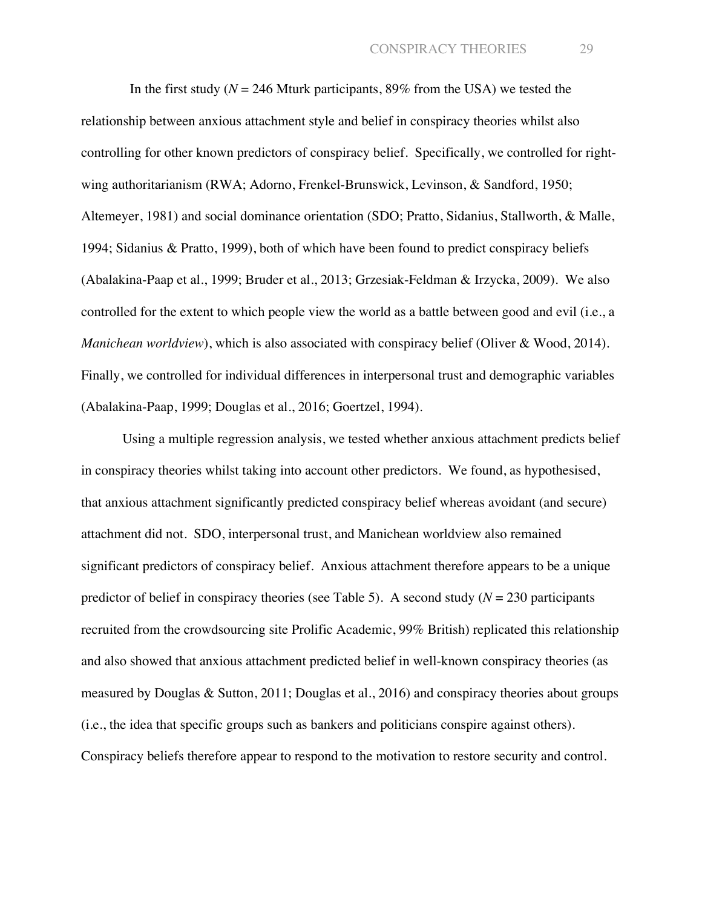In the first study (*N* = 246 Mturk participants, 89% from the USA) we tested the relationship between anxious attachment style and belief in conspiracy theories whilst also controlling for other known predictors of conspiracy belief. Specifically, we controlled for right-wing authoritarianism (RWA; Adorno, Frenkel-Brunswick, Levinson, & Sandford, 1950; Altemeyer, 1981) and social dominance orientation (SDO; Pratto, Sidanius, Stallworth, & Malle, 1994; Sidanius & Pratto, 1999), both of which have been found to predict conspiracy beliefs (Abalakina-Paap et al., 1999; Bruder et al., 2013; Grzesiak-Feldman & Irzycka, 2009). We also controlled for the extent to which people view the world as a battle between good and evil (i.e., a *Manichean worldview*), which is also associated with conspiracy belief (Oliver & Wood, 2014). Finally, we controlled for individual differences in interpersonal trust and demographic variables (Abalakina-Paap, 1999; Douglas et al., 2016; Goertzel, 1994).

Using a multiple regression analysis, we tested whether anxious attachment predicts belief in conspiracy theories whilst taking into account other predictors. We found, as hypothesised, that anxious attachment significantly predicted conspiracy belief whereas avoidant (and secure) attachment did not. SDO, interpersonal trust, and Manichean worldview also remained significant predictors of conspiracy belief. Anxious attachment therefore appears to be a unique predictor of belief in conspiracy theories (see Table 5). A second study (*N* = 230 participants recruited from the crowdsourcing site Prolific Academic, 99% British) replicated this relationship and also showed that anxious attachment predicted belief in well-known conspiracy theories (as measured by Douglas & Sutton, 2011; Douglas et al., 2016) and conspiracy theories about groups (i.e., the idea that specific groups such as bankers and politicians conspire against others). Conspiracy beliefs therefore appear to respond to the motivation to restore security and control.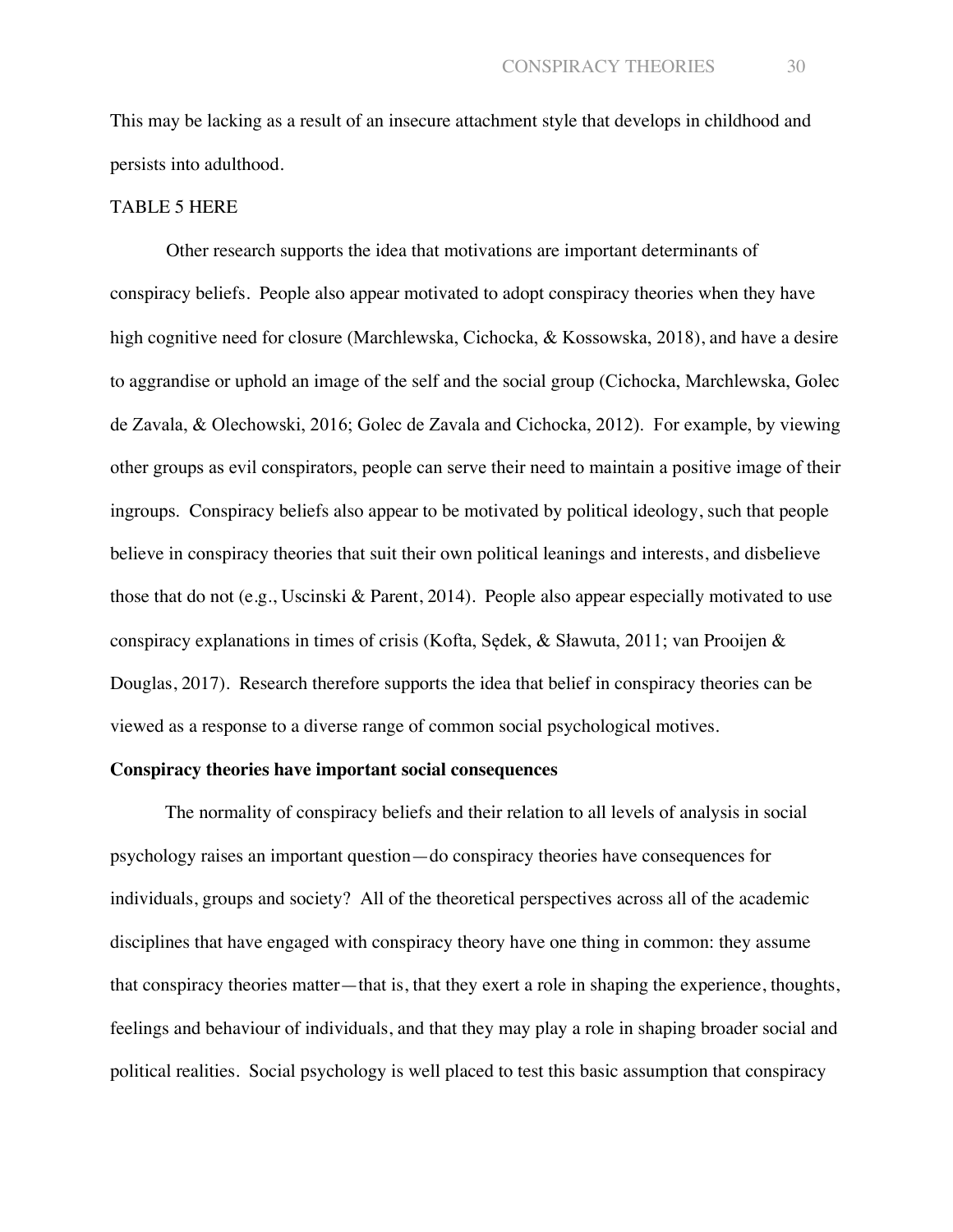This may be lacking as a result of an insecure attachment style that develops in childhood and persists into adulthood.

TABLE 5 HERE

Other research supports the idea that motivations are important determinants of conspiracy beliefs. People also appear motivated to adopt conspiracy theories when they have high cognitive need for closure (Marchlewska, Cichocka, & Kossowska, 2018), and have a desire to aggrandise or uphold an image of the self and the social group (Cichocka, Marchlewska, Golec de Zavala, & Olechowski, 2016; Golec de Zavala and Cichocka, 2012). For example, by viewing other groups as evil conspirators, people can serve their need to maintain a positive image of their ingroups. Conspiracy beliefs also appear to be motivated by political ideology, such that people believe in conspiracy theories that suit their own political leanings and interests, and disbelieve those that do not (e.g., Uscinski & Parent, 2014). People also appear especially motivated to use conspiracy explanations in times of crisis (Kofta, Sędek, & Sławuta, 2011; van Prooijen & Douglas, 2017). Research therefore supports the idea that belief in conspiracy theories can be viewed as a response to a diverse range of common social psychological motives.

**Conspiracy theories have important social consequences**

The normality of conspiracy beliefs and their relation to all levels of analysis in social psychology raises an important question—do conspiracy theories have consequences for individuals, groups and society? All of the theoretical perspectives across all of the academic disciplines that have engaged with conspiracy theory have one thing in common: they assume that conspiracy theories matter—that is, that they exert a role in shaping the experience, thoughts, feelings and behaviour of individuals, and that they may play a role in shaping broader social and political realities. Social psychology is well placed to test this basic assumption that conspiracy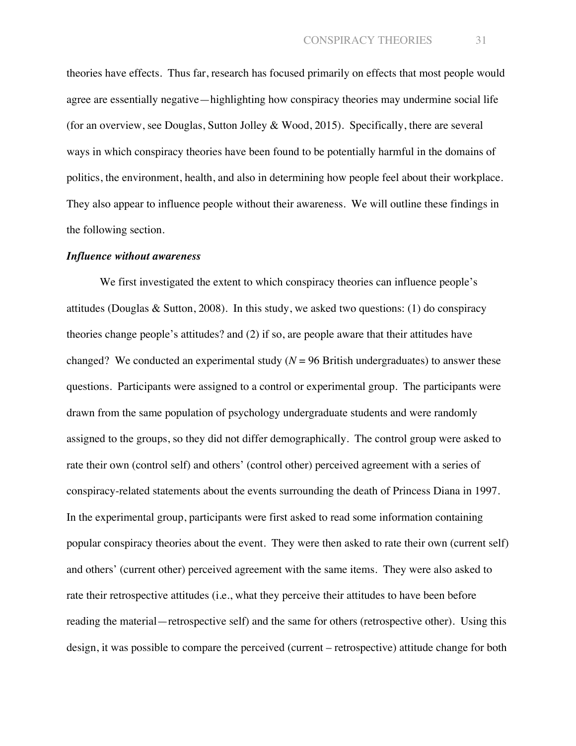theories have effects. Thus far, research has focused primarily on effects that most people would agree are essentially negative—highlighting how conspiracy theories may undermine social life (for an overview, see Douglas, Sutton Jolley & Wood, 2015). Specifically, there are several ways in which conspiracy theories have been found to be potentially harmful in the domains of politics, the environment, health, and also in determining how people feel about their workplace. They also appear to influence people without their awareness. We will outline these findings in the following section.

***Influence without awareness***

We first investigated the extent to which conspiracy theories can influence people's attitudes (Douglas & Sutton, 2008). In this study, we asked two questions: (1) do conspiracy theories change people's attitudes? and (2) if so, are people aware that their attitudes have changed? We conducted an experimental study ($N$ = 96 British undergraduates) to answer these questions. Participants were assigned to a control or experimental group. The participants were drawn from the same population of psychology undergraduate students and were randomly assigned to the groups, so they did not differ demographically. The control group were asked to rate their own (control self) and others' (control other) perceived agreement with a series of conspiracy-related statements about the events surrounding the death of Princess Diana in 1997. In the experimental group, participants were first asked to read some information containing popular conspiracy theories about the event. They were then asked to rate their own (current self) and others' (current other) perceived agreement with the same items. They were also asked to rate their retrospective attitudes (i.e., what they perceive their attitudes to have been before reading the material—retrospective self) and the same for others (retrospective other). Using this design, it was possible to compare the perceived (current – retrospective) attitude change for both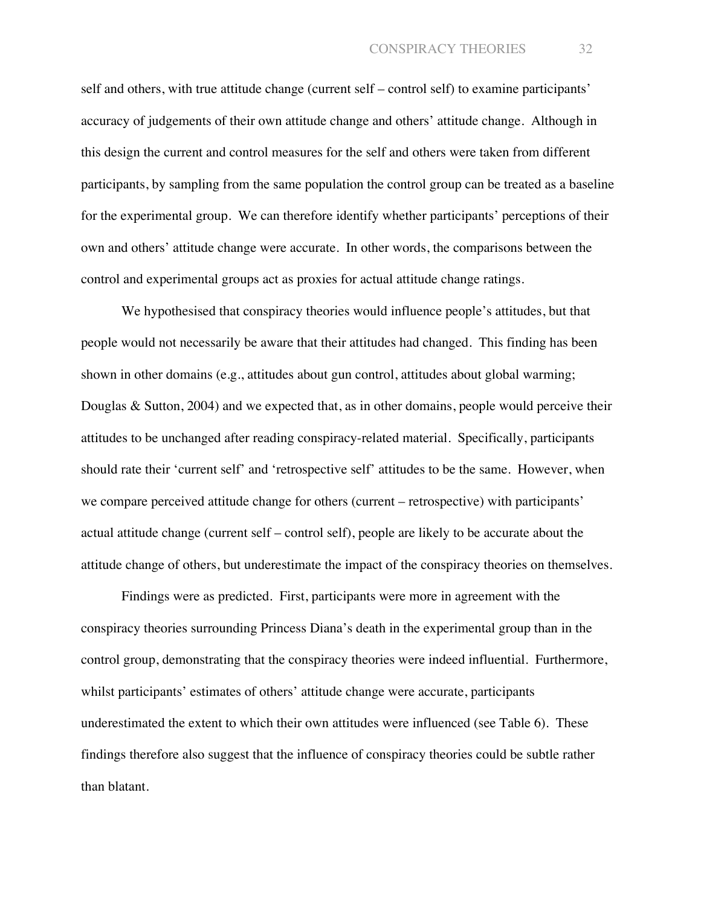self and others, with true attitude change (current self – control self) to examine participants' accuracy of judgements of their own attitude change and others' attitude change. Although in this design the current and control measures for the self and others were taken from different participants, by sampling from the same population the control group can be treated as a baseline for the experimental group. We can therefore identify whether participants' perceptions of their own and others' attitude change were accurate. In other words, the comparisons between the control and experimental groups act as proxies for actual attitude change ratings.

We hypothesised that conspiracy theories would influence people's attitudes, but that people would not necessarily be aware that their attitudes had changed. This finding has been shown in other domains (e.g., attitudes about gun control, attitudes about global warming; Douglas & Sutton, 2004) and we expected that, as in other domains, people would perceive their attitudes to be unchanged after reading conspiracy-related material. Specifically, participants should rate their 'current self' and 'retrospective self' attitudes to be the same. However, when we compare perceived attitude change for others (current – retrospective) with participants' actual attitude change (current self – control self), people are likely to be accurate about the attitude change of others, but underestimate the impact of the conspiracy theories on themselves.

Findings were as predicted. First, participants were more in agreement with the conspiracy theories surrounding Princess Diana's death in the experimental group than in the control group, demonstrating that the conspiracy theories were indeed influential. Furthermore, whilst participants' estimates of others' attitude change were accurate, participants underestimated the extent to which their own attitudes were influenced (see Table 6). These findings therefore also suggest that the influence of conspiracy theories could be subtle rather than blatant.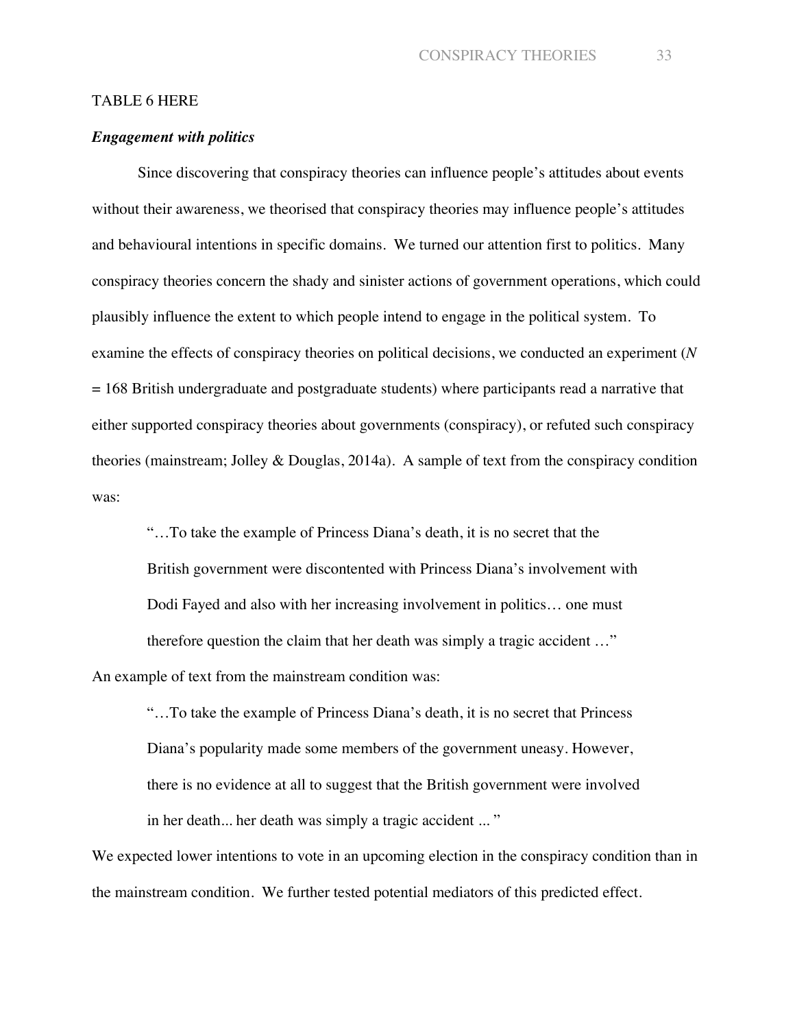TABLE 6 HERE

***Engagement with politics***

Since discovering that conspiracy theories can influence people's attitudes about events without their awareness, we theorised that conspiracy theories may influence people's attitudes and behavioural intentions in specific domains. We turned our attention first to politics. Many conspiracy theories concern the shady and sinister actions of government operations, which could plausibly influence the extent to which people intend to engage in the political system. To examine the effects of conspiracy theories on political decisions, we conducted an experiment ($N$ = 168 British undergraduate and postgraduate students) where participants read a narrative that either supported conspiracy theories about governments (conspiracy), or refuted such conspiracy theories (mainstream; Jolley & Douglas, 2014a). A sample of text from the conspiracy condition was:

> "…To take the example of Princess Diana's death, it is no secret that the British government were discontented with Princess Diana's involvement with Dodi Fayed and also with her increasing involvement in politics… one must therefore question the claim that her death was simply a tragic accident …"

An example of text from the mainstream condition was:

> "…To take the example of Princess Diana's death, it is no secret that Princess Diana's popularity made some members of the government uneasy. However, there is no evidence at all to suggest that the British government were involved in her death... her death was simply a tragic accident ... "

We expected lower intentions to vote in an upcoming election in the conspiracy condition than in the mainstream condition. We further tested potential mediators of this predicted effect.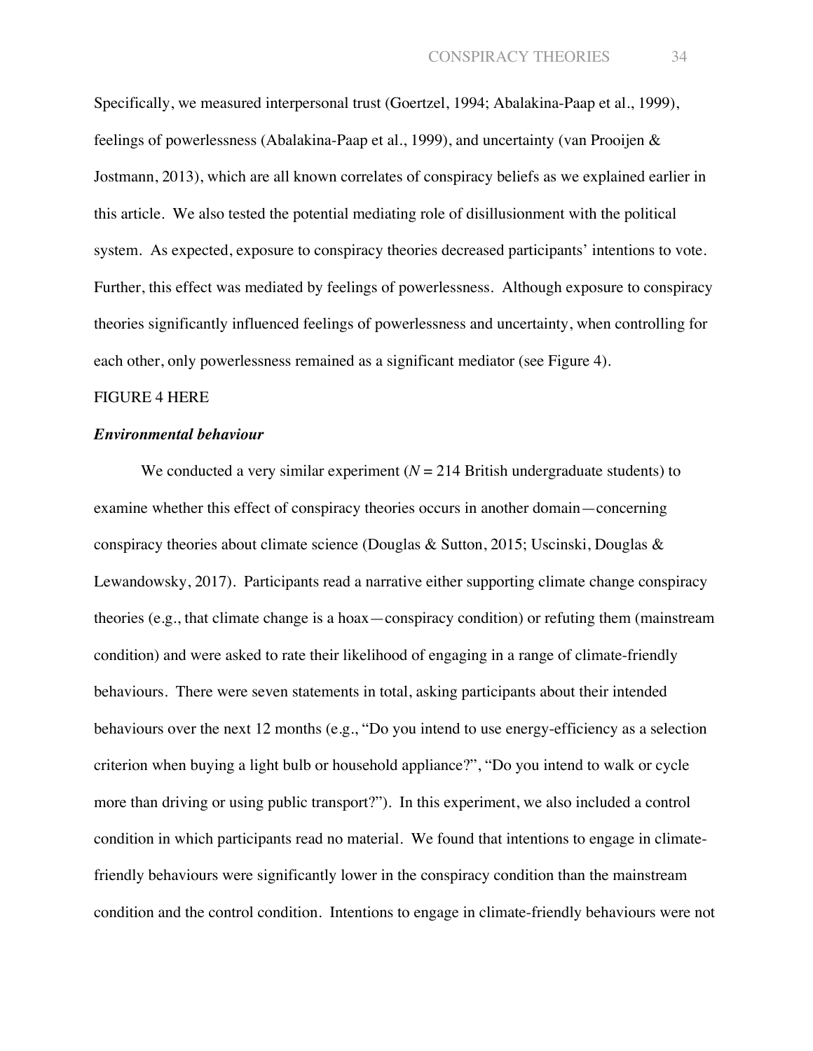Specifically, we measured interpersonal trust (Goertzel, 1994; Abalakina-Paap et al., 1999), feelings of powerlessness (Abalakina-Paap et al., 1999), and uncertainty (van Prooijen & Jostmann, 2013), which are all known correlates of conspiracy beliefs as we explained earlier in this article. We also tested the potential mediating role of disillusionment with the political system. As expected, exposure to conspiracy theories decreased participants' intentions to vote. Further, this effect was mediated by feelings of powerlessness. Although exposure to conspiracy theories significantly influenced feelings of powerlessness and uncertainty, when controlling for each other, only powerlessness remained as a significant mediator (see Figure 4).

FIGURE 4 HERE

***Environmental behaviour***

We conducted a very similar experiment (*N* = 214 British undergraduate students) to examine whether this effect of conspiracy theories occurs in another domain—concerning conspiracy theories about climate science (Douglas & Sutton, 2015; Uscinski, Douglas & Lewandowsky, 2017). Participants read a narrative either supporting climate change conspiracy theories (e.g., that climate change is a hoax—conspiracy condition) or refuting them (mainstream condition) and were asked to rate their likelihood of engaging in a range of climate-friendly behaviours. There were seven statements in total, asking participants about their intended behaviours over the next 12 months (e.g., "Do you intend to use energy-efficiency as a selection criterion when buying a light bulb or household appliance?", "Do you intend to walk or cycle more than driving or using public transport?"). In this experiment, we also included a control condition in which participants read no material. We found that intentions to engage in climate-friendly behaviours were significantly lower in the conspiracy condition than the mainstream condition and the control condition. Intentions to engage in climate-friendly behaviours were not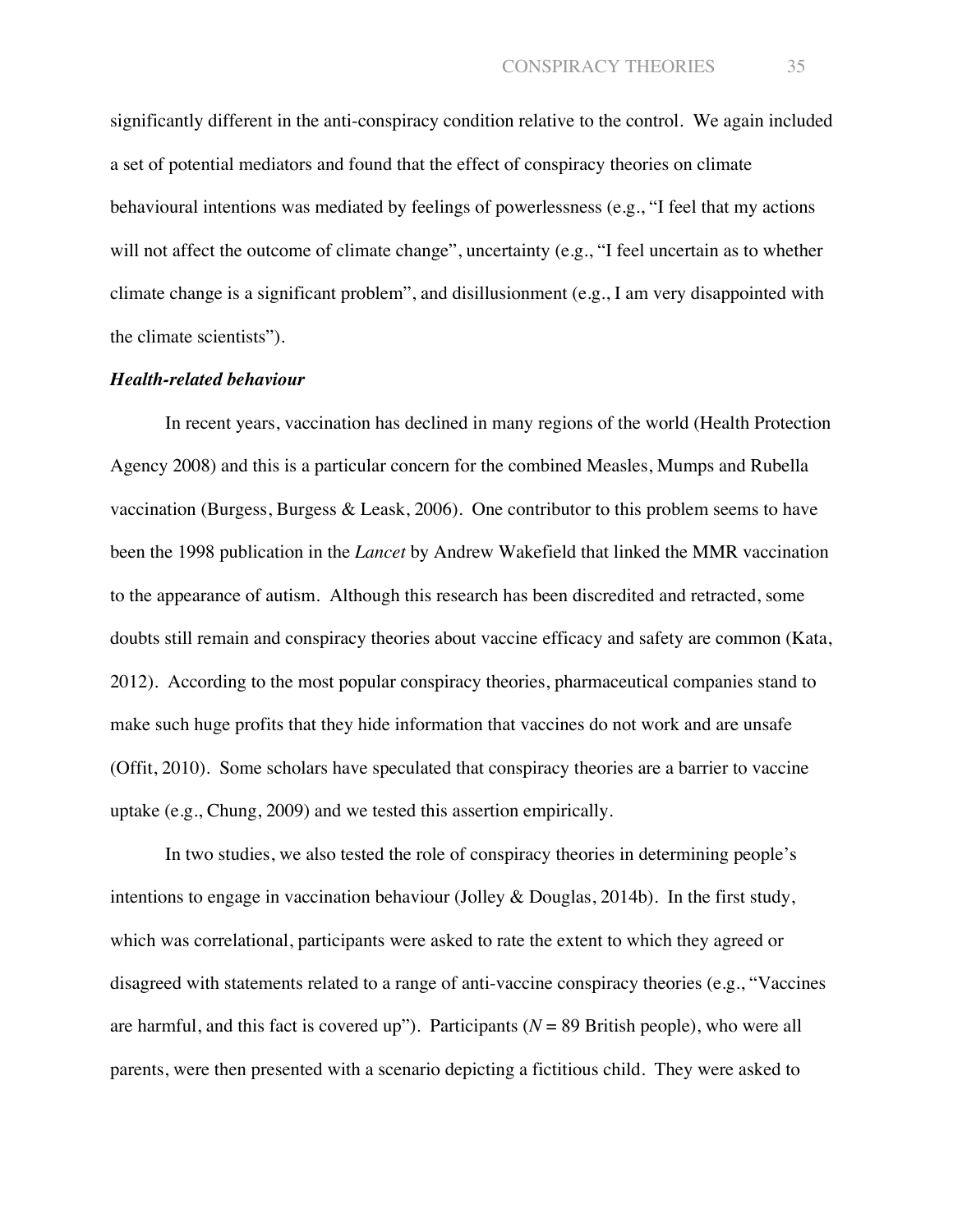significantly different in the anti-conspiracy condition relative to the control. We again included a set of potential mediators and found that the effect of conspiracy theories on climate behavioural intentions was mediated by feelings of powerlessness (e.g., "I feel that my actions will not affect the outcome of climate change", uncertainty (e.g., "I feel uncertain as to whether climate change is a significant problem", and disillusionment (e.g., I am very disappointed with the climate scientists").

***Health-related behaviour***

In recent years, vaccination has declined in many regions of the world (Health Protection Agency 2008) and this is a particular concern for the combined Measles, Mumps and Rubella vaccination (Burgess, Burgess & Leask, 2006). One contributor to this problem seems to have been the 1998 publication in the *Lancet* by Andrew Wakefield that linked the MMR vaccination to the appearance of autism. Although this research has been discredited and retracted, some doubts still remain and conspiracy theories about vaccine efficacy and safety are common (Kata, 2012). According to the most popular conspiracy theories, pharmaceutical companies stand to make such huge profits that they hide information that vaccines do not work and are unsafe (Offit, 2010). Some scholars have speculated that conspiracy theories are a barrier to vaccine uptake (e.g., Chung, 2009) and we tested this assertion empirically.

In two studies, we also tested the role of conspiracy theories in determining people's intentions to engage in vaccination behaviour (Jolley & Douglas, 2014b). In the first study, which was correlational, participants were asked to rate the extent to which they agreed or disagreed with statements related to a range of anti-vaccine conspiracy theories (e.g., "Vaccines are harmful, and this fact is covered up"). Participants ($N$ = 89 British people), who were all parents, were then presented with a scenario depicting a fictitious child. They were asked to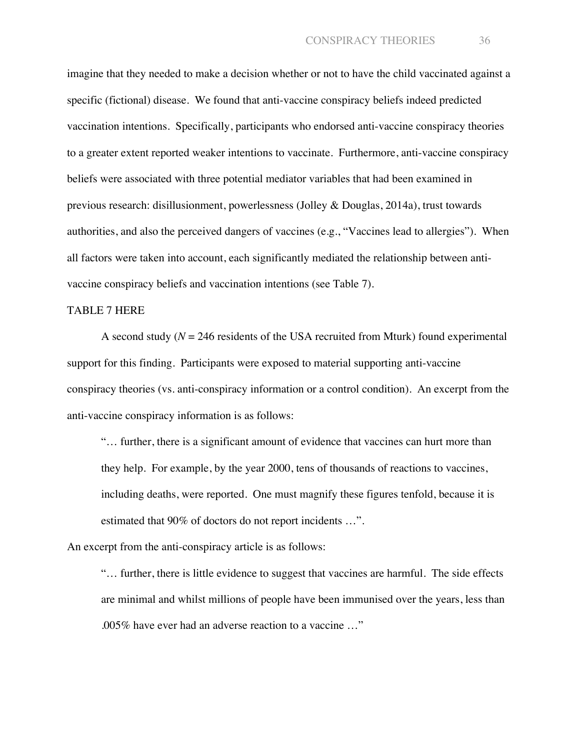imagine that they needed to make a decision whether or not to have the child vaccinated against a specific (fictional) disease. We found that anti-vaccine conspiracy beliefs indeed predicted vaccination intentions. Specifically, participants who endorsed anti-vaccine conspiracy theories to a greater extent reported weaker intentions to vaccinate. Furthermore, anti-vaccine conspiracy beliefs were associated with three potential mediator variables that had been examined in previous research: disillusionment, powerlessness (Jolley & Douglas, 2014a), trust towards authorities, and also the perceived dangers of vaccines (e.g., "Vaccines lead to allergies"). When all factors were taken into account, each significantly mediated the relationship between anti-vaccine conspiracy beliefs and vaccination intentions (see Table 7).

TABLE 7 HERE

A second study (*N* = 246 residents of the USA recruited from Mturk) found experimental support for this finding. Participants were exposed to material supporting anti-vaccine conspiracy theories (vs. anti-conspiracy information or a control condition). An excerpt from the anti-vaccine conspiracy information is as follows:

> "… further, there is a significant amount of evidence that vaccines can hurt more than they help. For example, by the year 2000, tens of thousands of reactions to vaccines, including deaths, were reported. One must magnify these figures tenfold, because it is estimated that 90% of doctors do not report incidents …".

An excerpt from the anti-conspiracy article is as follows:

> "… further, there is little evidence to suggest that vaccines are harmful. The side effects are minimal and whilst millions of people have been immunised over the years, less than .005% have ever had an adverse reaction to a vaccine …"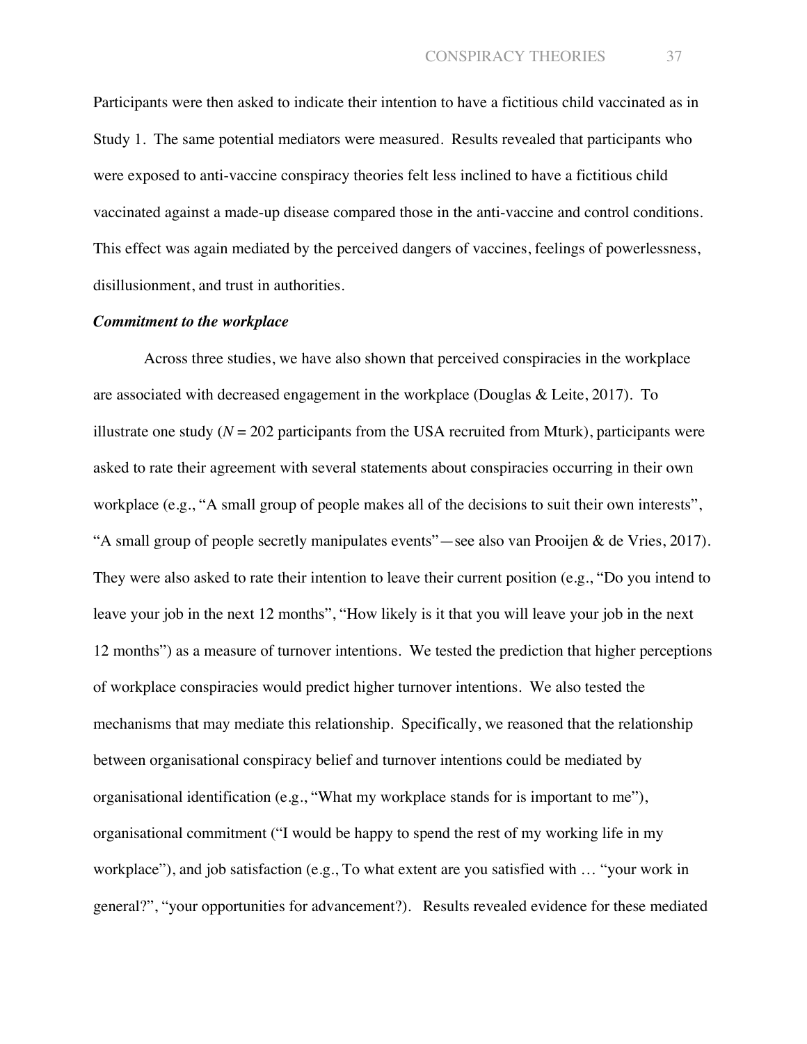Participants were then asked to indicate their intention to have a fictitious child vaccinated as in Study 1. The same potential mediators were measured. Results revealed that participants who were exposed to anti-vaccine conspiracy theories felt less inclined to have a fictitious child vaccinated against a made-up disease compared those in the anti-vaccine and control conditions. This effect was again mediated by the perceived dangers of vaccines, feelings of powerlessness, disillusionment, and trust in authorities.

***Commitment to the workplace***

Across three studies, we have also shown that perceived conspiracies in the workplace are associated with decreased engagement in the workplace (Douglas & Leite, 2017). To illustrate one study ($N$ = 202 participants from the USA recruited from Mturk), participants were asked to rate their agreement with several statements about conspiracies occurring in their own workplace (e.g., "A small group of people makes all of the decisions to suit their own interests", "A small group of people secretly manipulates events"—see also van Prooijen & de Vries, 2017). They were also asked to rate their intention to leave their current position (e.g., "Do you intend to leave your job in the next 12 months", "How likely is it that you will leave your job in the next 12 months") as a measure of turnover intentions. We tested the prediction that higher perceptions of workplace conspiracies would predict higher turnover intentions. We also tested the mechanisms that may mediate this relationship. Specifically, we reasoned that the relationship between organisational conspiracy belief and turnover intentions could be mediated by organisational identification (e.g., "What my workplace stands for is important to me"), organisational commitment ("I would be happy to spend the rest of my working life in my workplace"), and job satisfaction (e.g., To what extent are you satisfied with … "your work in general?", "your opportunities for advancement?). Results revealed evidence for these mediated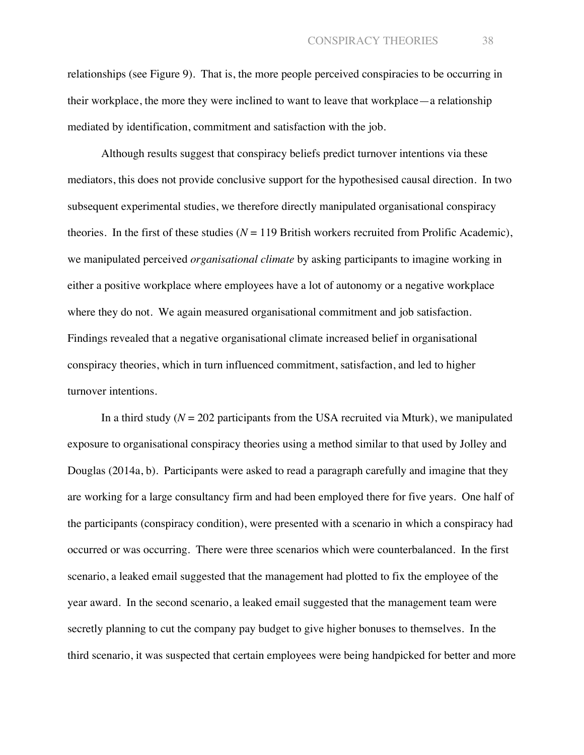relationships (see Figure 9). That is, the more people perceived conspiracies to be occurring in their workplace, the more they were inclined to want to leave that workplace—a relationship mediated by identification, commitment and satisfaction with the job.

Although results suggest that conspiracy beliefs predict turnover intentions via these mediators, this does not provide conclusive support for the hypothesised causal direction. In two subsequent experimental studies, we therefore directly manipulated organisational conspiracy theories. In the first of these studies ($N$ = 119 British workers recruited from Prolific Academic), we manipulated perceived *organisational climate* by asking participants to imagine working in either a positive workplace where employees have a lot of autonomy or a negative workplace where they do not. We again measured organisational commitment and job satisfaction. Findings revealed that a negative organisational climate increased belief in organisational conspiracy theories, which in turn influenced commitment, satisfaction, and led to higher turnover intentions.

In a third study ($N$ = 202 participants from the USA recruited via Mturk), we manipulated exposure to organisational conspiracy theories using a method similar to that used by Jolley and Douglas (2014a, b). Participants were asked to read a paragraph carefully and imagine that they are working for a large consultancy firm and had been employed there for five years. One half of the participants (conspiracy condition), were presented with a scenario in which a conspiracy had occurred or was occurring. There were three scenarios which were counterbalanced. In the first scenario, a leaked email suggested that the management had plotted to fix the employee of the year award. In the second scenario, a leaked email suggested that the management team were secretly planning to cut the company pay budget to give higher bonuses to themselves. In the third scenario, it was suspected that certain employees were being handpicked for better and more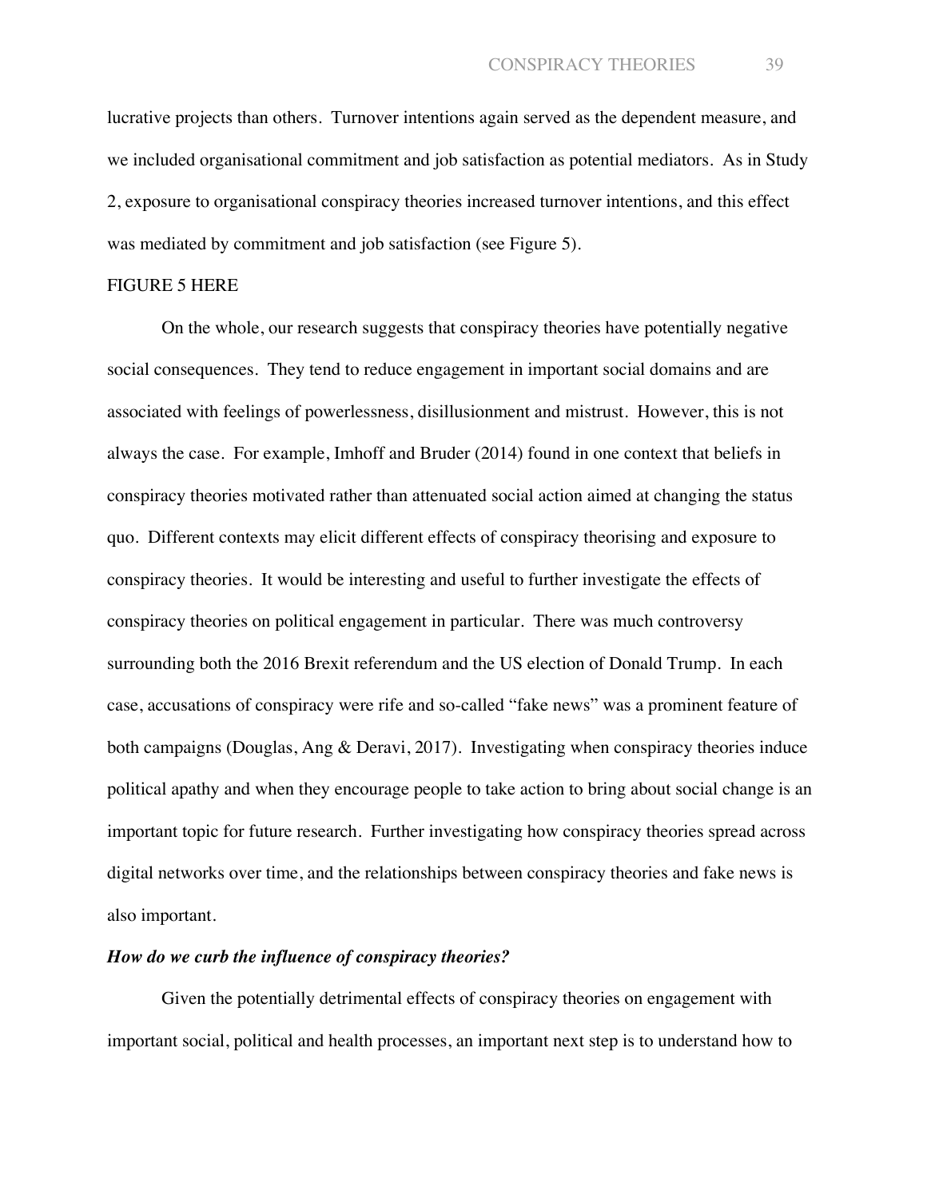lucrative projects than others. Turnover intentions again served as the dependent measure, and we included organisational commitment and job satisfaction as potential mediators. As in Study 2, exposure to organisational conspiracy theories increased turnover intentions, and this effect was mediated by commitment and job satisfaction (see Figure 5).

FIGURE 5 HERE

On the whole, our research suggests that conspiracy theories have potentially negative social consequences. They tend to reduce engagement in important social domains and are associated with feelings of powerlessness, disillusionment and mistrust. However, this is not always the case. For example, Imhoff and Bruder (2014) found in one context that beliefs in conspiracy theories motivated rather than attenuated social action aimed at changing the status quo. Different contexts may elicit different effects of conspiracy theorising and exposure to conspiracy theories. It would be interesting and useful to further investigate the effects of conspiracy theories on political engagement in particular. There was much controversy surrounding both the 2016 Brexit referendum and the US election of Donald Trump. In each case, accusations of conspiracy were rife and so-called "fake news" was a prominent feature of both campaigns (Douglas, Ang & Deravi, 2017). Investigating when conspiracy theories induce political apathy and when they encourage people to take action to bring about social change is an important topic for future research. Further investigating how conspiracy theories spread across digital networks over time, and the relationships between conspiracy theories and fake news is also important.

***How do we curb the influence of conspiracy theories?***

Given the potentially detrimental effects of conspiracy theories on engagement with important social, political and health processes, an important next step is to understand how to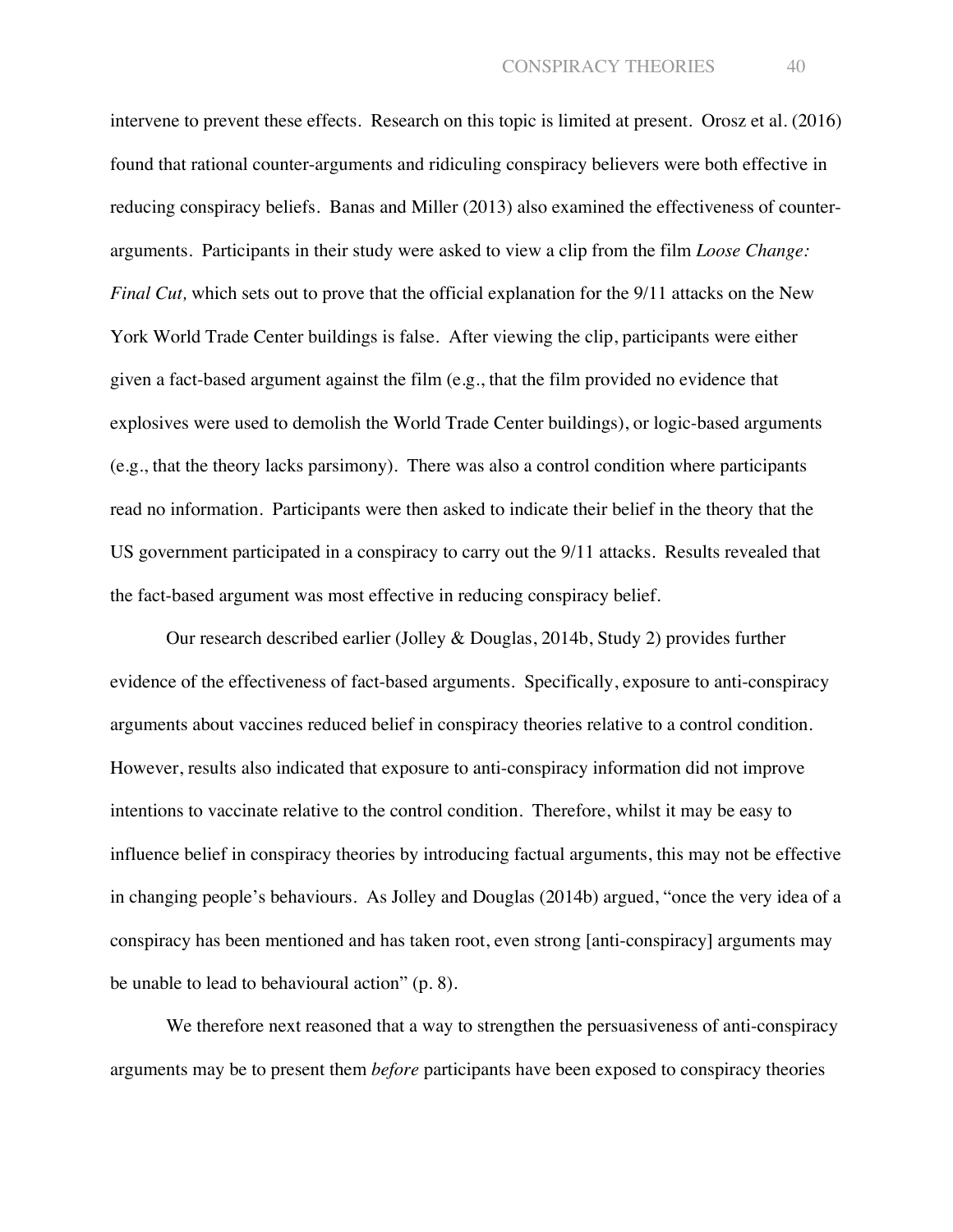intervene to prevent these effects. Research on this topic is limited at present. Orosz et al. (2016) found that rational counter-arguments and ridiculing conspiracy believers were both effective in reducing conspiracy beliefs. Banas and Miller (2013) also examined the effectiveness of counter-arguments. Participants in their study were asked to view a clip from the film *Loose Change: Final Cut,* which sets out to prove that the official explanation for the 9/11 attacks on the New York World Trade Center buildings is false. After viewing the clip, participants were either given a fact-based argument against the film (e.g., that the film provided no evidence that explosives were used to demolish the World Trade Center buildings), or logic-based arguments (e.g., that the theory lacks parsimony). There was also a control condition where participants read no information. Participants were then asked to indicate their belief in the theory that the US government participated in a conspiracy to carry out the 9/11 attacks. Results revealed that the fact-based argument was most effective in reducing conspiracy belief.

Our research described earlier (Jolley & Douglas, 2014b, Study 2) provides further evidence of the effectiveness of fact-based arguments. Specifically, exposure to anti-conspiracy arguments about vaccines reduced belief in conspiracy theories relative to a control condition. However, results also indicated that exposure to anti-conspiracy information did not improve intentions to vaccinate relative to the control condition. Therefore, whilst it may be easy to influence belief in conspiracy theories by introducing factual arguments, this may not be effective in changing people's behaviours. As Jolley and Douglas (2014b) argued, "once the very idea of a conspiracy has been mentioned and has taken root, even strong [anti-conspiracy] arguments may be unable to lead to behavioural action" (p. 8).

We therefore next reasoned that a way to strengthen the persuasiveness of anti-conspiracy arguments may be to present them *before* participants have been exposed to conspiracy theories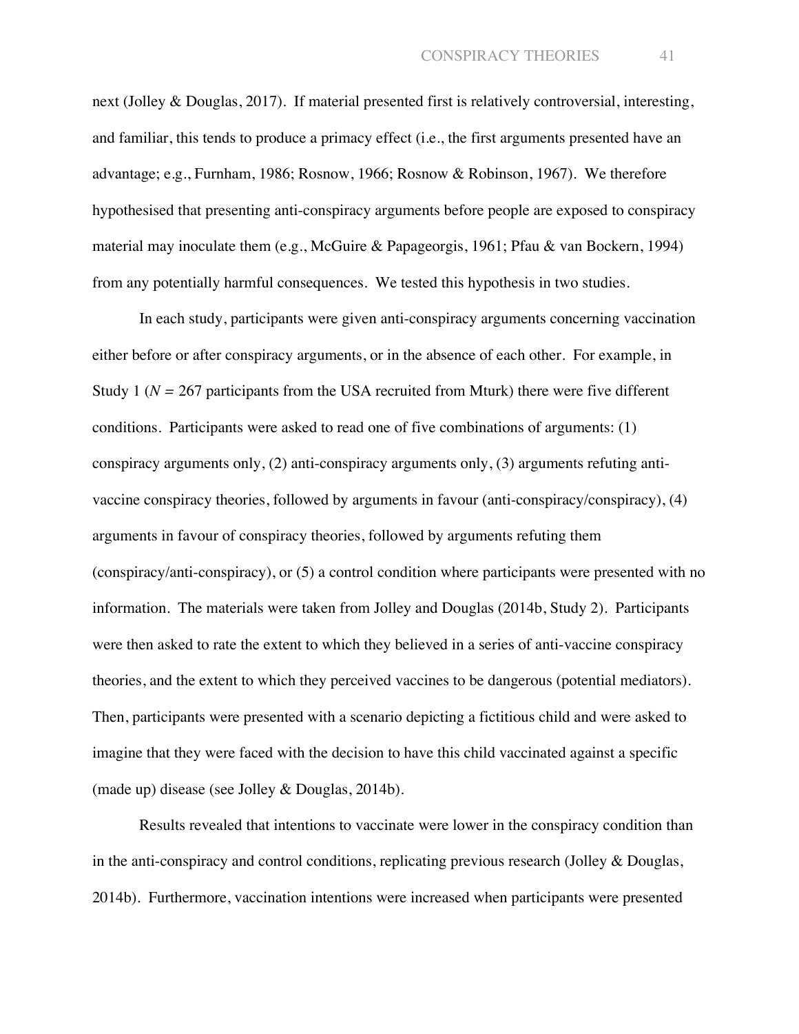next (Jolley & Douglas, 2017). If material presented first is relatively controversial, interesting, and familiar, this tends to produce a primacy effect (i.e., the first arguments presented have an advantage; e.g., Furnham, 1986; Rosnow, 1966; Rosnow & Robinson, 1967). We therefore hypothesised that presenting anti-conspiracy arguments before people are exposed to conspiracy material may inoculate them (e.g., McGuire & Papageorgis, 1961; Pfau & van Bockern, 1994) from any potentially harmful consequences. We tested this hypothesis in two studies.

In each study, participants were given anti-conspiracy arguments concerning vaccination either before or after conspiracy arguments, or in the absence of each other. For example, in Study 1 ($N$ = 267 participants from the USA recruited from Mturk) there were five different conditions. Participants were asked to read one of five combinations of arguments: (1) conspiracy arguments only, (2) anti-conspiracy arguments only, (3) arguments refuting anti-vaccine conspiracy theories, followed by arguments in favour (anti-conspiracy/conspiracy), (4) arguments in favour of conspiracy theories, followed by arguments refuting them (conspiracy/anti-conspiracy), or (5) a control condition where participants were presented with no information. The materials were taken from Jolley and Douglas (2014b, Study 2). Participants were then asked to rate the extent to which they believed in a series of anti-vaccine conspiracy theories, and the extent to which they perceived vaccines to be dangerous (potential mediators). Then, participants were presented with a scenario depicting a fictitious child and were asked to imagine that they were faced with the decision to have this child vaccinated against a specific (made up) disease (see Jolley & Douglas, 2014b).

Results revealed that intentions to vaccinate were lower in the conspiracy condition than in the anti-conspiracy and control conditions, replicating previous research (Jolley & Douglas, 2014b). Furthermore, vaccination intentions were increased when participants were presented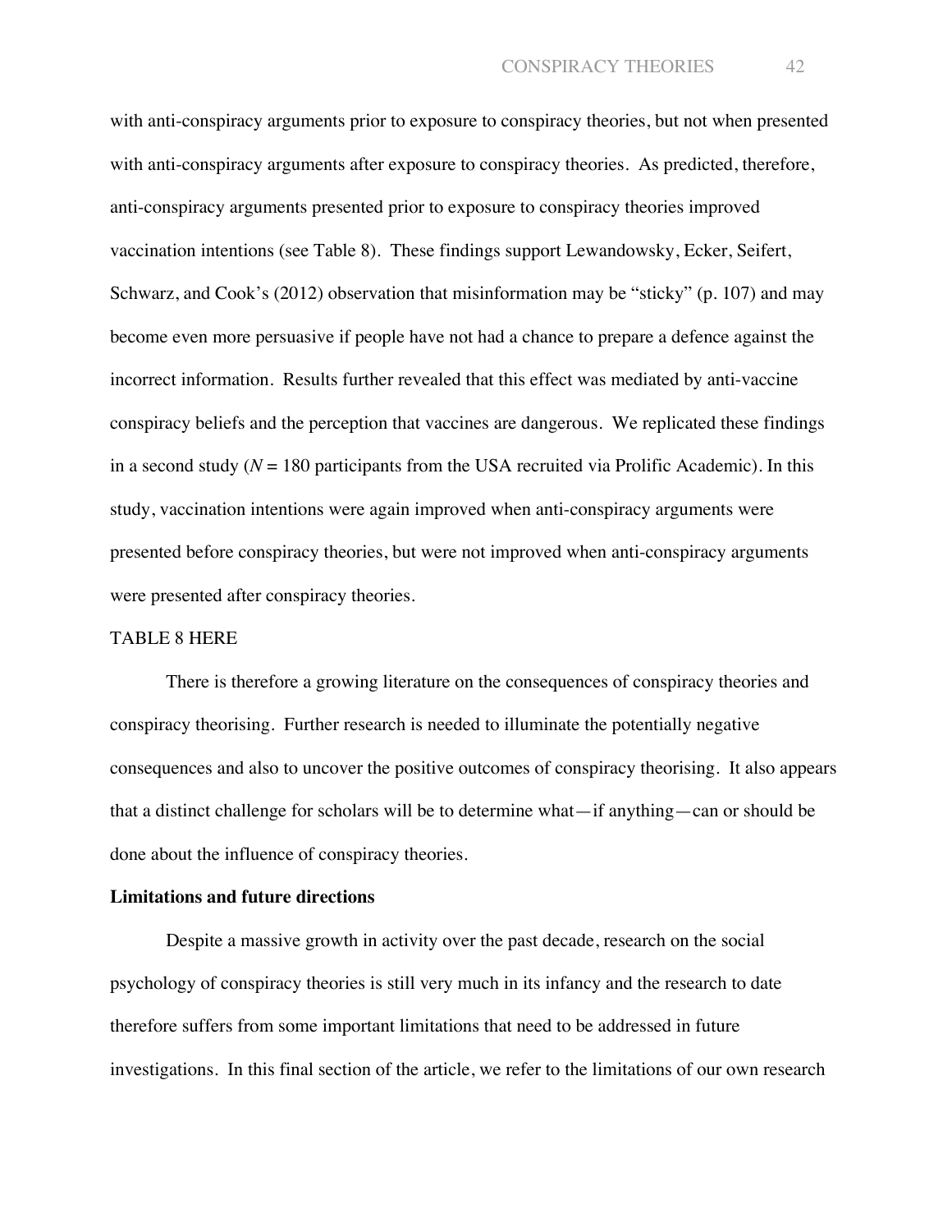with anti-conspiracy arguments prior to exposure to conspiracy theories, but not when presented with anti-conspiracy arguments after exposure to conspiracy theories. As predicted, therefore, anti-conspiracy arguments presented prior to exposure to conspiracy theories improved vaccination intentions (see Table 8). These findings support Lewandowsky, Ecker, Seifert, Schwarz, and Cook's (2012) observation that misinformation may be "sticky" (p. 107) and may become even more persuasive if people have not had a chance to prepare a defence against the incorrect information. Results further revealed that this effect was mediated by anti-vaccine conspiracy beliefs and the perception that vaccines are dangerous. We replicated these findings in a second study ($N$ = 180 participants from the USA recruited via Prolific Academic). In this study, vaccination intentions were again improved when anti-conspiracy arguments were presented before conspiracy theories, but were not improved when anti-conspiracy arguments were presented after conspiracy theories.

TABLE 8 HERE

There is therefore a growing literature on the consequences of conspiracy theories and conspiracy theorising. Further research is needed to illuminate the potentially negative consequences and also to uncover the positive outcomes of conspiracy theorising. It also appears that a distinct challenge for scholars will be to determine what—if anything—can or should be done about the influence of conspiracy theories.

**Limitations and future directions**

Despite a massive growth in activity over the past decade, research on the social psychology of conspiracy theories is still very much in its infancy and the research to date therefore suffers from some important limitations that need to be addressed in future investigations. In this final section of the article, we refer to the limitations of our own research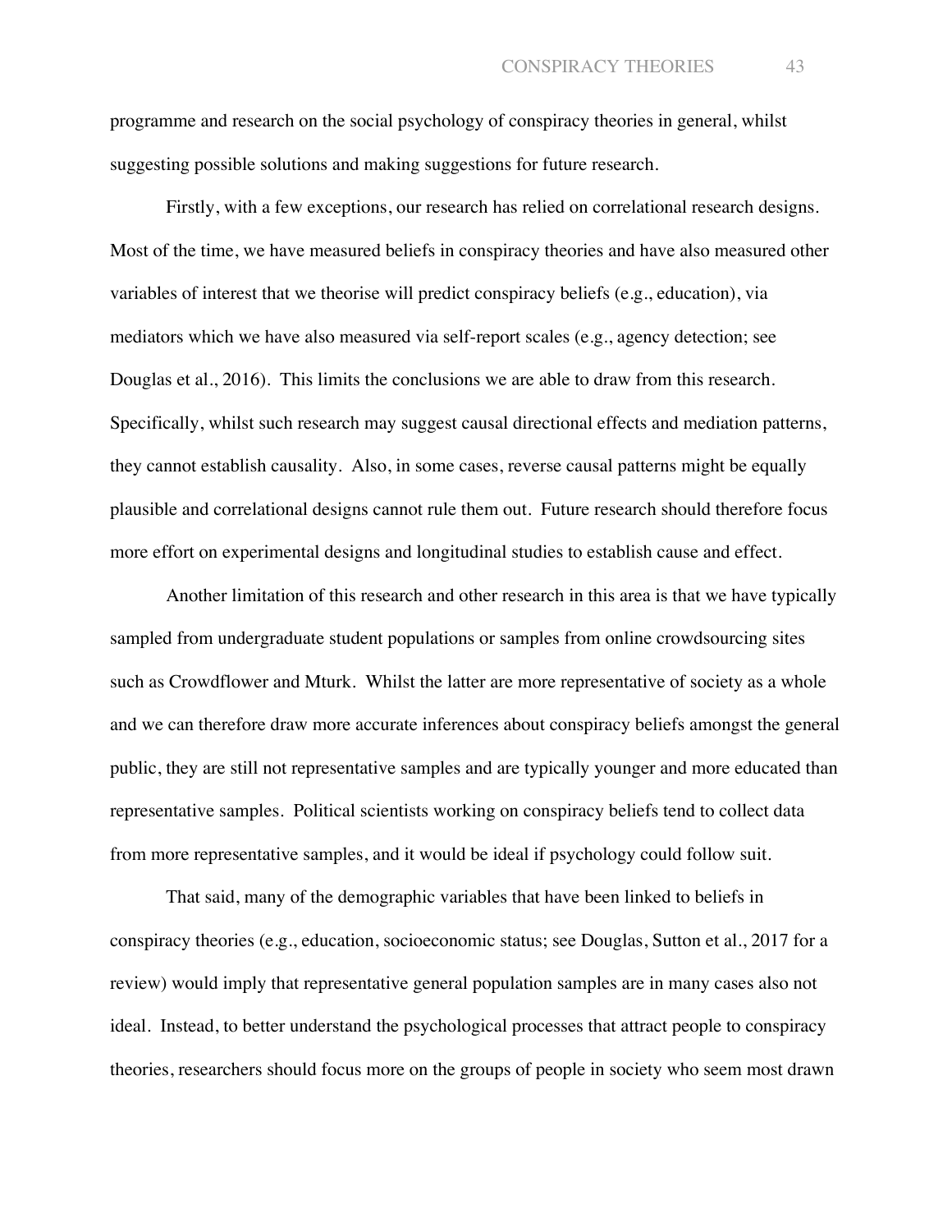programme and research on the social psychology of conspiracy theories in general, whilst suggesting possible solutions and making suggestions for future research.

Firstly, with a few exceptions, our research has relied on correlational research designs. Most of the time, we have measured beliefs in conspiracy theories and have also measured other variables of interest that we theorise will predict conspiracy beliefs (e.g., education), via mediators which we have also measured via self-report scales (e.g., agency detection; see Douglas et al., 2016). This limits the conclusions we are able to draw from this research. Specifically, whilst such research may suggest causal directional effects and mediation patterns, they cannot establish causality. Also, in some cases, reverse causal patterns might be equally plausible and correlational designs cannot rule them out. Future research should therefore focus more effort on experimental designs and longitudinal studies to establish cause and effect.

Another limitation of this research and other research in this area is that we have typically sampled from undergraduate student populations or samples from online crowdsourcing sites such as Crowdflower and Mturk. Whilst the latter are more representative of society as a whole and we can therefore draw more accurate inferences about conspiracy beliefs amongst the general public, they are still not representative samples and are typically younger and more educated than representative samples. Political scientists working on conspiracy beliefs tend to collect data from more representative samples, and it would be ideal if psychology could follow suit.

That said, many of the demographic variables that have been linked to beliefs in conspiracy theories (e.g., education, socioeconomic status; see Douglas, Sutton et al., 2017 for a review) would imply that representative general population samples are in many cases also not ideal. Instead, to better understand the psychological processes that attract people to conspiracy theories, researchers should focus more on the groups of people in society who seem most drawn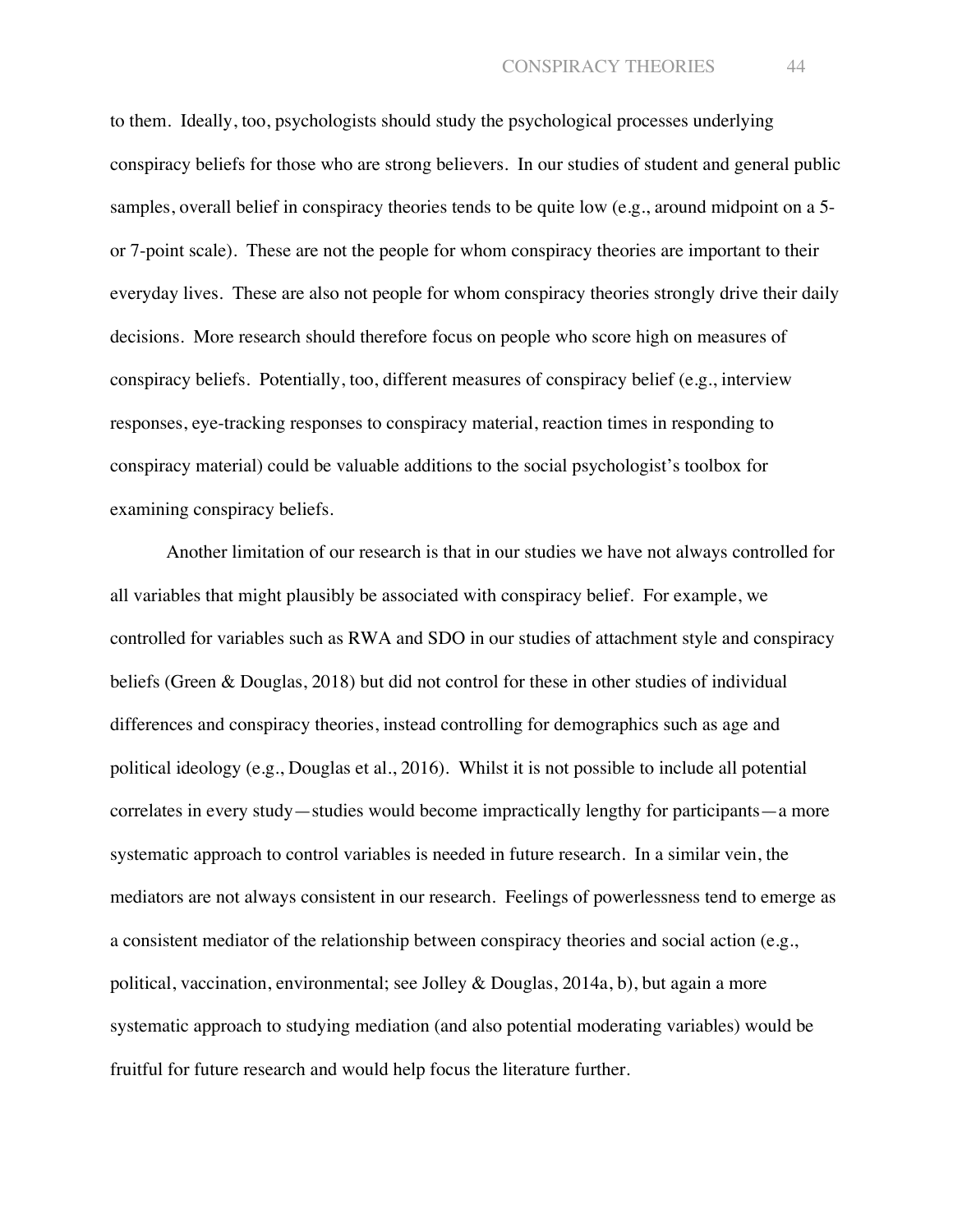to them. Ideally, too, psychologists should study the psychological processes underlying conspiracy beliefs for those who are strong believers. In our studies of student and general public samples, overall belief in conspiracy theories tends to be quite low (e.g., around midpoint on a 5- or 7-point scale). These are not the people for whom conspiracy theories are important to their everyday lives. These are also not people for whom conspiracy theories strongly drive their daily decisions. More research should therefore focus on people who score high on measures of conspiracy beliefs. Potentially, too, different measures of conspiracy belief (e.g., interview responses, eye-tracking responses to conspiracy material, reaction times in responding to conspiracy material) could be valuable additions to the social psychologist's toolbox for examining conspiracy beliefs.

Another limitation of our research is that in our studies we have not always controlled for all variables that might plausibly be associated with conspiracy belief. For example, we controlled for variables such as RWA and SDO in our studies of attachment style and conspiracy beliefs (Green & Douglas, 2018) but did not control for these in other studies of individual differences and conspiracy theories, instead controlling for demographics such as age and political ideology (e.g., Douglas et al., 2016). Whilst it is not possible to include all potential correlates in every study—studies would become impractically lengthy for participants—a more systematic approach to control variables is needed in future research. In a similar vein, the mediators are not always consistent in our research. Feelings of powerlessness tend to emerge as a consistent mediator of the relationship between conspiracy theories and social action (e.g., political, vaccination, environmental; see Jolley & Douglas, 2014a, b), but again a more systematic approach to studying mediation (and also potential moderating variables) would be fruitful for future research and would help focus the literature further.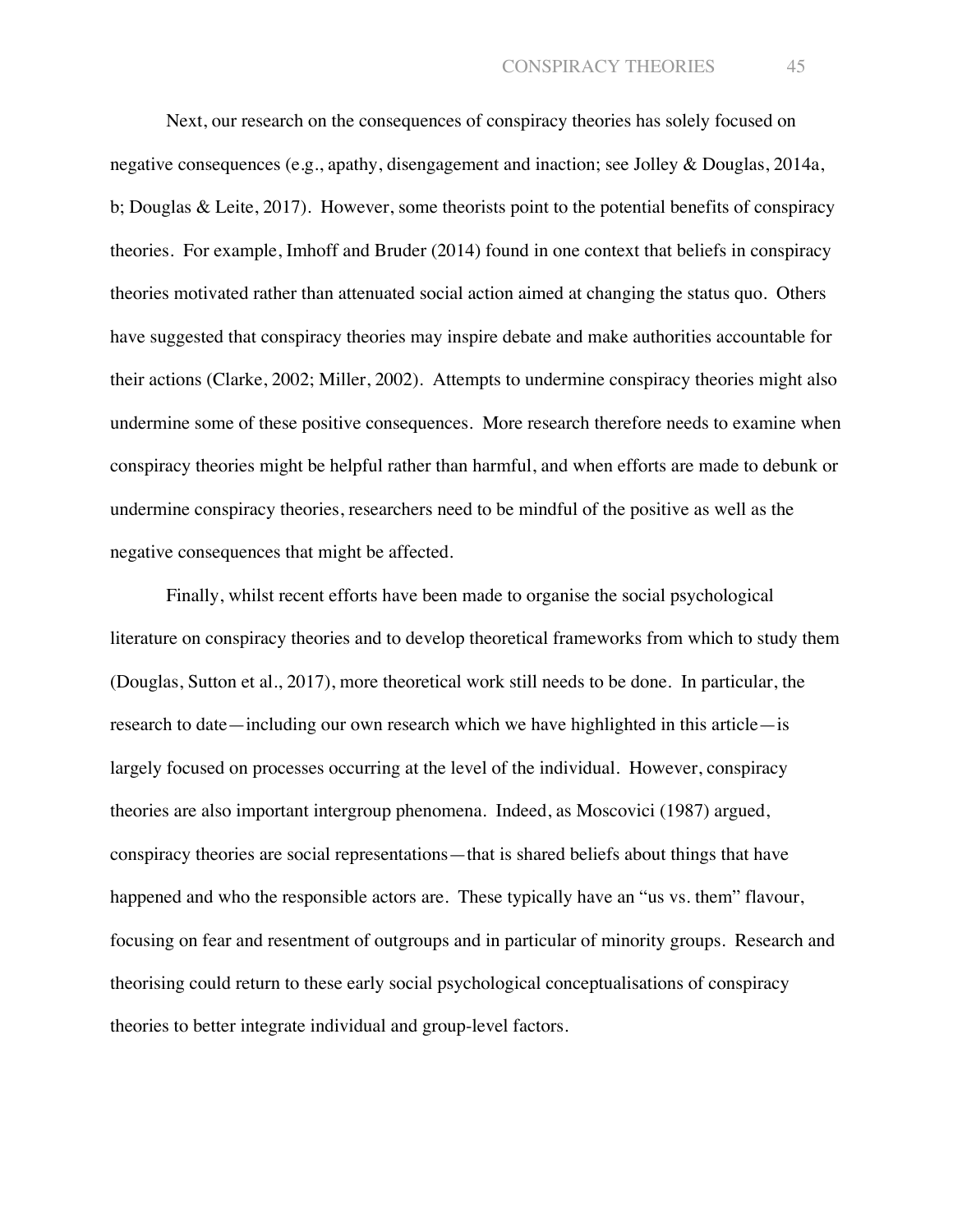Next, our research on the consequences of conspiracy theories has solely focused on negative consequences (e.g., apathy, disengagement and inaction; see Jolley & Douglas, 2014a, b; Douglas & Leite, 2017). However, some theorists point to the potential benefits of conspiracy theories. For example, Imhoff and Bruder (2014) found in one context that beliefs in conspiracy theories motivated rather than attenuated social action aimed at changing the status quo. Others have suggested that conspiracy theories may inspire debate and make authorities accountable for their actions (Clarke, 2002; Miller, 2002). Attempts to undermine conspiracy theories might also undermine some of these positive consequences. More research therefore needs to examine when conspiracy theories might be helpful rather than harmful, and when efforts are made to debunk or undermine conspiracy theories, researchers need to be mindful of the positive as well as the negative consequences that might be affected.

Finally, whilst recent efforts have been made to organise the social psychological literature on conspiracy theories and to develop theoretical frameworks from which to study them (Douglas, Sutton et al., 2017), more theoretical work still needs to be done. In particular, the research to date—including our own research which we have highlighted in this article—is largely focused on processes occurring at the level of the individual. However, conspiracy theories are also important intergroup phenomena. Indeed, as Moscovici (1987) argued, conspiracy theories are social representations—that is shared beliefs about things that have happened and who the responsible actors are. These typically have an "us vs. them" flavour, focusing on fear and resentment of outgroups and in particular of minority groups. Research and theorising could return to these early social psychological conceptualisations of conspiracy theories to better integrate individual and group-level factors.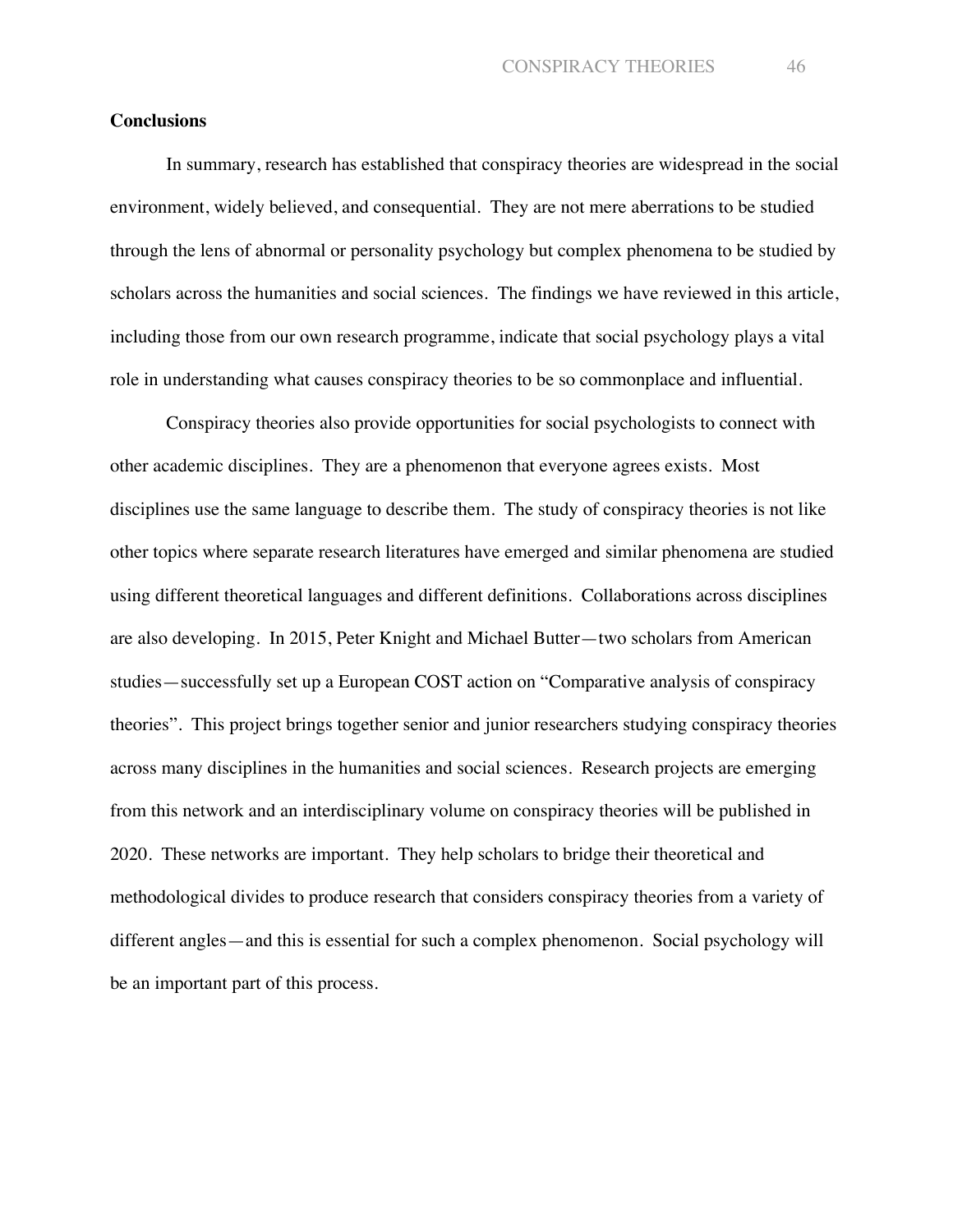**Conclusions**

In summary, research has established that conspiracy theories are widespread in the social environment, widely believed, and consequential. They are not mere aberrations to be studied through the lens of abnormal or personality psychology but complex phenomena to be studied by scholars across the humanities and social sciences. The findings we have reviewed in this article, including those from our own research programme, indicate that social psychology plays a vital role in understanding what causes conspiracy theories to be so commonplace and influential.

Conspiracy theories also provide opportunities for social psychologists to connect with other academic disciplines. They are a phenomenon that everyone agrees exists. Most disciplines use the same language to describe them. The study of conspiracy theories is not like other topics where separate research literatures have emerged and similar phenomena are studied using different theoretical languages and different definitions. Collaborations across disciplines are also developing. In 2015, Peter Knight and Michael Butter—two scholars from American studies—successfully set up a European COST action on "Comparative analysis of conspiracy theories". This project brings together senior and junior researchers studying conspiracy theories across many disciplines in the humanities and social sciences. Research projects are emerging from this network and an interdisciplinary volume on conspiracy theories will be published in 2020. These networks are important. They help scholars to bridge their theoretical and methodological divides to produce research that considers conspiracy theories from a variety of different angles—and this is essential for such a complex phenomenon. Social psychology will be an important part of this process.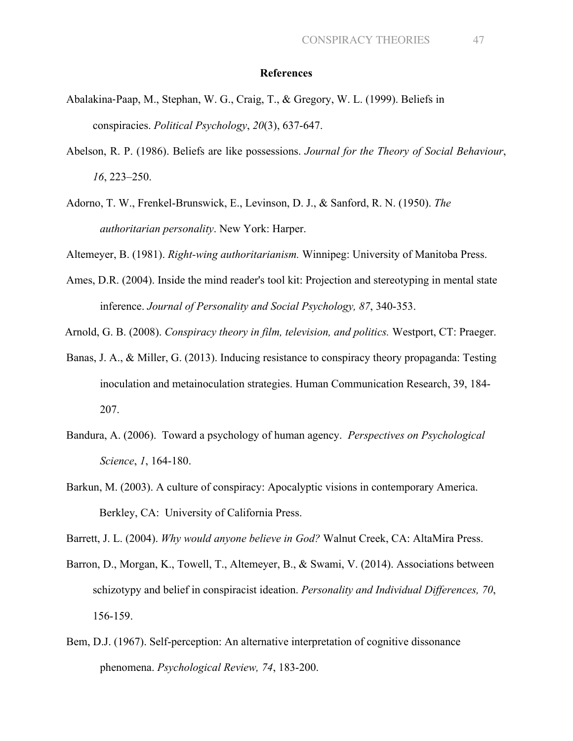# References

Abalakina-Paap, M., Stephan, W. G., Craig, T., & Gregory, W. L. (1999). Beliefs in conspiracies. *Political Psychology*, *20*(3), 637-647.

Abelson, R. P. (1986). Beliefs are like possessions. *Journal for the Theory of Social Behaviour*, *16*, 223–250.

Adorno, T. W., Frenkel-Brunswick, E., Levinson, D. J., & Sanford, R. N. (1950). *The authoritarian personality*. New York: Harper.

Altemeyer, B. (1981). *Right-wing authoritarianism.* Winnipeg: University of Manitoba Press.

Ames, D.R. (2004). Inside the mind reader's tool kit: Projection and stereotyping in mental state inference. *Journal of Personality and Social Psychology, 87*, 340-353.

Arnold, G. B. (2008). *Conspiracy theory in film, television, and politics.* Westport, CT: Praeger.

Banas, J. A., & Miller, G. (2013). Inducing resistance to conspiracy theory propaganda: Testing inoculation and metainoculation strategies. Human Communication Research, 39, 184-207.

Bandura, A. (2006). Toward a psychology of human agency. *Perspectives on Psychological Science*, *1*, 164-180.

Barkun, M. (2003). A culture of conspiracy: Apocalyptic visions in contemporary America. Berkley, CA: University of California Press.

Barrett, J. L. (2004). *Why would anyone believe in God?* Walnut Creek, CA: AltaMira Press.

Barron, D., Morgan, K., Towell, T., Altemeyer, B., & Swami, V. (2014). Associations between schizotypy and belief in conspiracist ideation. *Personality and Individual Differences, 70*, 156-159.

Bem, D.J. (1967). Self-perception: An alternative interpretation of cognitive dissonance phenomena. *Psychological Review, 74*, 183-200.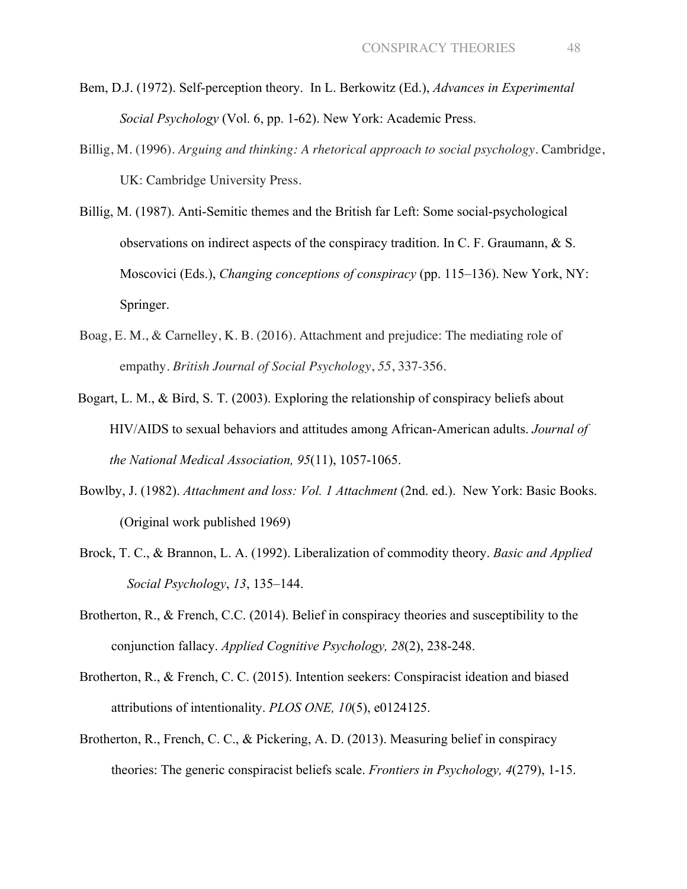Bem, D.J. (1972). Self-perception theory. In L. Berkowitz (Ed.), *Advances in Experimental Social Psychology* (Vol. 6, pp. 1-62). New York: Academic Press.

Billig, M. (1996). *Arguing and thinking: A rhetorical approach to social psychology*. Cambridge, UK: Cambridge University Press.

Billig, M. (1987). Anti-Semitic themes and the British far Left: Some social-psychological observations on indirect aspects of the conspiracy tradition. In C. F. Graumann, & S. Moscovici (Eds.), *Changing conceptions of conspiracy* (pp. 115–136). New York, NY: Springer.

Boag, E. M., & Carnelley, K. B. (2016). Attachment and prejudice: The mediating role of empathy. *British Journal of Social Psychology*, *55*, 337-356.

Bogart, L. M., & Bird, S. T. (2003). Exploring the relationship of conspiracy beliefs about HIV/AIDS to sexual behaviors and attitudes among African-American adults. *Journal of the National Medical Association, 95*(11), 1057-1065.

Bowlby, J. (1982). *Attachment and loss: Vol. 1 Attachment* (2nd. ed.). New York: Basic Books. (Original work published 1969)

Brock, T. C., & Brannon, L. A. (1992). Liberalization of commodity theory. *Basic and Applied Social Psychology*, *13*, 135–144.

Brotherton, R., & French, C.C. (2014). Belief in conspiracy theories and susceptibility to the conjunction fallacy. *Applied Cognitive Psychology, 28*(2), 238-248.

Brotherton, R., & French, C. C. (2015). Intention seekers: Conspiracist ideation and biased attributions of intentionality. *PLOS ONE, 10*(5), e0124125.

Brotherton, R., French, C. C., & Pickering, A. D. (2013). Measuring belief in conspiracy theories: The generic conspiracist beliefs scale. *Frontiers in Psychology, 4*(279), 1-15.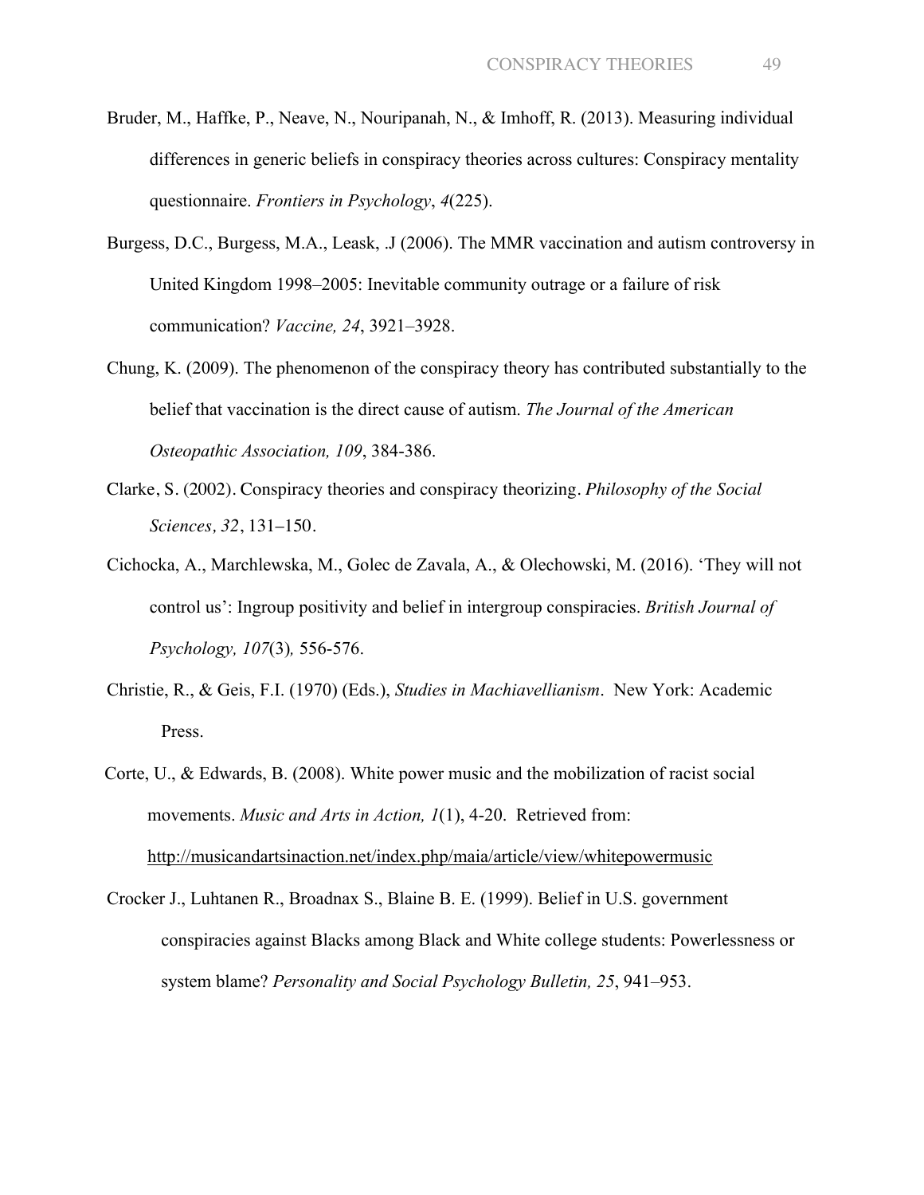Bruder, M., Haffke, P., Neave, N., Nouripanah, N., & Imhoff, R. (2013). Measuring individual differences in generic beliefs in conspiracy theories across cultures: Conspiracy mentality questionnaire. *Frontiers in Psychology*, *4*(225).

Burgess, D.C., Burgess, M.A., Leask, .J (2006). The MMR vaccination and autism controversy in United Kingdom 1998–2005: Inevitable community outrage or a failure of risk communication? *Vaccine, 24*, 3921–3928.

Chung, K. (2009). The phenomenon of the conspiracy theory has contributed substantially to the belief that vaccination is the direct cause of autism. *The Journal of the American Osteopathic Association, 109*, 384-386.

Clarke, S. (2002). Conspiracy theories and conspiracy theorizing. *Philosophy of the Social Sciences, 32*, 131–150.

Cichocka, A., Marchlewska, M., Golec de Zavala, A., & Olechowski, M. (2016). 'They will not control us': Ingroup positivity and belief in intergroup conspiracies. *British Journal of Psychology, 107*(3)*,* 556-576.

Christie, R., & Geis, F.I. (1970) (Eds.), *Studies in Machiavellianism*. New York: Academic Press.

Corte, U., & Edwards, B. (2008). White power music and the mobilization of racist social movements. *Music and Arts in Action, 1*(1), 4-20. Retrieved from: http://musicandartsinaction.net/index.php/maia/article/view/whitepowermusic

Crocker J., Luhtanen R., Broadnax S., Blaine B. E. (1999). Belief in U.S. government conspiracies against Blacks among Black and White college students: Powerlessness or system blame? *Personality and Social Psychology Bulletin, 25*, 941–953.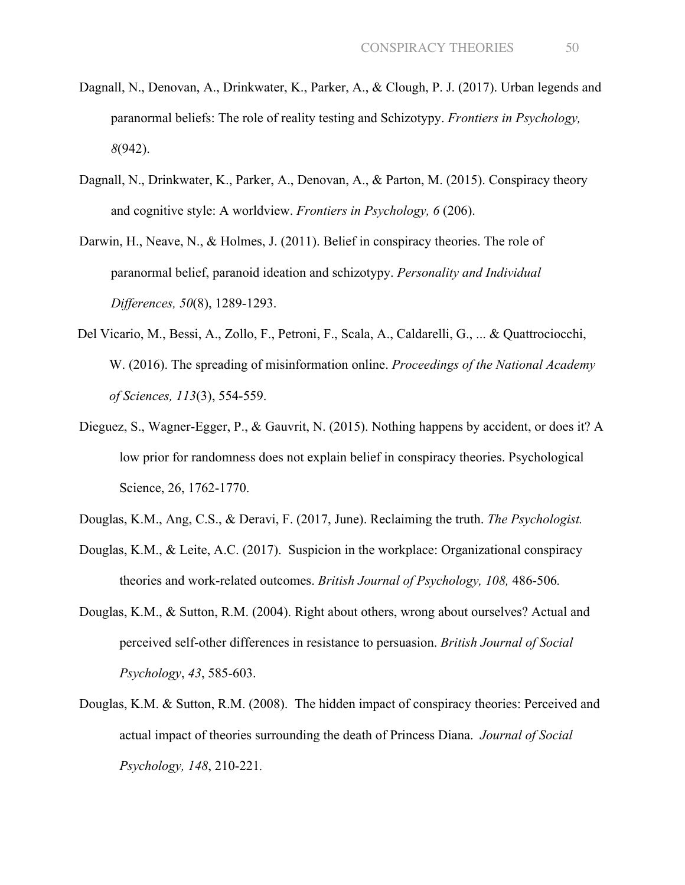Dagnall, N., Denovan, A., Drinkwater, K., Parker, A., & Clough, P. J. (2017). Urban legends and paranormal beliefs: The role of reality testing and Schizotypy. *Frontiers in Psychology, 8*(942).

Dagnall, N., Drinkwater, K., Parker, A., Denovan, A., & Parton, M. (2015). Conspiracy theory and cognitive style: A worldview. *Frontiers in Psychology, 6* (206).

Darwin, H., Neave, N., & Holmes, J. (2011). Belief in conspiracy theories. The role of paranormal belief, paranoid ideation and schizotypy. *Personality and Individual Differences, 50*(8), 1289-1293.

Del Vicario, M., Bessi, A., Zollo, F., Petroni, F., Scala, A., Caldarelli, G., ... & Quattrociocchi, W. (2016). The spreading of misinformation online. *Proceedings of the National Academy of Sciences, 113*(3), 554-559.

Dieguez, S., Wagner-Egger, P., & Gauvrit, N. (2015). Nothing happens by accident, or does it? A low prior for randomness does not explain belief in conspiracy theories. Psychological Science, 26, 1762-1770.

Douglas, K.M., Ang, C.S., & Deravi, F. (2017, June). Reclaiming the truth. *The Psychologist.*

Douglas, K.M., & Leite, A.C. (2017). Suspicion in the workplace: Organizational conspiracy theories and work-related outcomes. *British Journal of Psychology, 108,* 486-506.

Douglas, K.M., & Sutton, R.M. (2004). Right about others, wrong about ourselves? Actual and perceived self-other differences in resistance to persuasion. *British Journal of Social Psychology*, *43*, 585-603.

Douglas, K.M. & Sutton, R.M. (2008). The hidden impact of conspiracy theories: Perceived and actual impact of theories surrounding the death of Princess Diana. *Journal of Social Psychology, 148*, 210-221.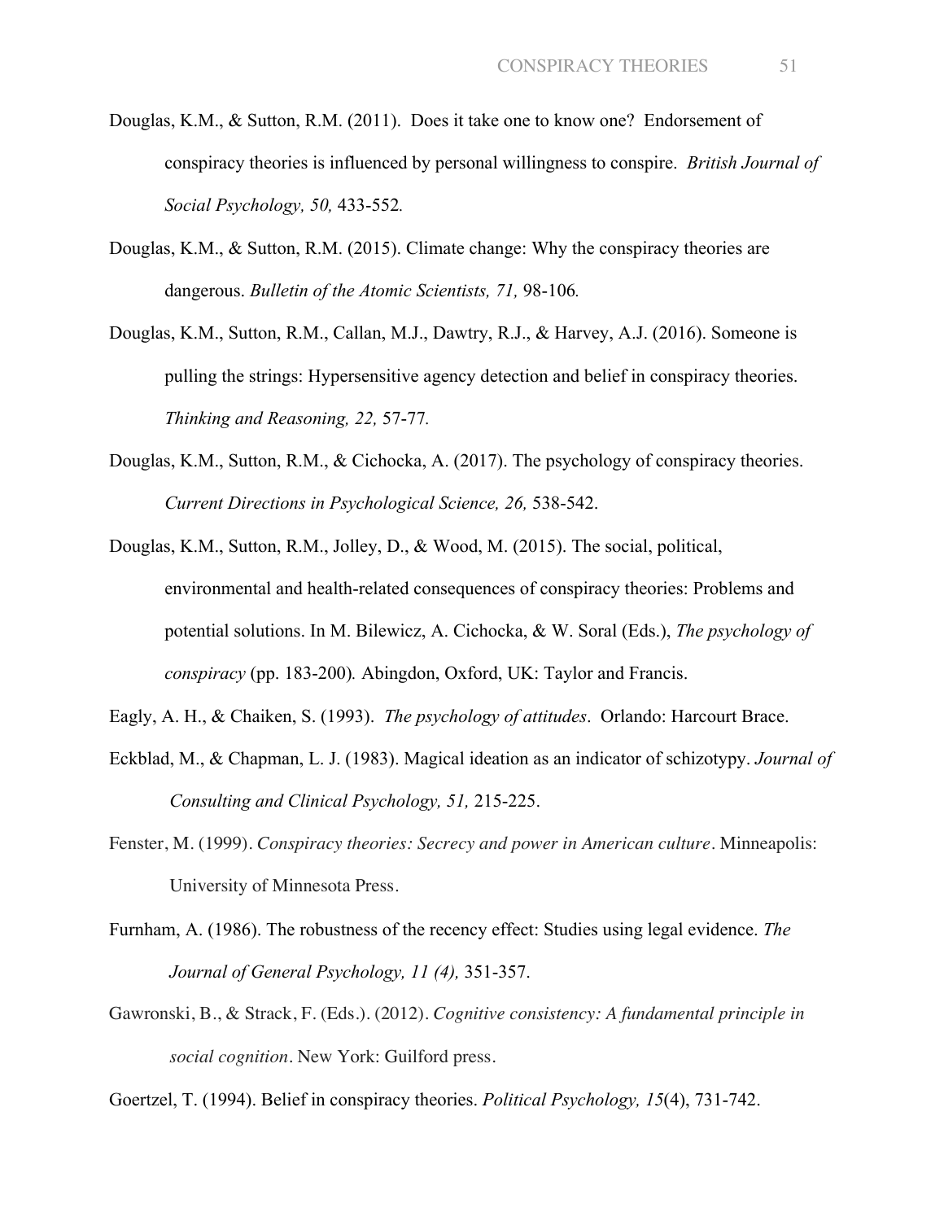Douglas, K.M., & Sutton, R.M. (2011). Does it take one to know one? Endorsement of conspiracy theories is influenced by personal willingness to conspire. *British Journal of Social Psychology, 50,* 433-552.

Douglas, K.M., & Sutton, R.M. (2015). Climate change: Why the conspiracy theories are dangerous. *Bulletin of the Atomic Scientists, 71,* 98-106.

Douglas, K.M., Sutton, R.M., Callan, M.J., Dawtry, R.J., & Harvey, A.J. (2016). Someone is pulling the strings: Hypersensitive agency detection and belief in conspiracy theories. *Thinking and Reasoning, 22,* 57-77.

Douglas, K.M., Sutton, R.M., & Cichocka, A. (2017). The psychology of conspiracy theories. *Current Directions in Psychological Science, 26,* 538-542.

Douglas, K.M., Sutton, R.M., Jolley, D., & Wood, M. (2015). The social, political, environmental and health-related consequences of conspiracy theories: Problems and potential solutions. In M. Bilewicz, A. Cichocka, & W. Soral (Eds.), *The psychology of conspiracy* (pp. 183-200)*.* Abingdon, Oxford, UK: Taylor and Francis.

Eagly, A. H., & Chaiken, S. (1993). *The psychology of attitudes*. Orlando: Harcourt Brace.

Eckblad, M., & Chapman, L. J. (1983). Magical ideation as an indicator of schizotypy. *Journal of Consulting and Clinical Psychology, 51,* 215-225.

Fenster, M. (1999). *Conspiracy theories: Secrecy and power in American culture*. Minneapolis: University of Minnesota Press.

Furnham, A. (1986). The robustness of the recency effect: Studies using legal evidence. *The Journal of General Psychology, 11 (4),* 351-357.

Gawronski, B., & Strack, F. (Eds.). (2012). *Cognitive consistency: A fundamental principle in social cognition*. New York: Guilford press.

Goertzel, T. (1994). Belief in conspiracy theories. *Political Psychology, 15*(4), 731-742.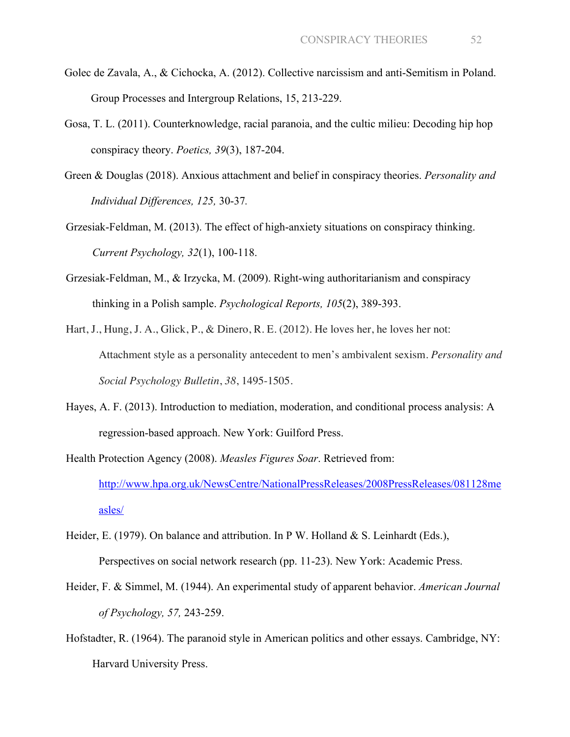Golec de Zavala, A., & Cichocka, A. (2012). Collective narcissism and anti-Semitism in Poland. Group Processes and Intergroup Relations, 15, 213-229.

Gosa, T. L. (2011). Counterknowledge, racial paranoia, and the cultic milieu: Decoding hip hop conspiracy theory. *Poetics, 39*(3), 187-204.

Green & Douglas (2018). Anxious attachment and belief in conspiracy theories. *Personality and Individual Differences, 125,* 30-37.

Grzesiak-Feldman, M. (2013). The effect of high-anxiety situations on conspiracy thinking. *Current Psychology, 32*(1), 100-118.

Grzesiak-Feldman, M., & Irzycka, M. (2009). Right-wing authoritarianism and conspiracy thinking in a Polish sample. *Psychological Reports, 105*(2), 389-393.

Hart, J., Hung, J. A., Glick, P., & Dinero, R. E. (2012). He loves her, he loves her not: Attachment style as a personality antecedent to men's ambivalent sexism. *Personality and Social Psychology Bulletin*, *38*, 1495-1505.

Hayes, A. F. (2013). Introduction to mediation, moderation, and conditional process analysis: A regression-based approach. New York: Guilford Press.

Health Protection Agency (2008). *Measles Figures Soar*. Retrieved from: http://www.hpa.org.uk/NewsCentre/NationalPressReleases/2008PressReleases/081128measles/

Heider, E. (1979). On balance and attribution. In P W. Holland & S. Leinhardt (Eds.), Perspectives on social network research (pp. 11-23). New York: Academic Press.

Heider, F. & Simmel, M. (1944). An experimental study of apparent behavior. *American Journal of Psychology, 57,* 243-259.

Hofstadter, R. (1964). The paranoid style in American politics and other essays. Cambridge, NY: Harvard University Press.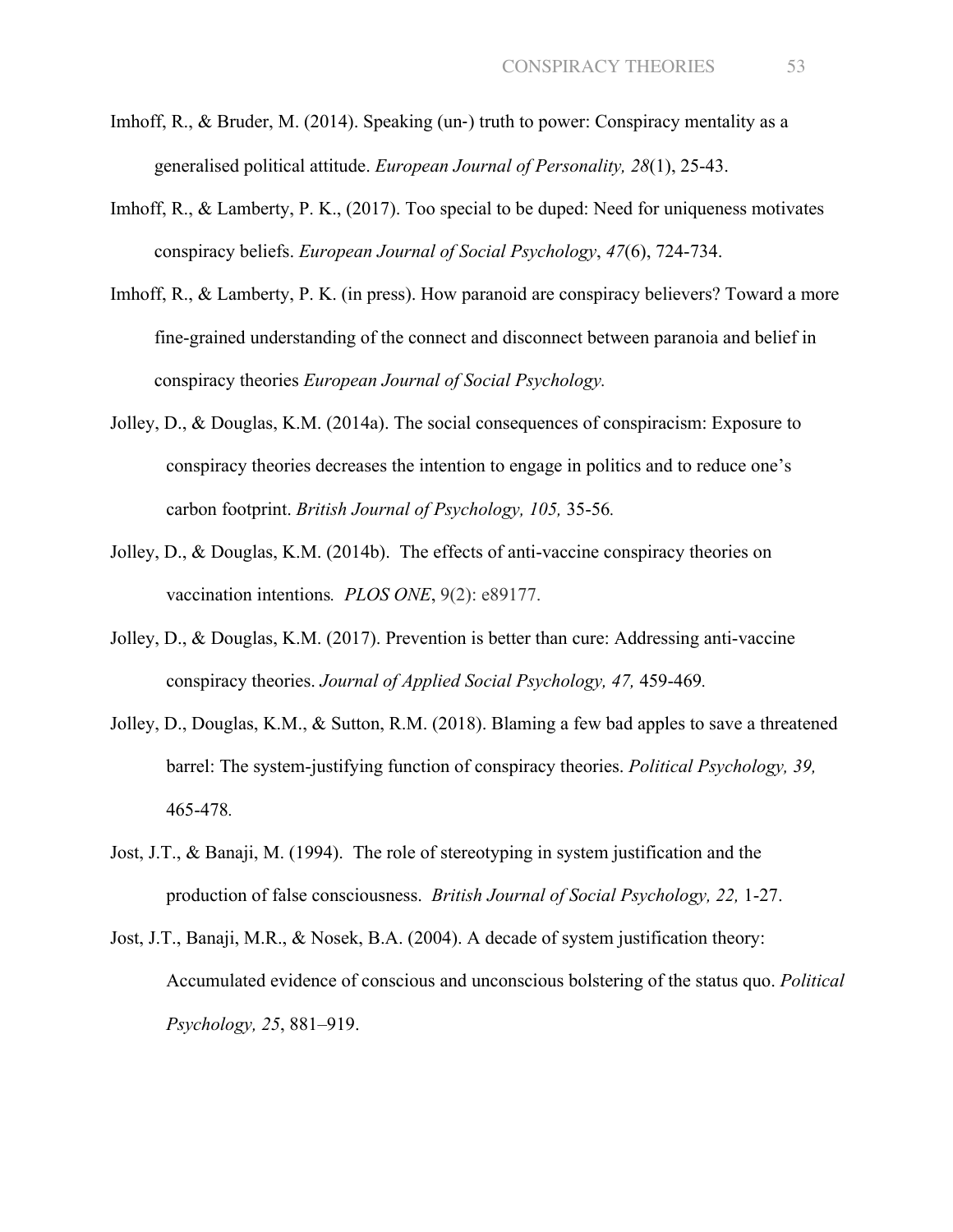Imhoff, R., & Bruder, M. (2014). Speaking (un-) truth to power: Conspiracy mentality as a generalised political attitude. *European Journal of Personality, 28*(1), 25-43.

Imhoff, R., & Lamberty, P. K., (2017). Too special to be duped: Need for uniqueness motivates conspiracy beliefs. *European Journal of Social Psychology*, *47*(6), 724-734.

Imhoff, R., & Lamberty, P. K. (in press). How paranoid are conspiracy believers? Toward a more fine-grained understanding of the connect and disconnect between paranoia and belief in conspiracy theories *European Journal of Social Psychology.*

Jolley, D., & Douglas, K.M. (2014a). The social consequences of conspiracism: Exposure to conspiracy theories decreases the intention to engage in politics and to reduce one's carbon footprint. *British Journal of Psychology, 105,* 35-56.

Jolley, D., & Douglas, K.M. (2014b). The effects of anti-vaccine conspiracy theories on vaccination intentions*. PLOS ONE*, 9(2): e89177.

Jolley, D., & Douglas, K.M. (2017). Prevention is better than cure: Addressing anti-vaccine conspiracy theories. *Journal of Applied Social Psychology, 47,* 459-469.

Jolley, D., Douglas, K.M., & Sutton, R.M. (2018). Blaming a few bad apples to save a threatened barrel: The system-justifying function of conspiracy theories. *Political Psychology, 39,* 465-478.

Jost, J.T., & Banaji, M. (1994). The role of stereotyping in system justification and the production of false consciousness. *British Journal of Social Psychology, 22,* 1-27.

Jost, J.T., Banaji, M.R., & Nosek, B.A. (2004). A decade of system justification theory: Accumulated evidence of conscious and unconscious bolstering of the status quo. *Political Psychology, 25*, 881–919.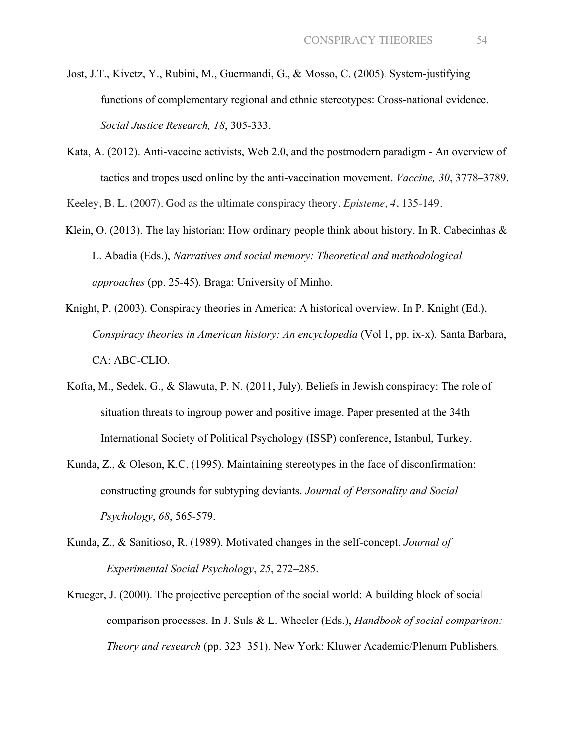Jost, J.T., Kivetz, Y., Rubini, M., Guermandi, G., & Mosso, C. (2005). System-justifying functions of complementary regional and ethnic stereotypes: Cross-national evidence. *Social Justice Research, 18*, 305-333.

Kata, A. (2012). Anti-vaccine activists, Web 2.0, and the postmodern paradigm - An overview of tactics and tropes used online by the anti-vaccination movement. *Vaccine, 30*, 3778–3789.

Keeley, B. L. (2007). God as the ultimate conspiracy theory. *Episteme*, *4*, 135-149.

Klein, O. (2013). The lay historian: How ordinary people think about history. In R. Cabecinhas & L. Abadia (Eds.), *Narratives and social memory: Theoretical and methodological approaches* (pp. 25-45). Braga: University of Minho.

Knight, P. (2003). Conspiracy theories in America: A historical overview. In P. Knight (Ed.), *Conspiracy theories in American history: An encyclopedia* (Vol 1, pp. ix-x). Santa Barbara, CA: ABC-CLIO.

Kofta, M., Sedek, G., & Slawuta, P. N. (2011, July). Beliefs in Jewish conspiracy: The role of situation threats to ingroup power and positive image. Paper presented at the 34th International Society of Political Psychology (ISSP) conference, Istanbul, Turkey.

Kunda, Z., & Oleson, K.C. (1995). Maintaining stereotypes in the face of disconfirmation: constructing grounds for subtyping deviants. *Journal of Personality and Social Psychology*, *68*, 565-579.

Kunda, Z., & Sanitioso, R. (1989). Motivated changes in the self-concept. *Journal of Experimental Social Psychology*, *25*, 272–285.

Krueger, J. (2000). The projective perception of the social world: A building block of social comparison processes. In J. Suls & L. Wheeler (Eds.), *Handbook of social comparison: Theory and research* (pp. 323–351). New York: Kluwer Academic/Plenum Publishers.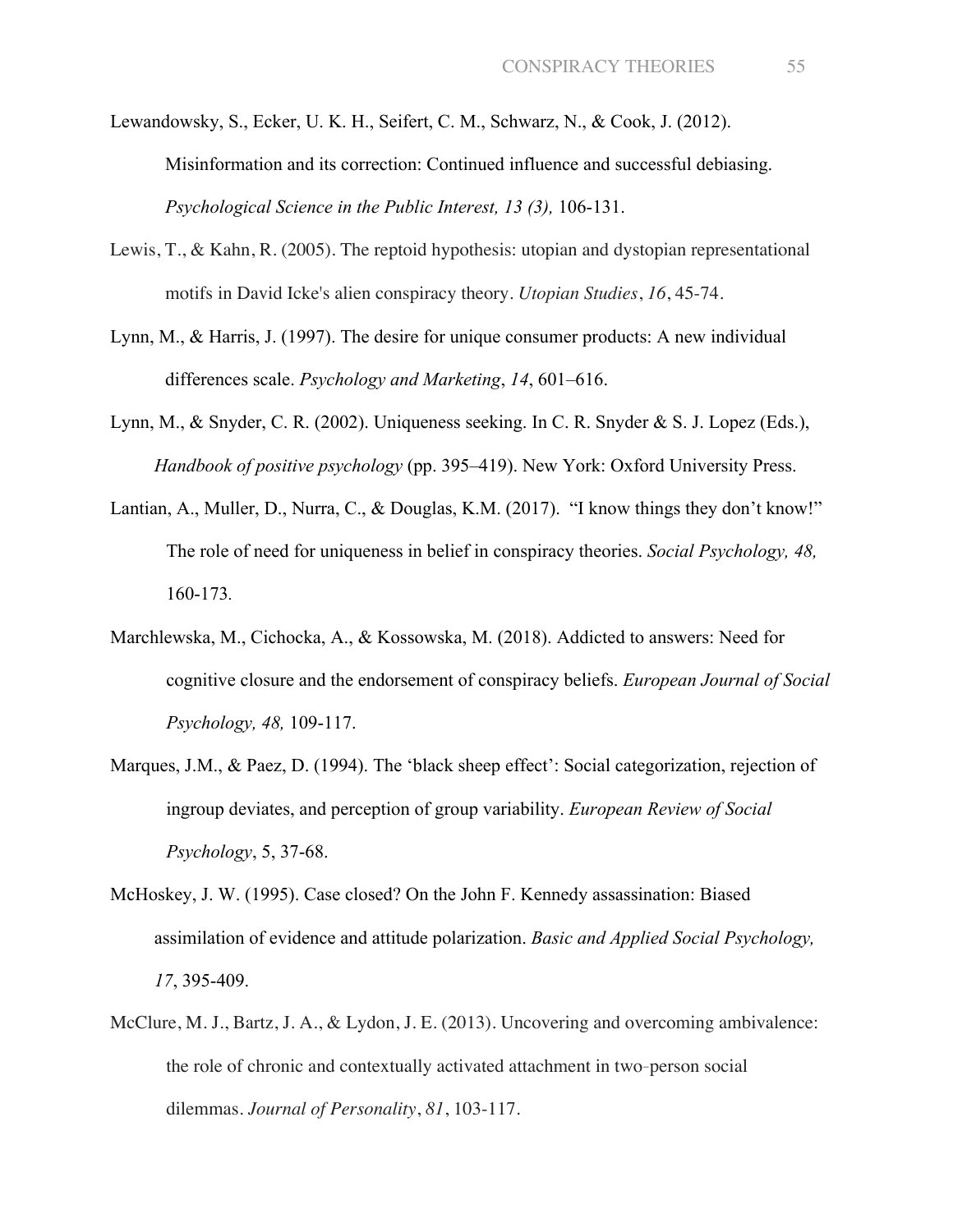Lewandowsky, S., Ecker, U. K. H., Seifert, C. M., Schwarz, N., & Cook, J. (2012). Misinformation and its correction: Continued influence and successful debiasing. *Psychological Science in the Public Interest, 13 (3),* 106-131.

Lewis, T., & Kahn, R. (2005). The reptoid hypothesis: utopian and dystopian representational motifs in David Icke's alien conspiracy theory. *Utopian Studies*, *16*, 45-74.

Lynn, M., & Harris, J. (1997). The desire for unique consumer products: A new individual differences scale. *Psychology and Marketing*, *14*, 601–616.

Lynn, M., & Snyder, C. R. (2002). Uniqueness seeking. In C. R. Snyder & S. J. Lopez (Eds.), *Handbook of positive psychology* (pp. 395–419). New York: Oxford University Press.

Lantian, A., Muller, D., Nurra, C., & Douglas, K.M. (2017). "I know things they don't know!" The role of need for uniqueness in belief in conspiracy theories. *Social Psychology, 48,* 160-173.

Marchlewska, M., Cichocka, A., & Kossowska, M. (2018). Addicted to answers: Need for cognitive closure and the endorsement of conspiracy beliefs. *European Journal of Social Psychology, 48,* 109-117.

Marques, J.M., & Paez, D. (1994). The 'black sheep effect': Social categorization, rejection of ingroup deviates, and perception of group variability. *European Review of Social Psychology*, 5, 37-68.

McHoskey, J. W. (1995). Case closed? On the John F. Kennedy assassination: Biased assimilation of evidence and attitude polarization. *Basic and Applied Social Psychology, 17*, 395-409.

McClure, M. J., Bartz, J. A., & Lydon, J. E. (2013). Uncovering and overcoming ambivalence: the role of chronic and contextually activated attachment in two-person social dilemmas. *Journal of Personality*, *81*, 103-117.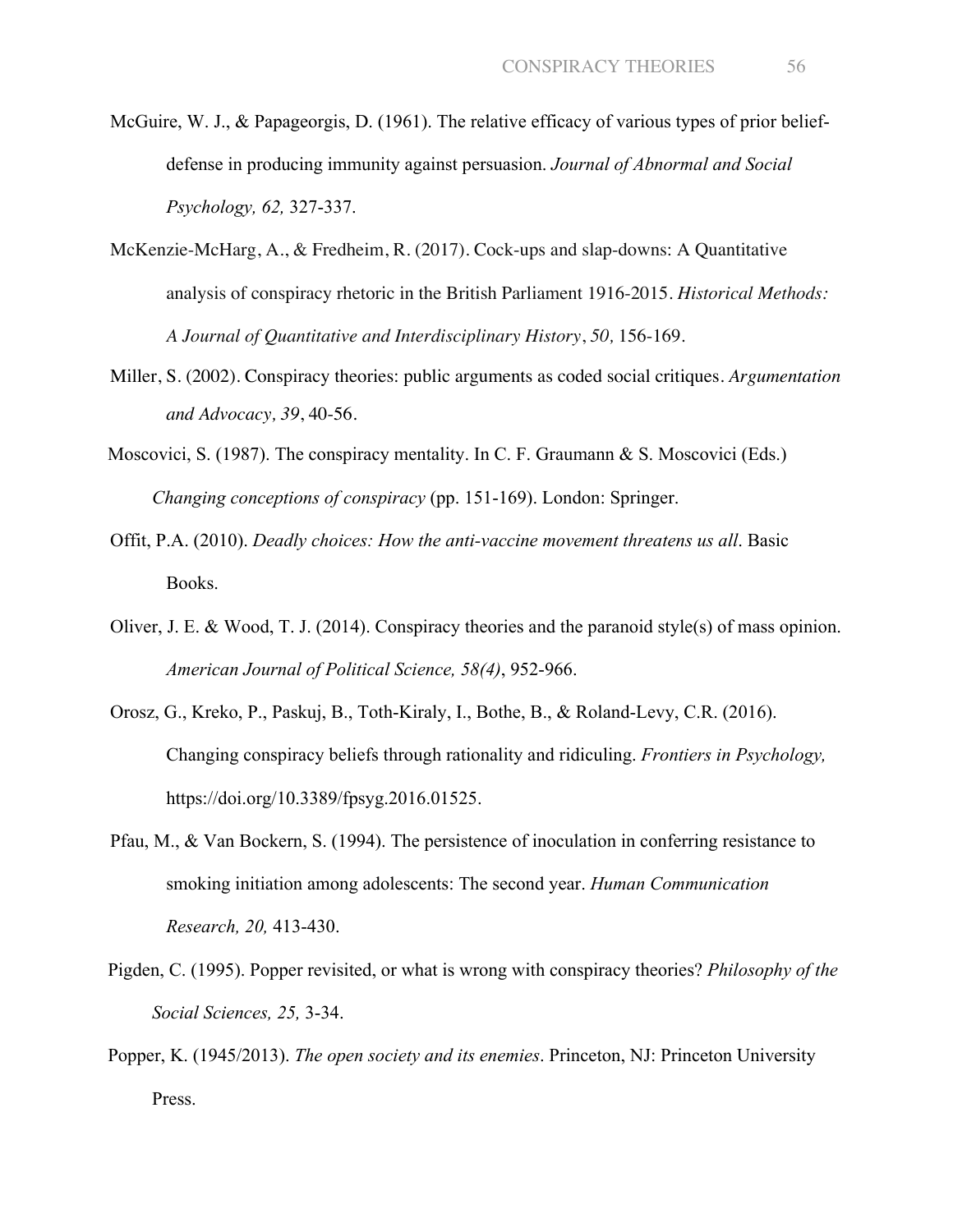McGuire, W. J., & Papageorgis, D. (1961). The relative efficacy of various types of prior belief-defense in producing immunity against persuasion. *Journal of Abnormal and Social Psychology, 62,* 327-337.

McKenzie-McHarg, A., & Fredheim, R. (2017). Cock-ups and slap-downs: A Quantitative analysis of conspiracy rhetoric in the British Parliament 1916-2015. *Historical Methods: A Journal of Quantitative and Interdisciplinary History*, *50,* 156-169.

Miller, S. (2002). Conspiracy theories: public arguments as coded social critiques. *Argumentation and Advocacy, 39*, 40-56.

Moscovici, S. (1987). The conspiracy mentality. In C. F. Graumann & S. Moscovici (Eds.) *Changing conceptions of conspiracy* (pp. 151-169). London: Springer.

Offit, P.A. (2010). *Deadly choices: How the anti-vaccine movement threatens us all*. Basic Books.

Oliver, J. E. & Wood, T. J. (2014). Conspiracy theories and the paranoid style(s) of mass opinion. *American Journal of Political Science, 58(4)*, 952-966.

Orosz, G., Kreko, P., Paskuj, B., Toth-Kiraly, I., Bothe, B., & Roland-Levy, C.R. (2016). Changing conspiracy beliefs through rationality and ridiculing. *Frontiers in Psychology,* https://doi.org/10.3389/fpsyg.2016.01525.

Pfau, M., & Van Bockern, S. (1994). The persistence of inoculation in conferring resistance to smoking initiation among adolescents: The second year. *Human Communication Research, 20,* 413-430.

Pigden, C. (1995). Popper revisited, or what is wrong with conspiracy theories? *Philosophy of the Social Sciences, 25,* 3-34.

Popper, K. (1945/2013). *The open society and its enemies*. Princeton, NJ: Princeton University Press.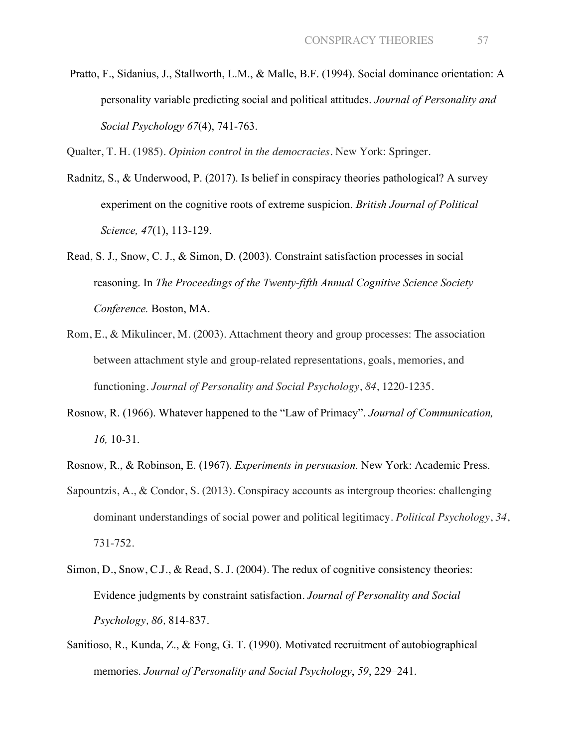Pratto, F., Sidanius, J., Stallworth, L.M., & Malle, B.F. (1994). Social dominance orientation: A personality variable predicting social and political attitudes. *Journal of Personality and Social Psychology 67*(4), 741-763.

Qualter, T. H. (1985). *Opinion control in the democracies*. New York: Springer.

Radnitz, S., & Underwood, P. (2017). Is belief in conspiracy theories pathological? A survey experiment on the cognitive roots of extreme suspicion. *British Journal of Political Science, 47*(1), 113-129.

Read, S. J., Snow, C. J., & Simon, D. (2003). Constraint satisfaction processes in social reasoning. In *The Proceedings of the Twenty-fifth Annual Cognitive Science Society Conference.* Boston, MA.

Rom, E., & Mikulincer, M. (2003). Attachment theory and group processes: The association between attachment style and group-related representations, goals, memories, and functioning. *Journal of Personality and Social Psychology*, *84*, 1220-1235.

Rosnow, R. (1966). Whatever happened to the "Law of Primacy". *Journal of Communication, 16,* 10-31.

Rosnow, R., & Robinson, E. (1967). *Experiments in persuasion.* New York: Academic Press.

Sapountzis, A., & Condor, S. (2013). Conspiracy accounts as intergroup theories: challenging dominant understandings of social power and political legitimacy. *Political Psychology*, *34*, 731-752.

Simon, D., Snow, C.J., & Read, S. J. (2004). The redux of cognitive consistency theories: Evidence judgments by constraint satisfaction. *Journal of Personality and Social Psychology, 86,* 814-837.

Sanitioso, R., Kunda, Z., & Fong, G. T. (1990). Motivated recruitment of autobiographical memories. *Journal of Personality and Social Psychology*, *59*, 229–241.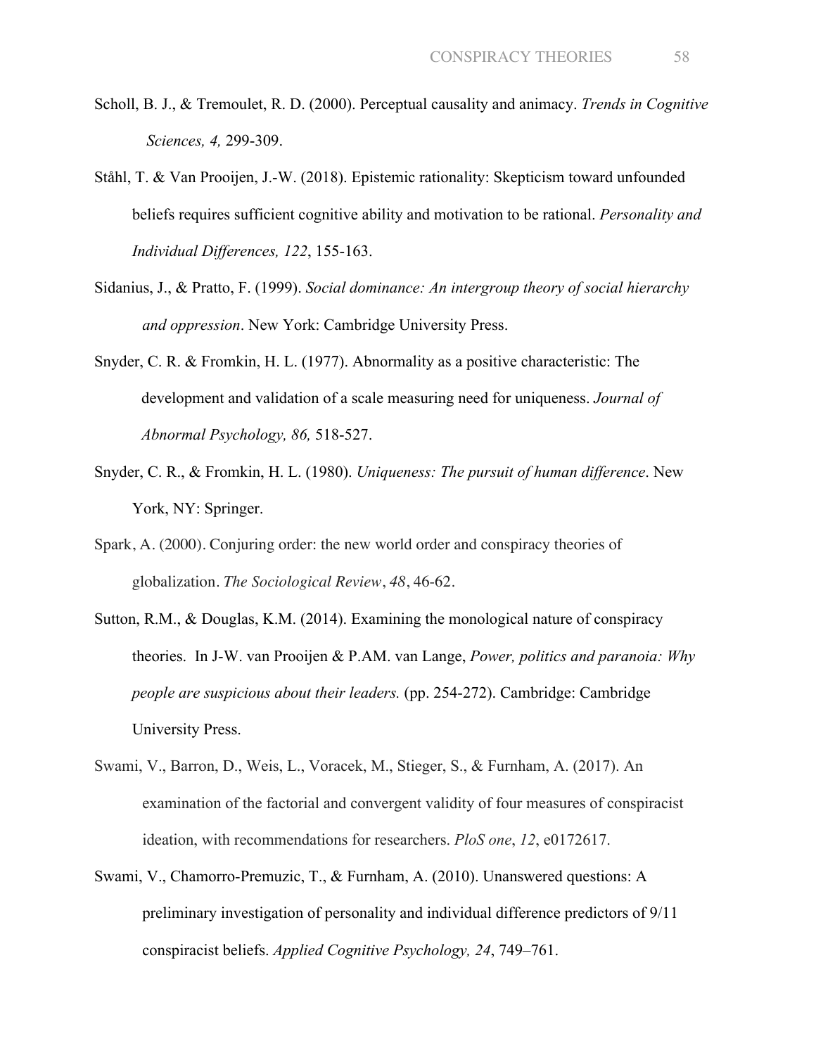Scholl, B. J., & Tremoulet, R. D. (2000). Perceptual causality and animacy. *Trends in Cognitive Sciences, 4,* 299-309.

Ståhl, T. & Van Prooijen, J.-W. (2018). Epistemic rationality: Skepticism toward unfounded beliefs requires sufficient cognitive ability and motivation to be rational. *Personality and Individual Differences, 122*, 155-163.

Sidanius, J., & Pratto, F. (1999). *Social dominance: An intergroup theory of social hierarchy and oppression*. New York: Cambridge University Press.

Snyder, C. R. & Fromkin, H. L. (1977). Abnormality as a positive characteristic: The development and validation of a scale measuring need for uniqueness. *Journal of Abnormal Psychology, 86,* 518-527.

Snyder, C. R., & Fromkin, H. L. (1980). *Uniqueness: The pursuit of human difference*. New York, NY: Springer.

Spark, A. (2000). Conjuring order: the new world order and conspiracy theories of globalization. *The Sociological Review*, *48*, 46-62.

Sutton, R.M., & Douglas, K.M. (2014). Examining the monological nature of conspiracy theories. In J-W. van Prooijen & P.AM. van Lange, *Power, politics and paranoia: Why people are suspicious about their leaders.* (pp. 254-272). Cambridge: Cambridge University Press.

Swami, V., Barron, D., Weis, L., Voracek, M., Stieger, S., & Furnham, A. (2017). An examination of the factorial and convergent validity of four measures of conspiracist ideation, with recommendations for researchers. *PloS one*, *12*, e0172617.

Swami, V., Chamorro-Premuzic, T., & Furnham, A. (2010). Unanswered questions: A preliminary investigation of personality and individual difference predictors of 9/11 conspiracist beliefs. *Applied Cognitive Psychology, 24*, 749–761.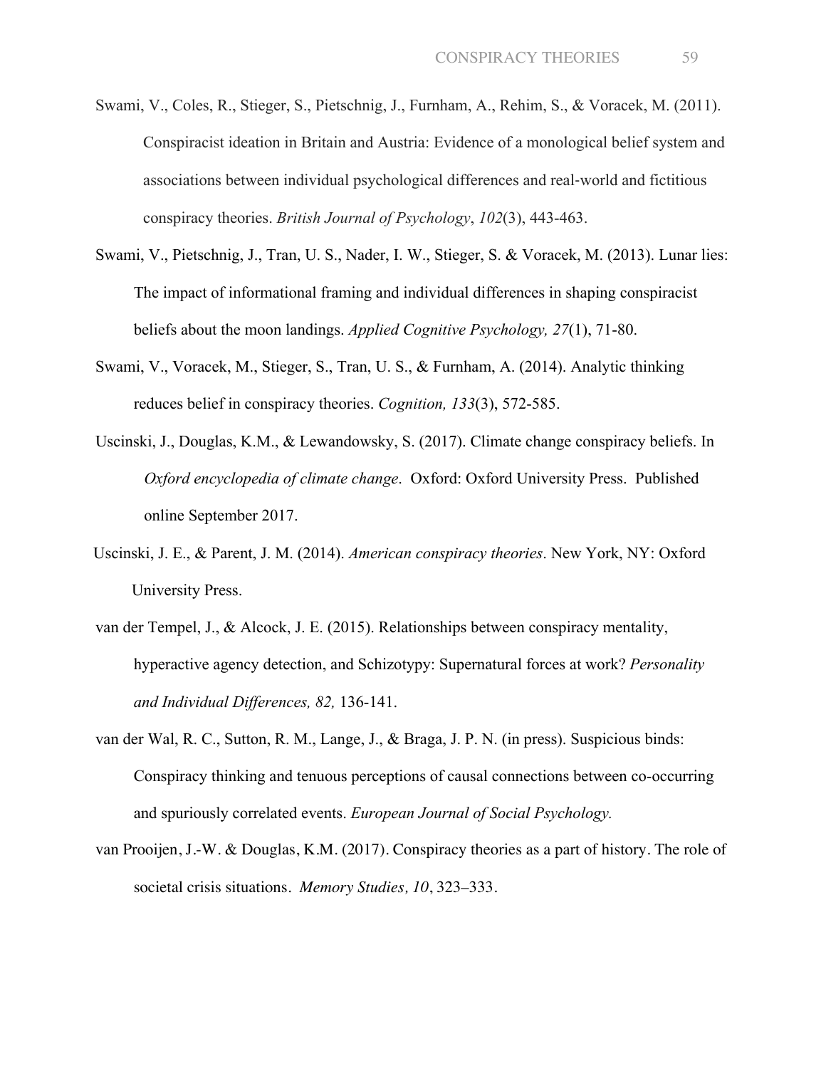Swami, V., Coles, R., Stieger, S., Pietschnig, J., Furnham, A., Rehim, S., & Voracek, M. (2011). Conspiracist ideation in Britain and Austria: Evidence of a monological belief system and associations between individual psychological differences and real-world and fictitious conspiracy theories. *British Journal of Psychology*, *102*(3), 443-463.

Swami, V., Pietschnig, J., Tran, U. S., Nader, I. W., Stieger, S. & Voracek, M. (2013). Lunar lies: The impact of informational framing and individual differences in shaping conspiracist beliefs about the moon landings. *Applied Cognitive Psychology, 27*(1), 71-80.

Swami, V., Voracek, M., Stieger, S., Tran, U. S., & Furnham, A. (2014). Analytic thinking reduces belief in conspiracy theories. *Cognition, 133*(3), 572-585.

Uscinski, J., Douglas, K.M., & Lewandowsky, S. (2017). Climate change conspiracy beliefs. In *Oxford encyclopedia of climate change*. Oxford: Oxford University Press. Published online September 2017.

Uscinski, J. E., & Parent, J. M. (2014). *American conspiracy theories*. New York, NY: Oxford University Press.

van der Tempel, J., & Alcock, J. E. (2015). Relationships between conspiracy mentality, hyperactive agency detection, and Schizotypy: Supernatural forces at work? *Personality and Individual Differences, 82,* 136-141.

van der Wal, R. C., Sutton, R. M., Lange, J., & Braga, J. P. N. (in press). Suspicious binds: Conspiracy thinking and tenuous perceptions of causal connections between co-occurring and spuriously correlated events. *European Journal of Social Psychology.*

van Prooijen, J.-W. & Douglas, K.M. (2017). Conspiracy theories as a part of history. The role of societal crisis situations. *Memory Studies, 10*, 323–333.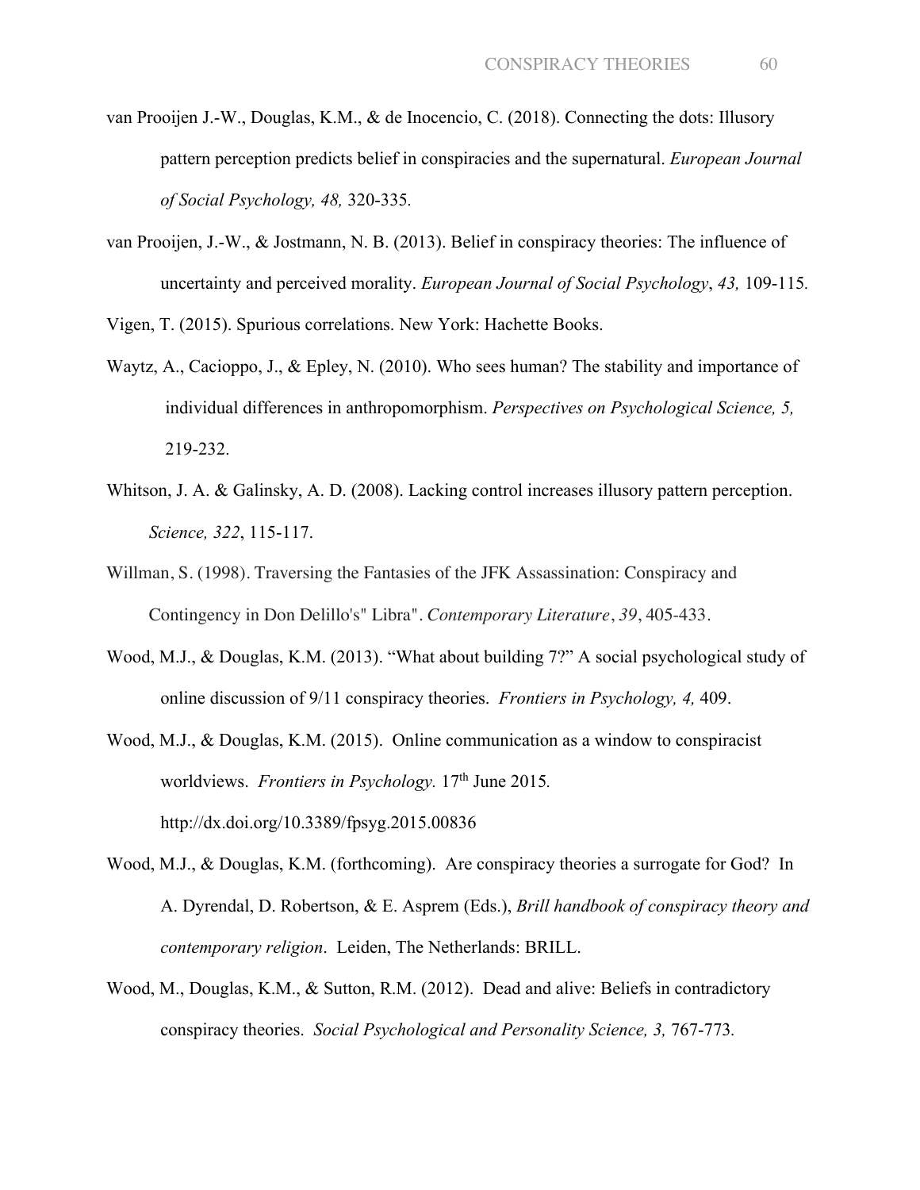van Prooijen J.-W., Douglas, K.M., & de Inocencio, C. (2018). Connecting the dots: Illusory pattern perception predicts belief in conspiracies and the supernatural. *European Journal of Social Psychology, 48,* 320-335.

van Prooijen, J.-W., & Jostmann, N. B. (2013). Belief in conspiracy theories: The influence of uncertainty and perceived morality. *European Journal of Social Psychology*, *43,* 109-115.

Vigen, T. (2015). Spurious correlations. New York: Hachette Books.

Waytz, A., Cacioppo, J., & Epley, N. (2010). Who sees human? The stability and importance of individual differences in anthropomorphism. *Perspectives on Psychological Science, 5,* 219-232.

Whitson, J. A. & Galinsky, A. D. (2008). Lacking control increases illusory pattern perception. *Science, 322*, 115-117.

Willman, S. (1998). Traversing the Fantasies of the JFK Assassination: Conspiracy and Contingency in Don Delillo's" Libra". *Contemporary Literature*, *39*, 405-433.

Wood, M.J., & Douglas, K.M. (2013). "What about building 7?" A social psychological study of online discussion of 9/11 conspiracy theories. *Frontiers in Psychology, 4,* 409.

Wood, M.J., & Douglas, K.M. (2015). Online communication as a window to conspiracist worldviews. *Frontiers in Psychology.* 17th June 2015. http://dx.doi.org/10.3389/fpsyg.2015.00836

Wood, M.J., & Douglas, K.M. (forthcoming). Are conspiracy theories a surrogate for God? In A. Dyrendal, D. Robertson, & E. Asprem (Eds.), *Brill handbook of conspiracy theory and contemporary religion*. Leiden, The Netherlands: BRILL.

Wood, M., Douglas, K.M., & Sutton, R.M. (2012). Dead and alive: Beliefs in contradictory conspiracy theories. *Social Psychological and Personality Science, 3,* 767-773.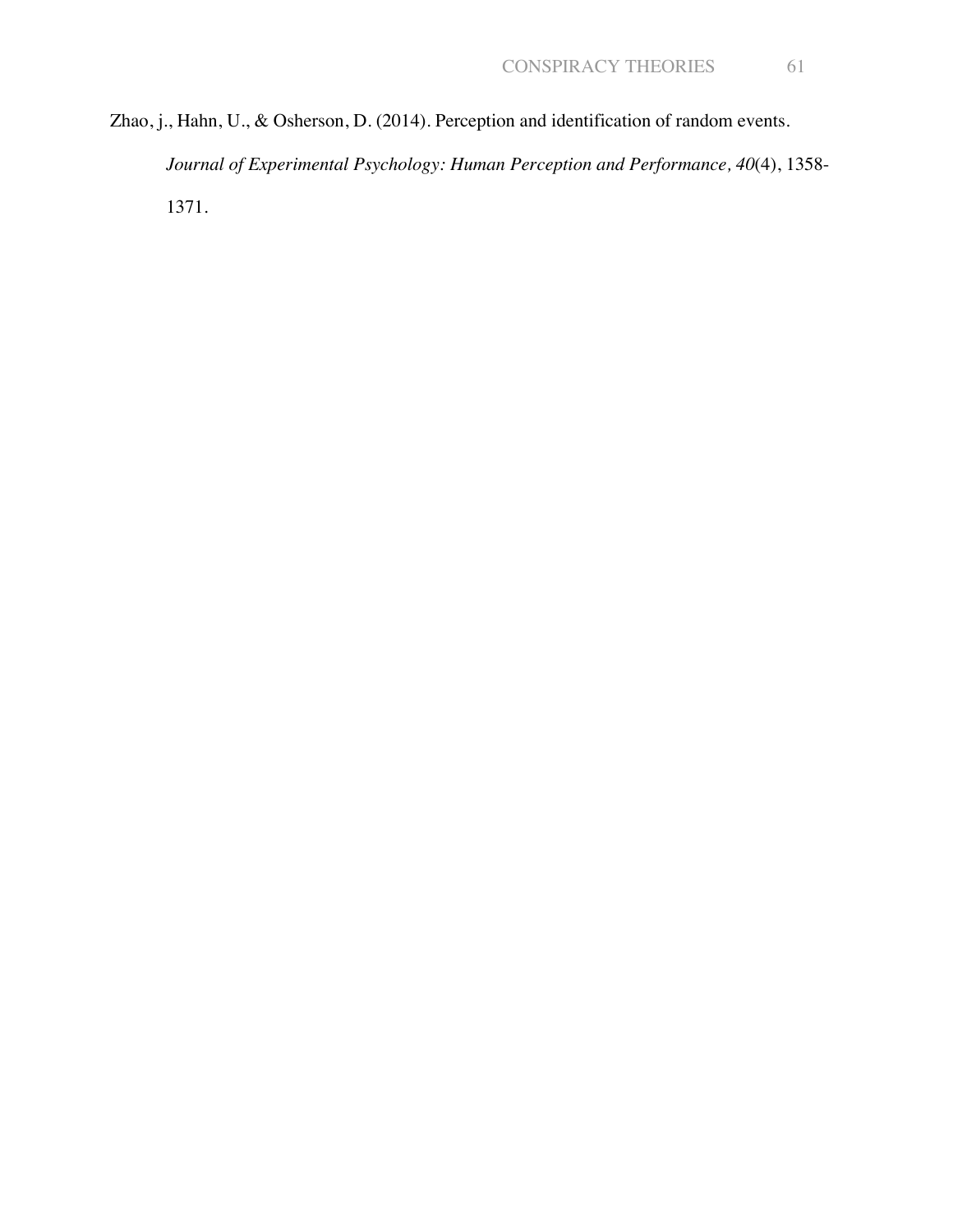Zhao, j., Hahn, U., & Osherson, D. (2014). Perception and identification of random events. *Journal of Experimental Psychology: Human Perception and Performance, 40*(4), 1358-1371.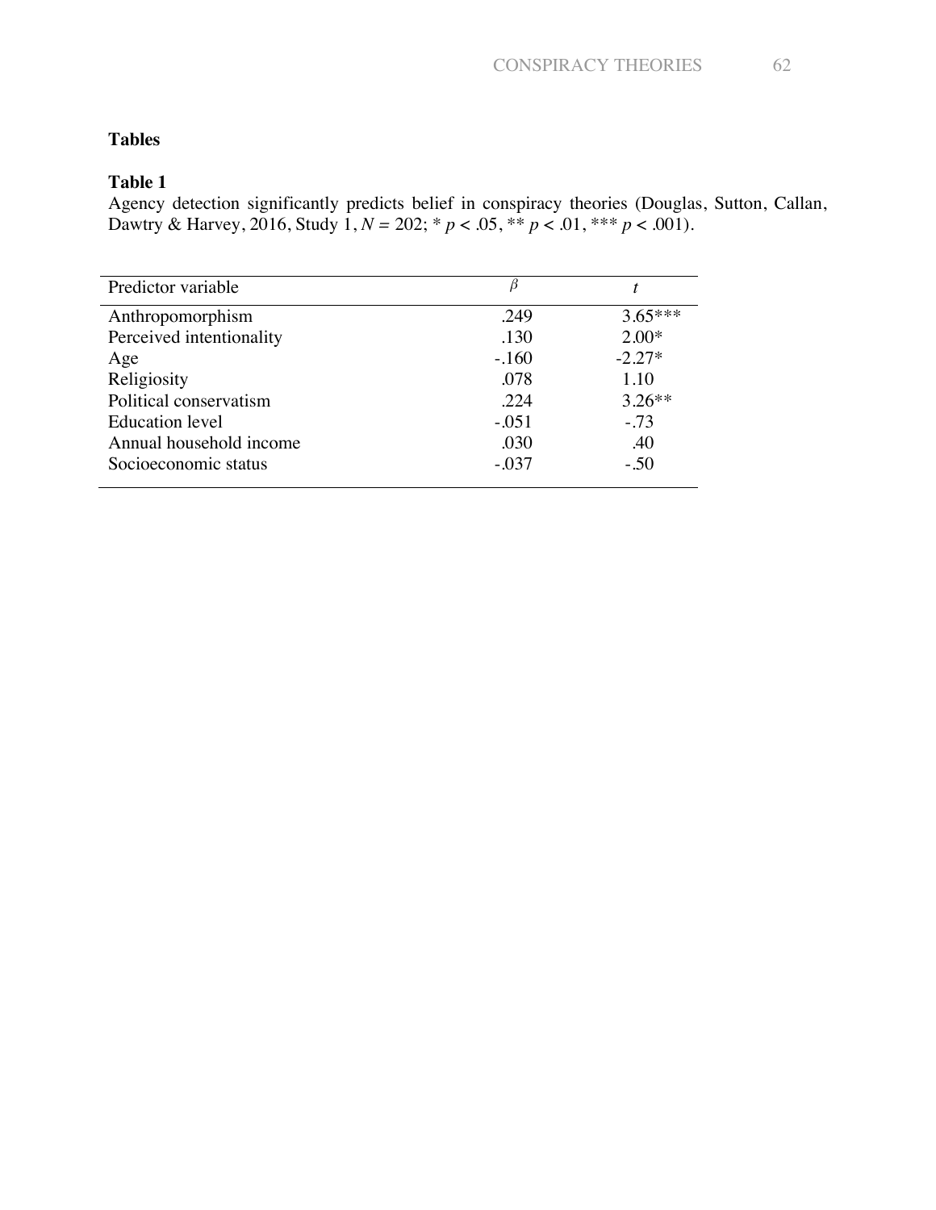# Tables

## Table 1

Agency detection significantly predicts belief in conspiracy theories (Douglas, Sutton, Callan, Dawtry & Harvey, 2016, Study 1, $N = 202$; * $p < .05$, ** $p < .01$, *** $p < .001$).

| Predictor variable | $\beta$ | $t$ |
|---|---|---|
| Anthropomorphism | .249 | 3.65*** |
| Perceived intentionality | .130 | 2.00* |
| Age | -.160 | -2.27* |
| Religiosity | .078 | 1.10 |
| Political conservatism | .224 | 3.26** |
| Education level | -.051 | -.73 |
| Annual household income | .030 | .40 |
| Socioeconomic status | -.037 | -.50 |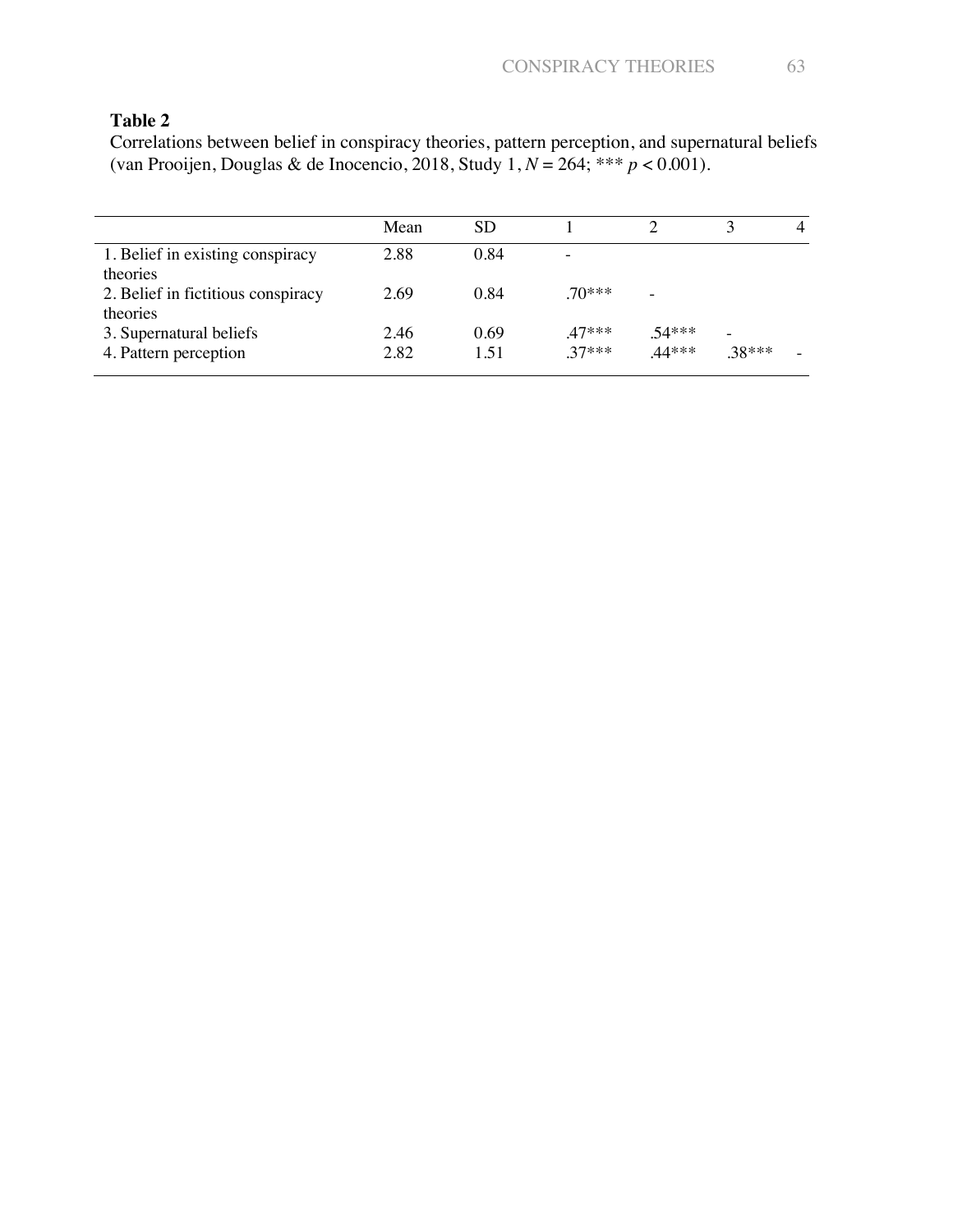**Table 2**

Correlations between belief in conspiracy theories, pattern perception, and supernatural beliefs (van Prooijen, Douglas & de Inocencio, 2018, Study 1, $N = 264$; *** $p < 0.001$).

| | Mean | SD | 1 | 2 | 3 | 4 |
|---|---|---|---|---|---|---|
| 1. Belief in existing conspiracy theories | 2.88 | 0.84 | - | | | |
| 2. Belief in fictitious conspiracy theories | 2.69 | 0.84 | .70*** | - | | |
| 3. Supernatural beliefs | 2.46 | 0.69 | .47*** | .54*** | - | |
| 4. Pattern perception | 2.82 | 1.51 | .37*** | .44*** | .38*** | - |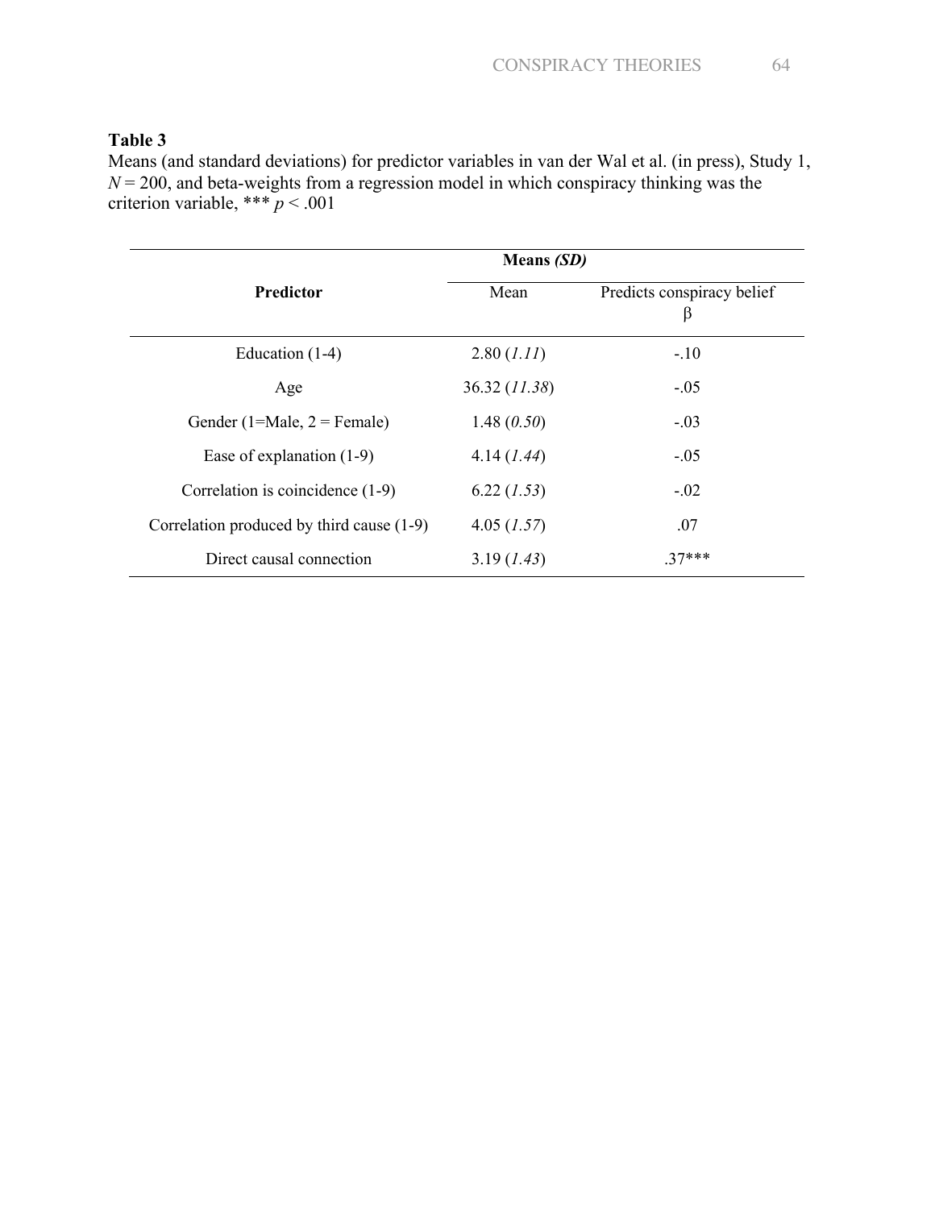**Table 3**

Means (and standard deviations) for predictor variables in van der Wal et al. (in press), Study 1, $N = 200$, and beta-weights from a regression model in which conspiracy thinking was the criterion variable, *** $p < .001$

| Predictor | Means *(SD)* | |
|---|---|---|
| | Mean | Predicts conspiracy belief β |
| Education (1-4) | 2.80 (*1.11*) | -.10 |
| Age | 36.32 (*11.38*) | -.05 |
| Gender (1=Male, 2 = Female) | 1.48 (*0.50*) | -.03 |
| Ease of explanation (1-9) | 4.14 (*1.44*) | -.05 |
| Correlation is coincidence (1-9) | 6.22 (*1.53*) | -.02 |
| Correlation produced by third cause (1-9) | 4.05 (*1.57*) | .07 |
| Direct causal connection | 3.19 (*1.43*) | .37*** |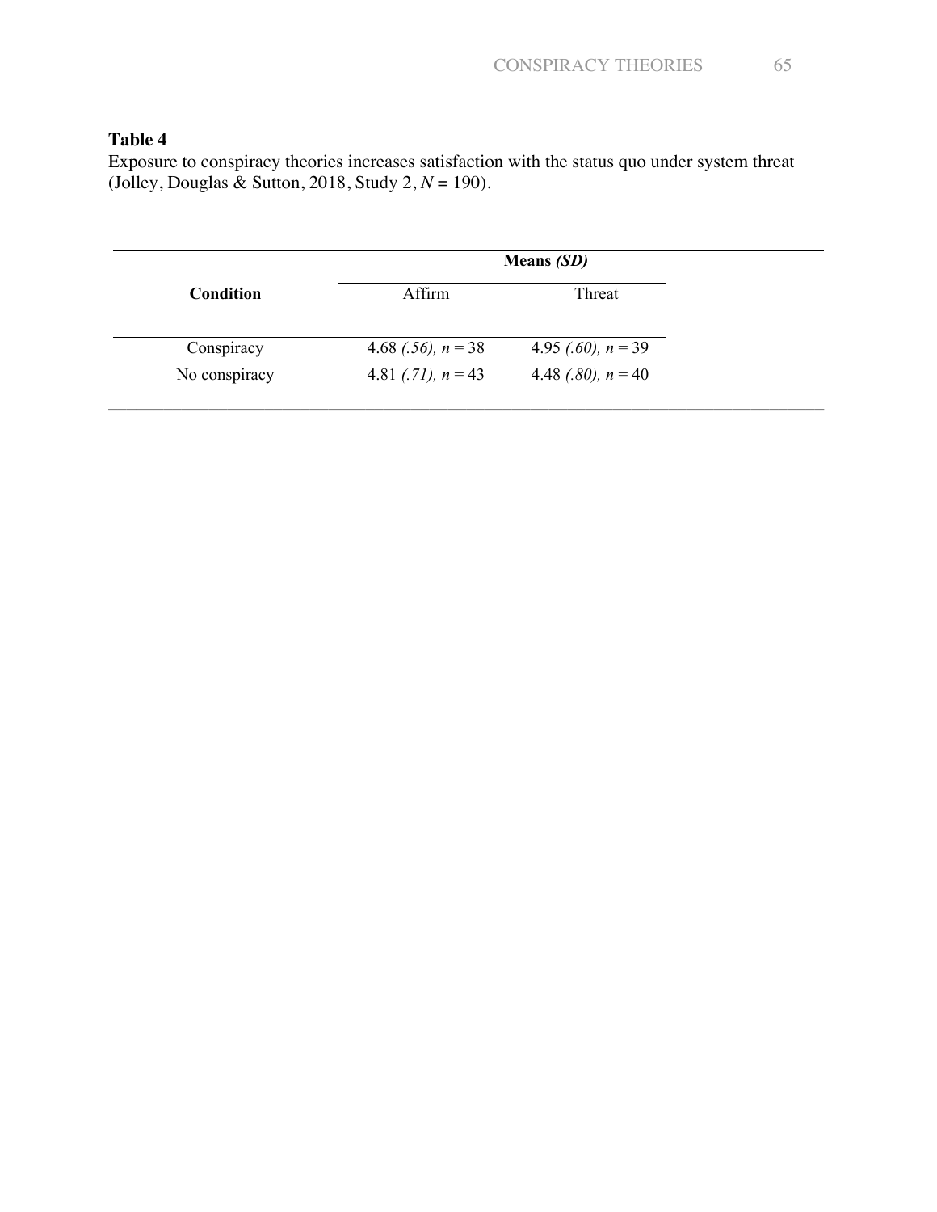**Table 4**

Exposure to conspiracy theories increases satisfaction with the status quo under system threat (Jolley, Douglas & Sutton, 2018, Study 2, $N$ = 190).

| Condition | Means *(SD)* | |
|---|---|---|
| | Affirm | Threat |
| Conspiracy | 4.68 *(.56)*, $n$ = 38 | 4.95 *(.60)*, $n$ = 39 |
| No conspiracy | 4.81 *(.71)*, $n$ = 43 | 4.48 *(.80)*, $n$ = 40 |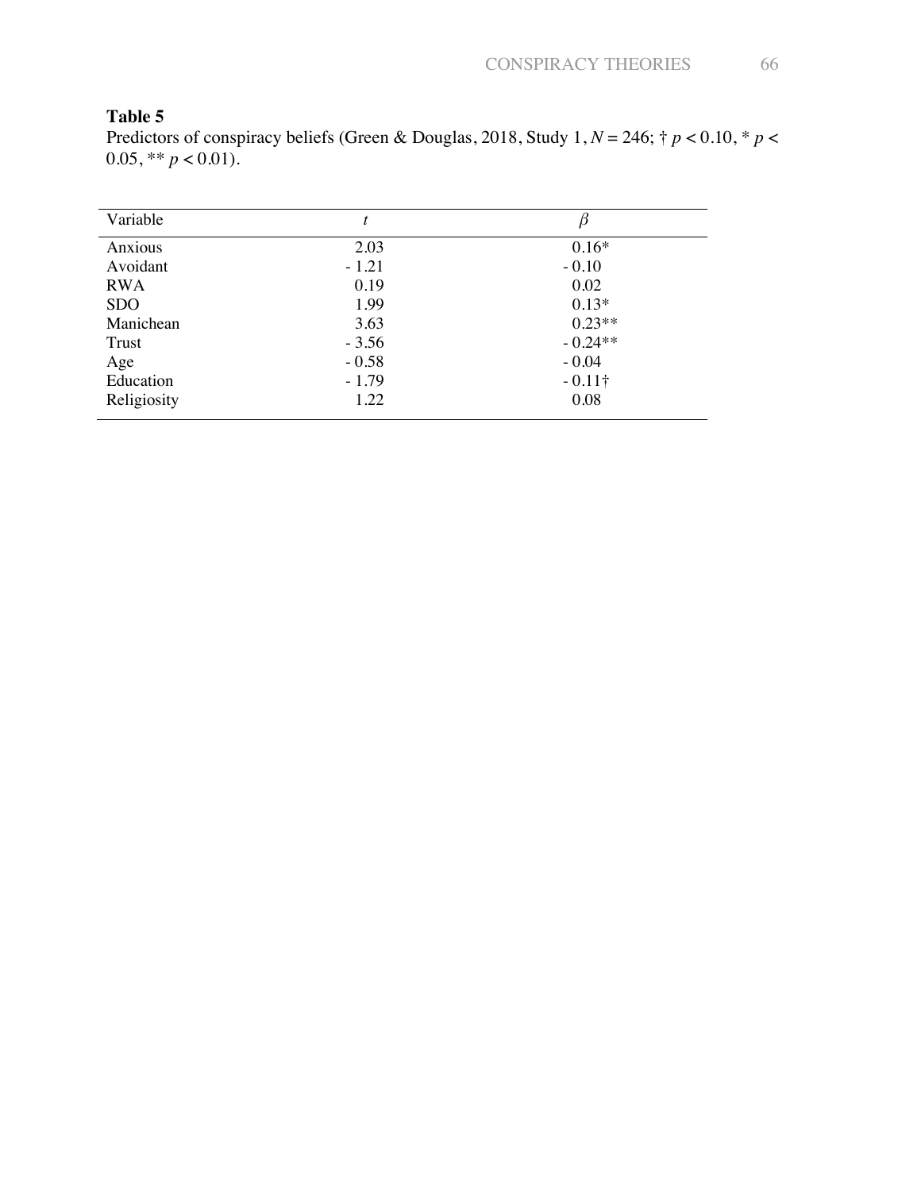**Table 5**

Predictors of conspiracy beliefs (Green & Douglas, 2018, Study 1, $N = 246$; † $p < 0.10$, * $p < 0.05$, ** $p < 0.01$).

| Variable | $t$ | $\beta$ |
|---|---|---|
| Anxious | 2.03 | 0.16* |
| Avoidant | - 1.21 | - 0.10 |
| RWA | 0.19 | 0.02 |
| SDO | 1.99 | 0.13* |
| Manichean | 3.63 | 0.23** |
| Trust | - 3.56 | - 0.24** |
| Age | - 0.58 | - 0.04 |
| Education | - 1.79 | - 0.11† |
| Religiosity | 1.22 | 0.08 |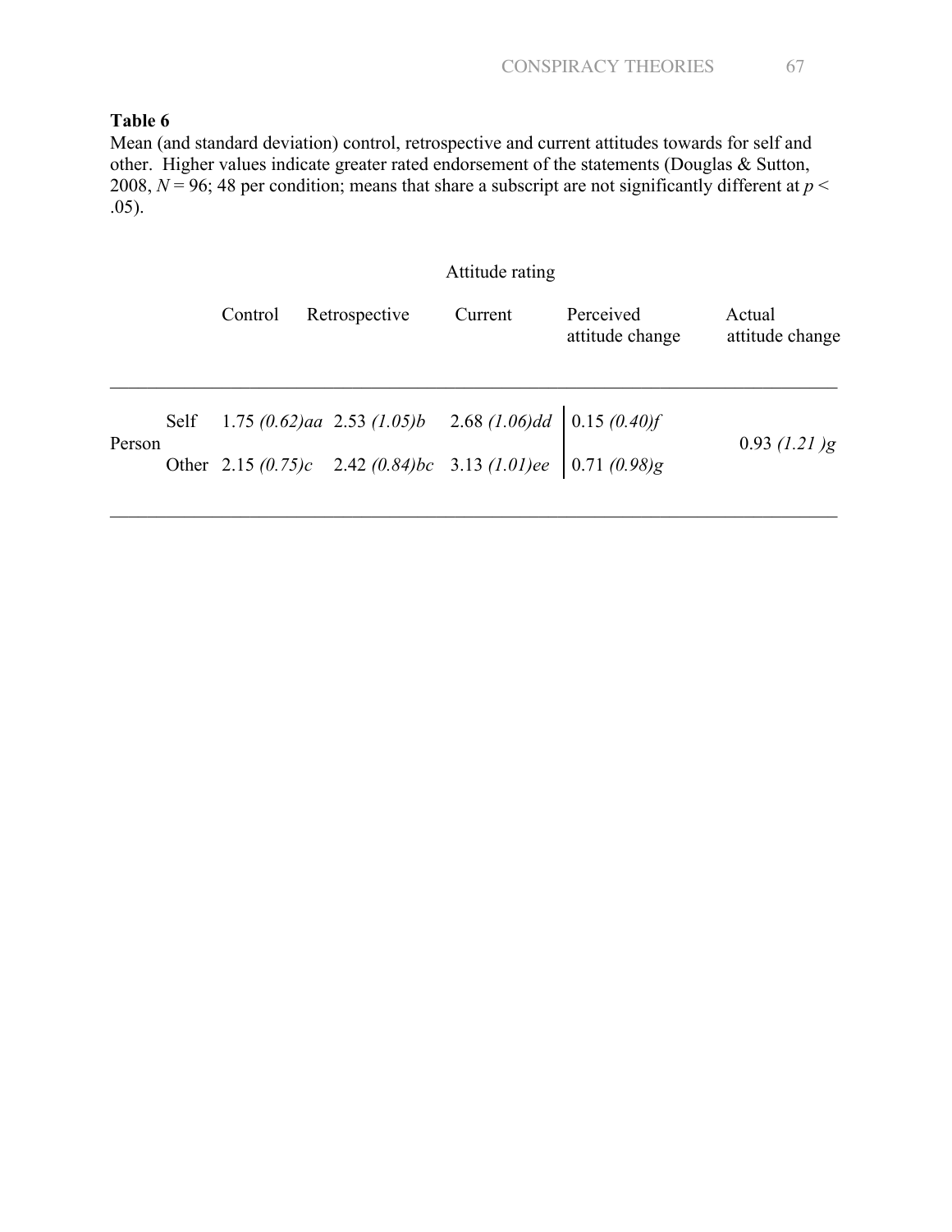**Table 6**

Mean (and standard deviation) control, retrospective and current attitudes towards for self and other. Higher values indicate greater rated endorsement of the statements (Douglas & Sutton, 2008, $N$ = 96; 48 per condition; means that share a subscript are not significantly different at $p$ < .05).

| | | Attitude rating | | | | |
|---|---|---|---|---|---|---|
| | | Control | Retrospective | Current | Perceived attitude change | Actual attitude change |
| Person | Self | 1.75 *(0.62)aa* | 2.53 *(1.05)b* | 2.68 *(1.06)dd* | 0.15 *(0.40)f* | 0.93 *(1.21 )g* |
| | Other | 2.15 *(0.75)c* | 2.42 *(0.84)bc* | 3.13 *(1.01)ee* | 0.71 *(0.98)g* | |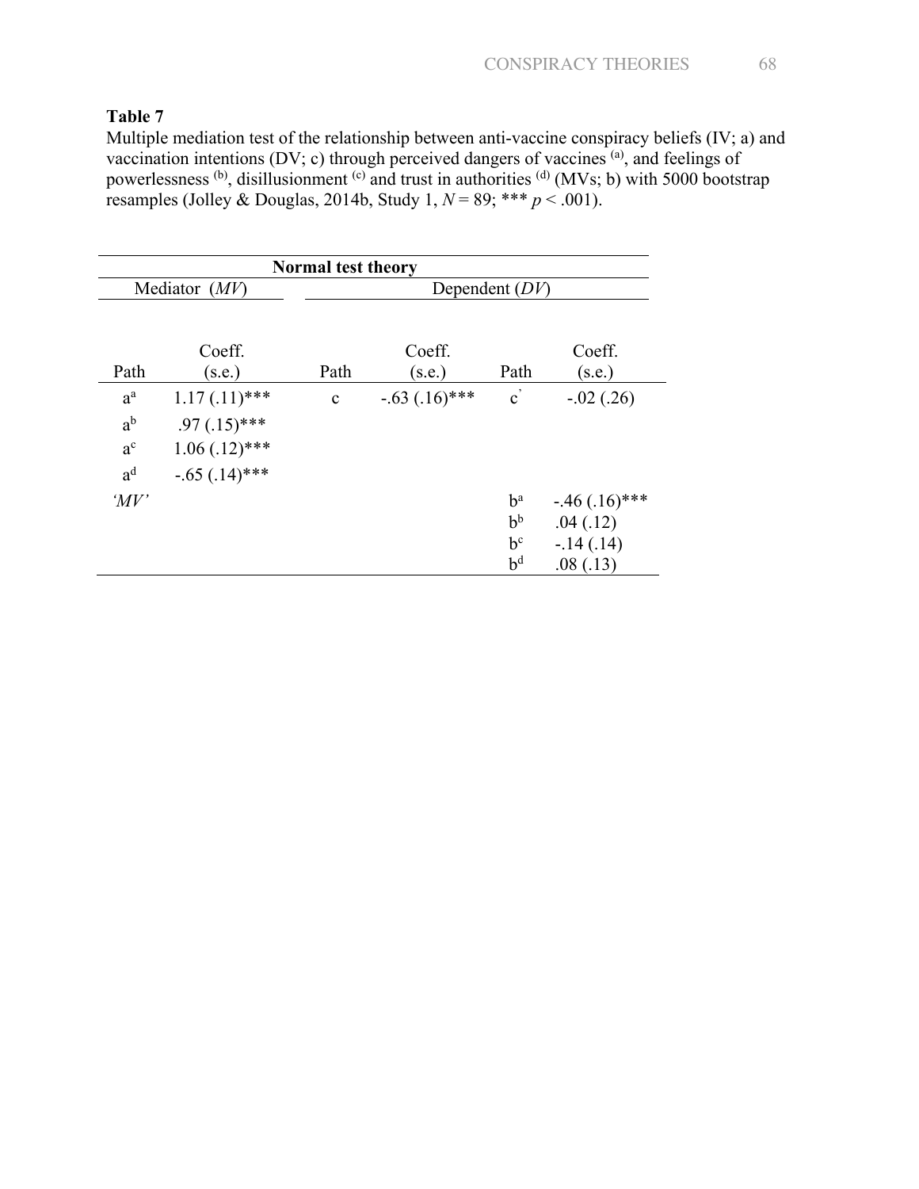**Table 7**

Multiple mediation test of the relationship between anti-vaccine conspiracy beliefs (IV; a) and vaccination intentions (DV; c) through perceived dangers of vaccines [(a)], and feelings of powerlessness [(b)], disillusionment [(c)] and trust in authorities [(d)] (MVs; b) with 5000 bootstrap resamples (Jolley & Douglas, 2014b, Study 1, *N* = 89; *** *p* < .001).

| **Normal test theory** | | | | | |
|---|---|---|---|---|---|
| Mediator (*MV*) | | Dependent (*DV*) | | | |
| Path | Coeff. (s.e.) | Path | Coeff. (s.e.) | Path | Coeff. (s.e.) |
| $a^a$ | 1.17 (.11)*** | c | -.63 (.16)*** | c' | -.02 (.26) |
| $a^b$ | .97 (.15)*** | | | | |
| $a^c$ | 1.06 (.12)*** | | | | |
| $a^d$ | -.65 (.14)*** | | | | |
| *'MV'* | | | | $b^a$ | -.46 (.16)*** |
| | | | | $b^b$ | .04 (.12) |
| | | | | $b^c$ | -.14 (.14) |
| | | | | $b^d$ | .08 (.13) |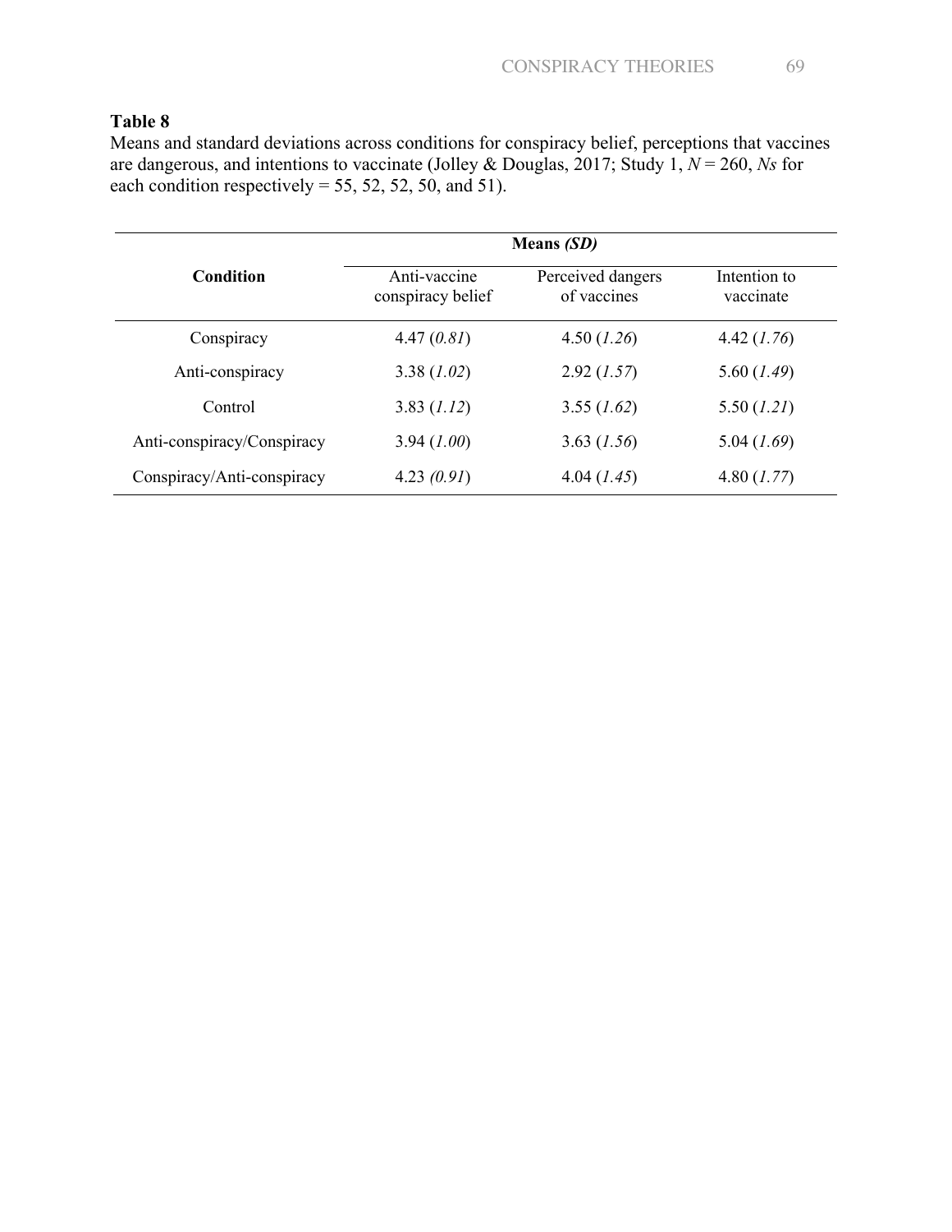**Table 8**

Means and standard deviations across conditions for conspiracy belief, perceptions that vaccines are dangerous, and intentions to vaccinate (Jolley & Douglas, 2017; Study 1, $N$ = 260, $Ns$ for each condition respectively = 55, 52, 52, 50, and 51).

| **Condition** | **Means *(SD)*** | | |
|---|---|---|---|
| | Anti-vaccine conspiracy belief | Perceived dangers of vaccines | Intention to vaccinate |
| Conspiracy | 4.47 (*0.81*) | 4.50 (*1.26*) | 4.42 (*1.76*) |
| Anti-conspiracy | 3.38 (*1.02*) | 2.92 (*1.57*) | 5.60 (*1.49*) |
| Control | 3.83 (*1.12*) | 3.55 (*1.62*) | 5.50 (*1.21*) |
| Anti-conspiracy/Conspiracy | 3.94 (*1.00*) | 3.63 (*1.56*) | 5.04 (*1.69*) |
| Conspiracy/Anti-conspiracy | 4.23 *(0.91*) | 4.04 (*1.45*) | 4.80 (*1.77*) |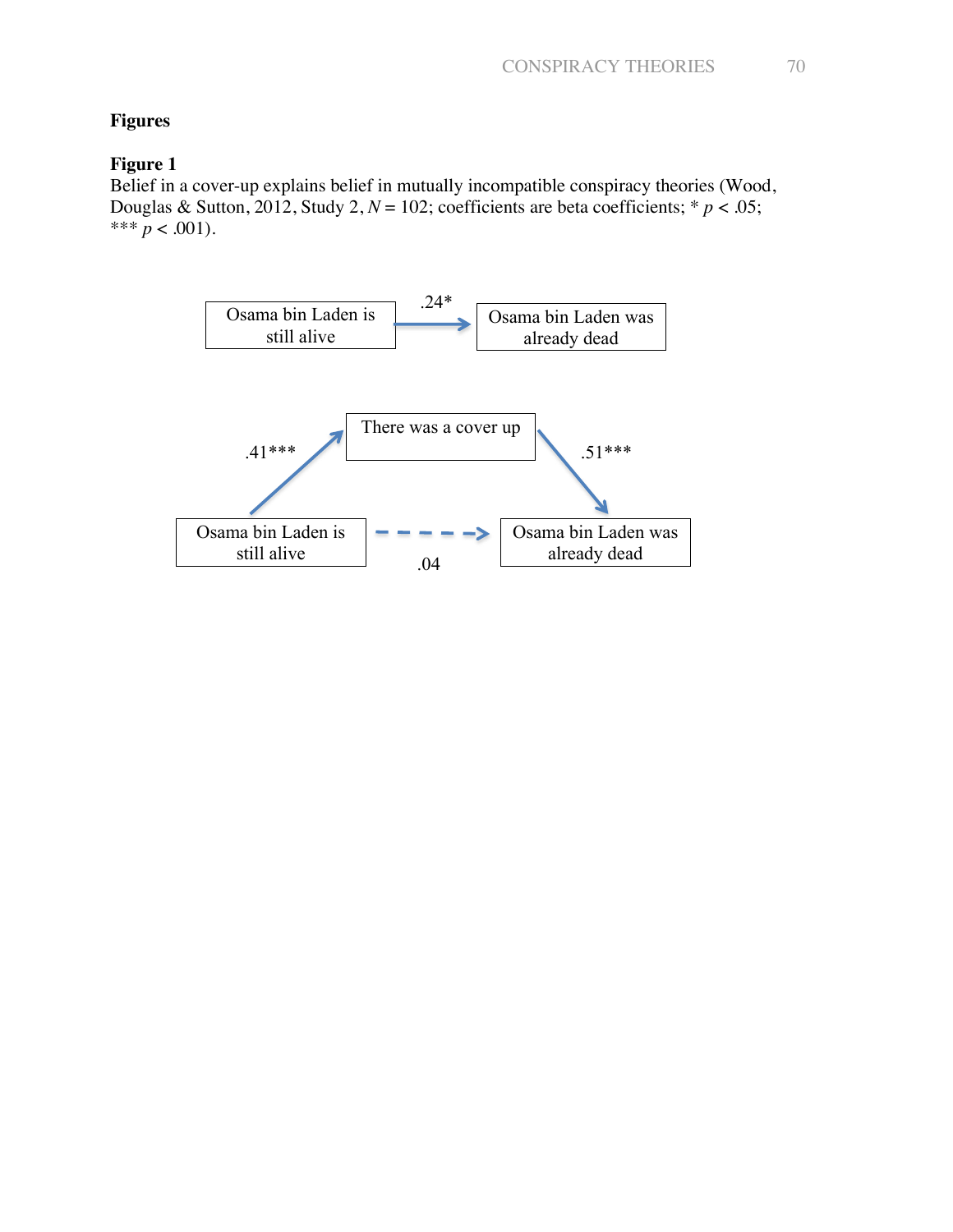**Figures**

**Figure 1**

Belief in a cover-up explains belief in mutually incompatible conspiracy theories (Wood, Douglas & Sutton, 2012, Study 2, $N = 102$; coefficients are beta coefficients; * $p < .05$; *** $p < .001$).

Osama bin Laden is still alive → (.24*) → Osama bin Laden was already dead

Osama bin Laden is still alive → (.41***) → There was a cover up → (.51***) → Osama bin Laden was already dead

Osama bin Laden is still alive - - → (.04) → Osama bin Laden was already dead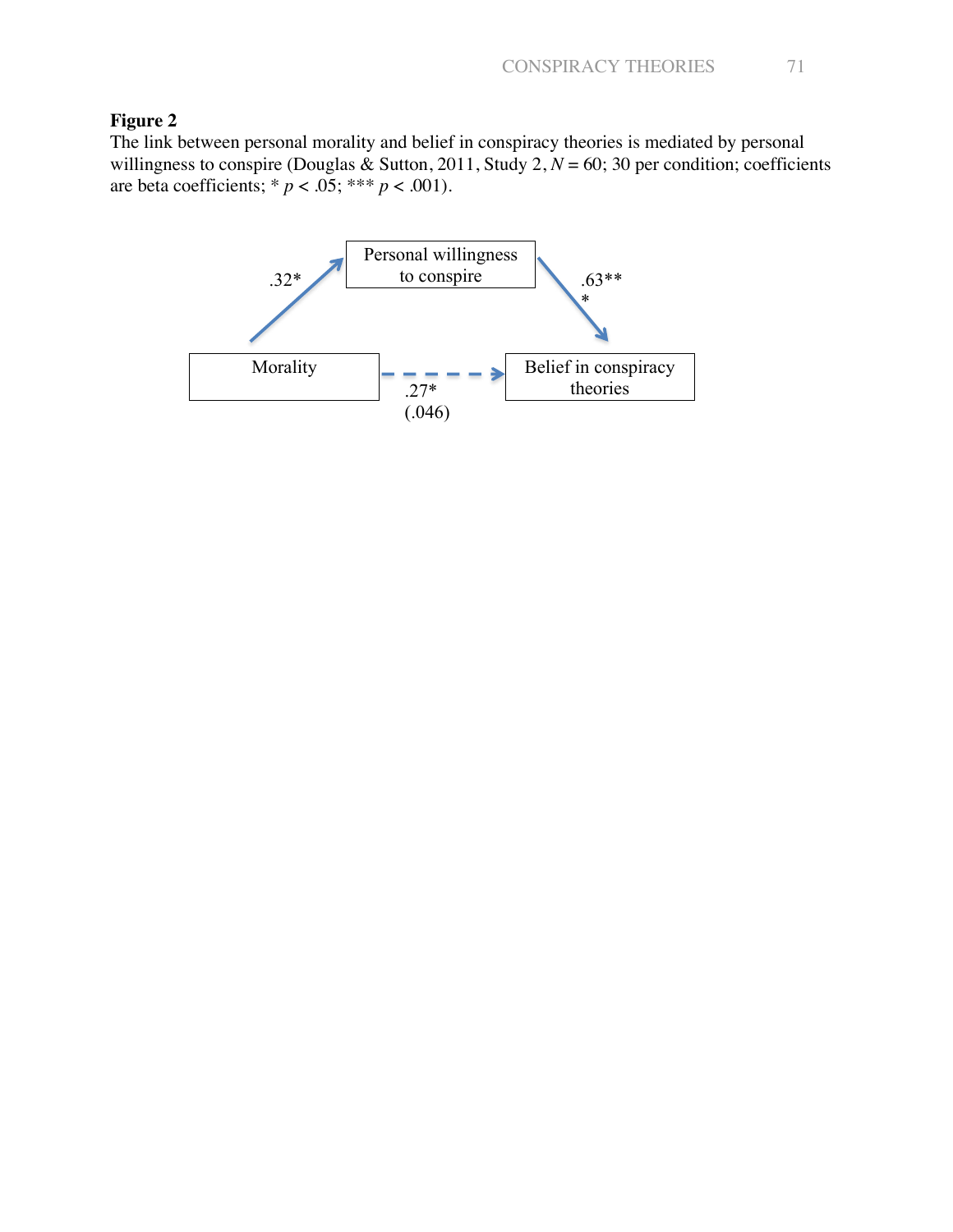**Figure 2**

The link between personal morality and belief in conspiracy theories is mediated by personal willingness to conspire (Douglas & Sutton, 2011, Study 2, *N* = 60; 30 per condition; coefficients are beta coefficients; * $p < .05$; *** $p < .001$).

Personal willingness to conspire

.32*

.63***

Morality

Belief in conspiracy theories

.27*
(.046)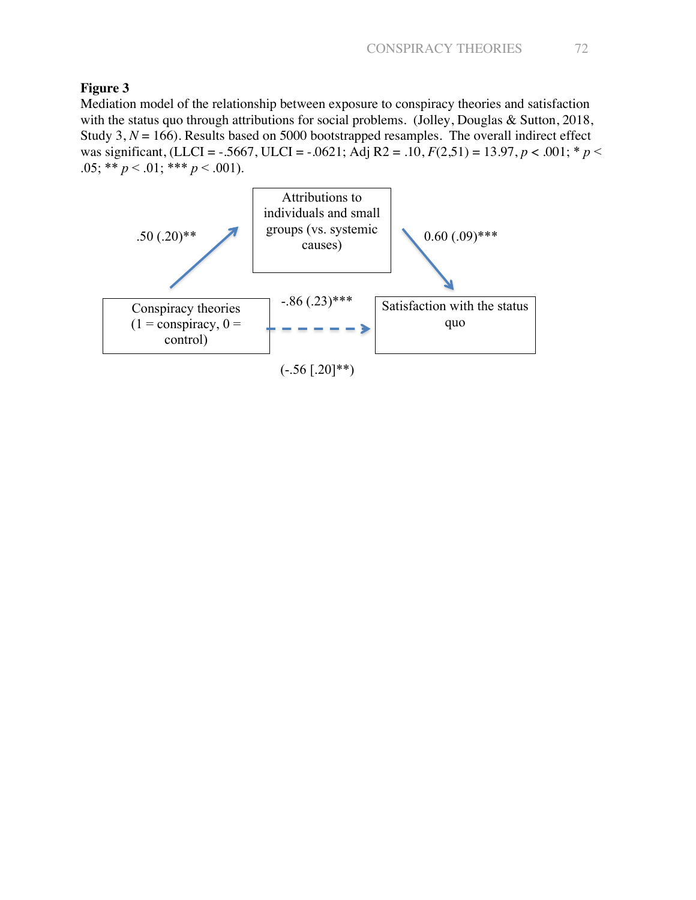**Figure 3**

Mediation model of the relationship between exposure to conspiracy theories and satisfaction with the status quo through attributions for social problems. (Jolley, Douglas & Sutton, 2018, Study 3, *N* = 166). Results based on 5000 bootstrapped resamples. The overall indirect effect was significant, (LLCI = -.5667, ULCI = -.0621; Adj R2 = .10, $F(2,51) = 13.97$, $p < .001$; * $p < .05$; ** $p < .01$; *** $p < .001$).

Attributions to individuals and small groups (vs. systemic causes)

.50 (.20)**

0.60 (.09)***

Conspiracy theories (1 = conspiracy, 0 = control)

-.86 (.23)***

Satisfaction with the status quo

(-.56 [.20]**)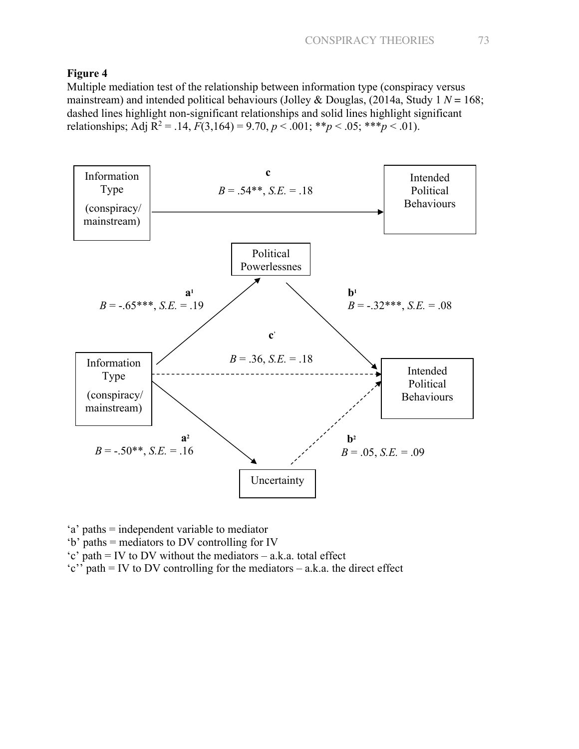**Figure 4**

Multiple mediation test of the relationship between information type (conspiracy versus mainstream) and intended political behaviours (Jolley & Douglas, (2014a, Study 1 $N = 168$; dashed lines highlight non-significant relationships and solid lines highlight significant relationships; Adj $R^2 = .14$, $F(3,164) = 9.70$, $p < .001$; $^{**}p < .05$; $^{***}p < .01$).

Information Type (conspiracy/ mainstream)

**c**

$B = .54^{**}$, $S.E. = .18$

Intended Political Behaviours

Political Powerlessnes

**a**[1]

$B = -.65^{***}$, $S.E. = .19$

**b**[1]

$B = -.32^{***}$, $S.E. = .08$

**c**'

$B = .36$, $S.E. = .18$

Information Type (conspiracy/ mainstream)

Intended Political Behaviours

**a**[2]

$B = -.50^{**}$, $S.E. = .16$

**b**[2]

$B = .05$, $S.E. = .09$

Uncertainty

'a' paths = independent variable to mediator

'b' paths = mediators to DV controlling for IV

'c' path = IV to DV without the mediators – a.k.a. total effect

'c'' path = IV to DV controlling for the mediators – a.k.a. the direct effect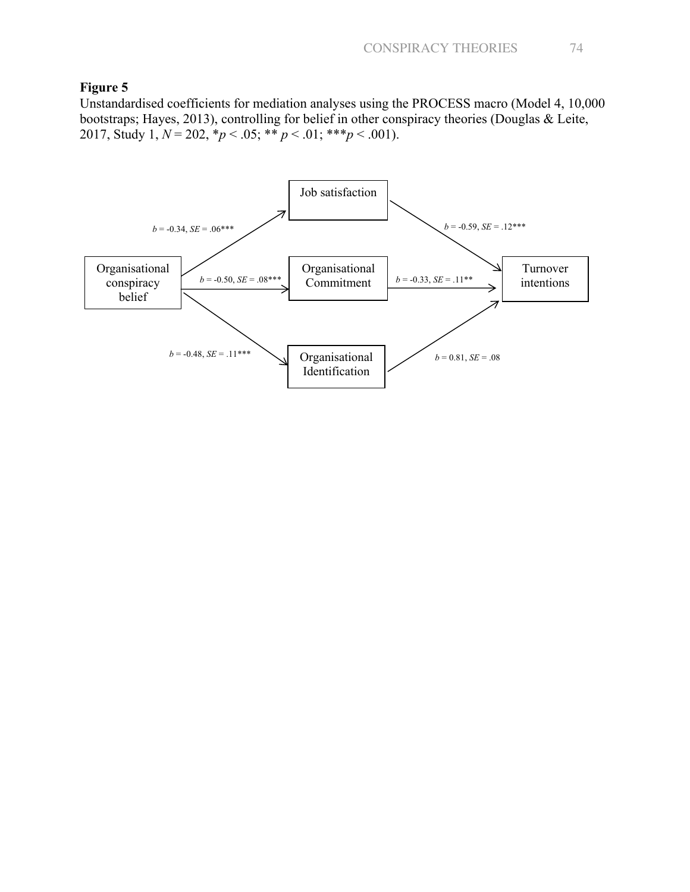**Figure 5**

Unstandardised coefficients for mediation analyses using the PROCESS macro (Model 4, 10,000 bootstraps; Hayes, 2013), controlling for belief in other conspiracy theories (Douglas & Leite, 2017, Study 1, $N = 202$, $*p < .05$; $** p < .01$; $***p < .001$).

Job satisfaction

$b = -0.34$, $SE = .06$***

$b = -0.59$, $SE = .12$***

Organisational conspiracy belief

$b = -0.50$, $SE = .08$***

Organisational Commitment

$b = -0.33$, $SE = .11$**

Turnover intentions

$b = -0.48$, $SE = .11$***

Organisational Identification

$b = 0.81$, $SE = .08$